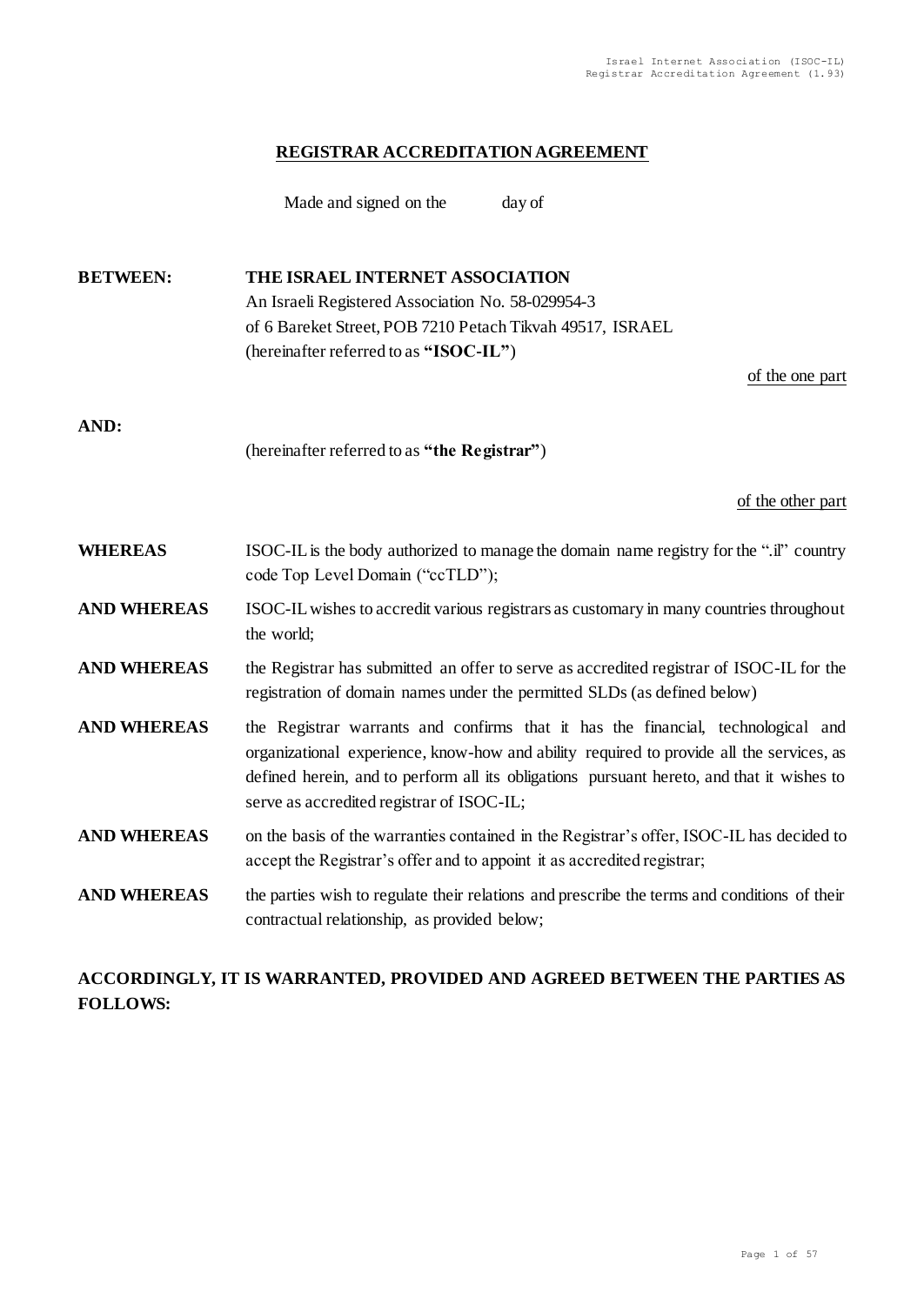# REGISTRAR ACCREDITATION AGREEMENT

Made and signed on the day of

**BETWEEN:** **THE ISRAEL INTERNET ASSOCIATION**
An Israeli Registered Association No. 58-029954-3
of 6 Bareket Street, POB 7210 Petach Tikvah 49517, ISRAEL
(hereinafter referred to as **"ISOC-IL"**)

of the one part

**AND:**

(hereinafter referred to as **"the Registrar"**)

of the other part

**WHEREAS** ISOC-IL is the body authorized to manage the domain name registry for the ".il" country code Top Level Domain ("ccTLD");

**AND WHEREAS** ISOC-IL wishes to accredit various registrars as customary in many countries throughout the world;

**AND WHEREAS** the Registrar has submitted an offer to serve as accredited registrar of ISOC-IL for the registration of domain names under the permitted SLDs (as defined below)

**AND WHEREAS** the Registrar warrants and confirms that it has the financial, technological and organizational experience, know-how and ability required to provide all the services, as defined herein, and to perform all its obligations pursuant hereto, and that it wishes to serve as accredited registrar of ISOC-IL;

**AND WHEREAS** on the basis of the warranties contained in the Registrar's offer, ISOC-IL has decided to accept the Registrar's offer and to appoint it as accredited registrar;

**AND WHEREAS** the parties wish to regulate their relations and prescribe the terms and conditions of their contractual relationship, as provided below;

**ACCORDINGLY, IT IS WARRANTED, PROVIDED AND AGREED BETWEEN THE PARTIES AS FOLLOWS:**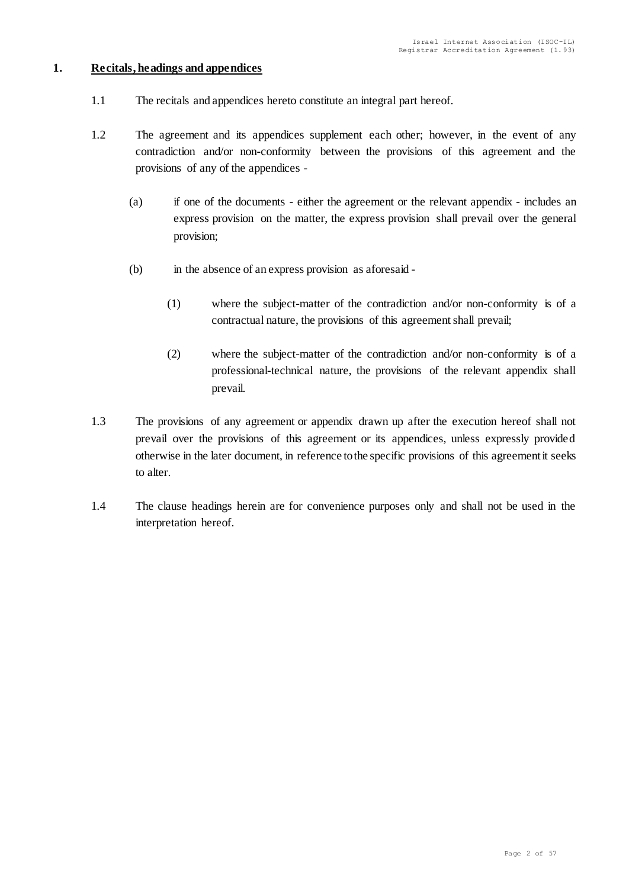## 1. Recitals, headings and appendices

1.1 The recitals and appendices hereto constitute an integral part hereof.

1.2 The agreement and its appendices supplement each other; however, in the event of any contradiction and/or non-conformity between the provisions of this agreement and the provisions of any of the appendices -

(a) if one of the documents - either the agreement or the relevant appendix - includes an express provision on the matter, the express provision shall prevail over the general provision;

(b) in the absence of an express provision as aforesaid -

(1) where the subject-matter of the contradiction and/or non-conformity is of a contractual nature, the provisions of this agreement shall prevail;

(2) where the subject-matter of the contradiction and/or non-conformity is of a professional-technical nature, the provisions of the relevant appendix shall prevail.

1.3 The provisions of any agreement or appendix drawn up after the execution hereof shall not prevail over the provisions of this agreement or its appendices, unless expressly provided otherwise in the later document, in reference to the specific provisions of this agreement it seeks to alter.

1.4 The clause headings herein are for convenience purposes only and shall not be used in the interpretation hereof.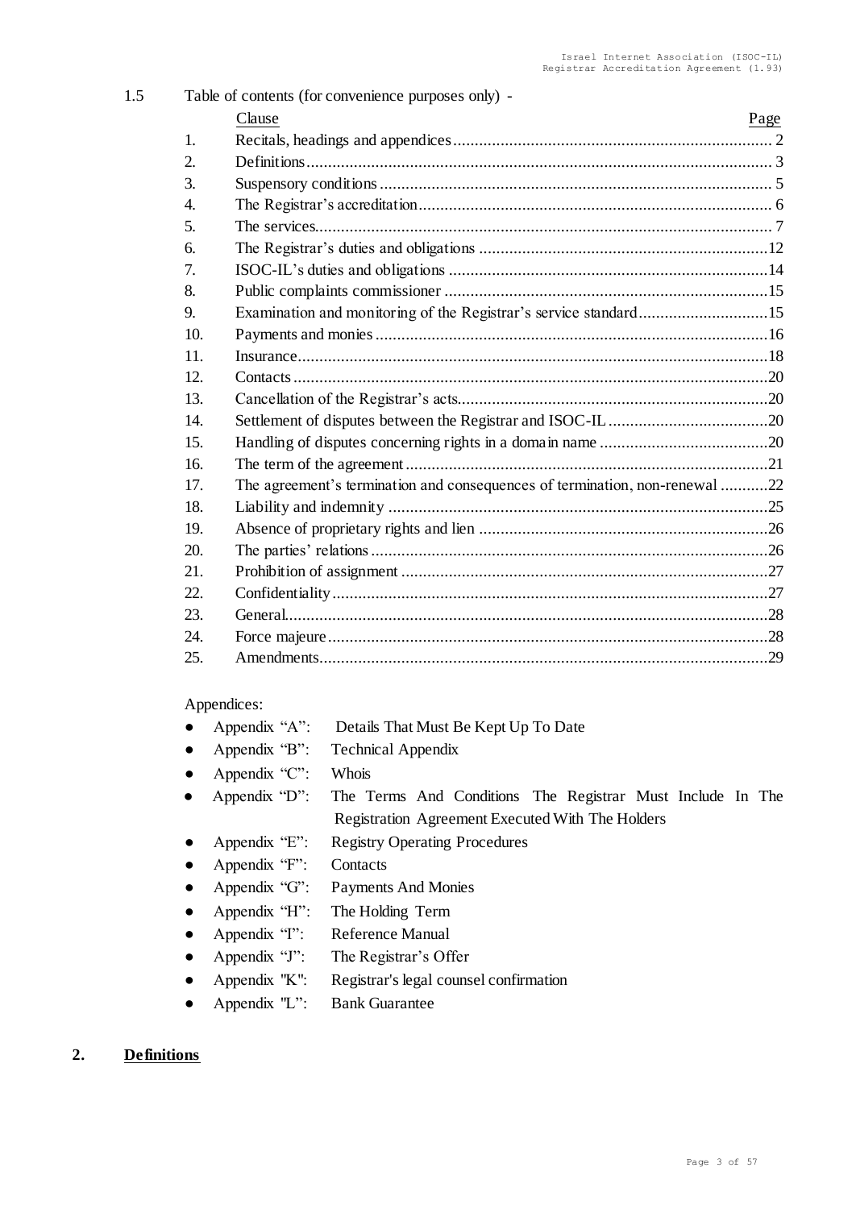1.5 Table of contents (for convenience purposes only) -

| | Clause | Page |
|---|---|---|
| 1. | Recitals, headings and appendices | 2 |
| 2. | Definitions | 3 |
| 3. | Suspensory conditions | 5 |
| 4. | The Registrar's accreditation | 6 |
| 5. | The services | 7 |
| 6. | The Registrar's duties and obligations | 12 |
| 7. | ISOC-IL's duties and obligations | 14 |
| 8. | Public complaints commissioner | 15 |
| 9. | Examination and monitoring of the Registrar's service standard | 15 |
| 10. | Payments and monies | 16 |
| 11. | Insurance | 18 |
| 12. | Contacts | 20 |
| 13. | Cancellation of the Registrar's acts | 20 |
| 14. | Settlement of disputes between the Registrar and ISOC-IL | 20 |
| 15. | Handling of disputes concerning rights in a domain name | 20 |
| 16. | The term of the agreement | 21 |
| 17. | The agreement's termination and consequences of termination, non-renewal | 22 |
| 18. | Liability and indemnity | 25 |
| 19. | Absence of proprietary rights and lien | 26 |
| 20. | The parties' relations | 26 |
| 21. | Prohibition of assignment | 27 |
| 22. | Confidentiality | 27 |
| 23. | General | 28 |
| 24. | Force majeure | 28 |
| 25. | Amendments | 29 |

Appendices:

- Appendix "A": Details That Must Be Kept Up To Date
- Appendix "B": Technical Appendix
- Appendix "C": Whois
- Appendix "D": The Terms And Conditions The Registrar Must Include In The Registration Agreement Executed With The Holders
- Appendix "E": Registry Operating Procedures
- Appendix "F": Contacts
- Appendix "G": Payments And Monies
- Appendix "H": The Holding Term
- Appendix "I": Reference Manual
- Appendix "J": The Registrar's Offer
- Appendix "K": Registrar's legal counsel confirmation
- Appendix "L": Bank Guarantee

## 2. Definitions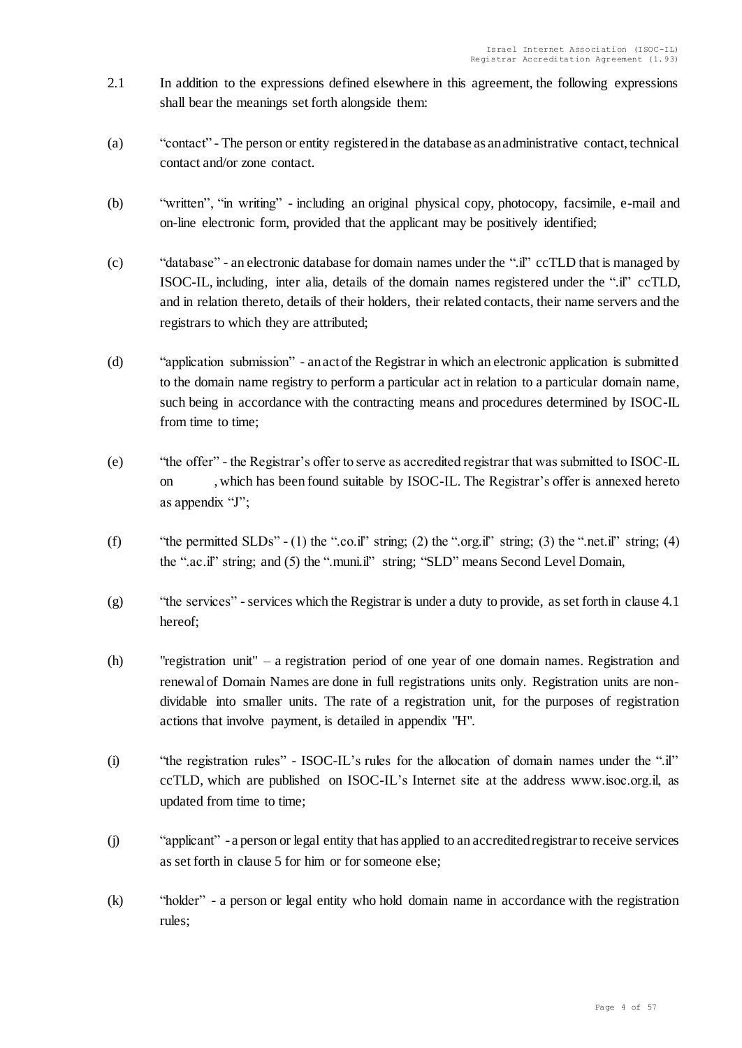2.1 In addition to the expressions defined elsewhere in this agreement, the following expressions shall bear the meanings set forth alongside them:

(a) "contact" - The person or entity registered in the database as an administrative contact, technical contact and/or zone contact.

(b) "written", "in writing" - including an original physical copy, photocopy, facsimile, e-mail and on-line electronic form, provided that the applicant may be positively identified;

(c) "database" - an electronic database for domain names under the ".il" ccTLD that is managed by ISOC-IL, including, inter alia, details of the domain names registered under the ".il" ccTLD, and in relation thereto, details of their holders, their related contacts, their name servers and the registrars to which they are attributed;

(d) "application submission" - an act of the Registrar in which an electronic application is submitted to the domain name registry to perform a particular act in relation to a particular domain name, such being in accordance with the contracting means and procedures determined by ISOC-IL from time to time;

(e) "the offer" - the Registrar's offer to serve as accredited registrar that was submitted to ISOC-IL on , which has been found suitable by ISOC-IL. The Registrar's offer is annexed hereto as appendix "J";

(f) "the permitted SLDs" - (1) the ".co.il" string; (2) the ".org.il" string; (3) the ".net.il" string; (4) the ".ac.il" string; and (5) the ".muni.il" string; "SLD" means Second Level Domain,

(g) "the services" - services which the Registrar is under a duty to provide, as set forth in clause 4.1 hereof;

(h) "registration unit" – a registration period of one year of one domain names. Registration and renewal of Domain Names are done in full registrations units only. Registration units are non-dividable into smaller units. The rate of a registration unit, for the purposes of registration actions that involve payment, is detailed in appendix "H".

(i) "the registration rules" - ISOC-IL's rules for the allocation of domain names under the ".il" ccTLD, which are published on ISOC-IL's Internet site at the address www.isoc.org.il, as updated from time to time;

(j) "applicant" - a person or legal entity that has applied to an accredited registrar to receive services as set forth in clause 5 for him or for someone else;

(k) "holder" - a person or legal entity who hold domain name in accordance with the registration rules;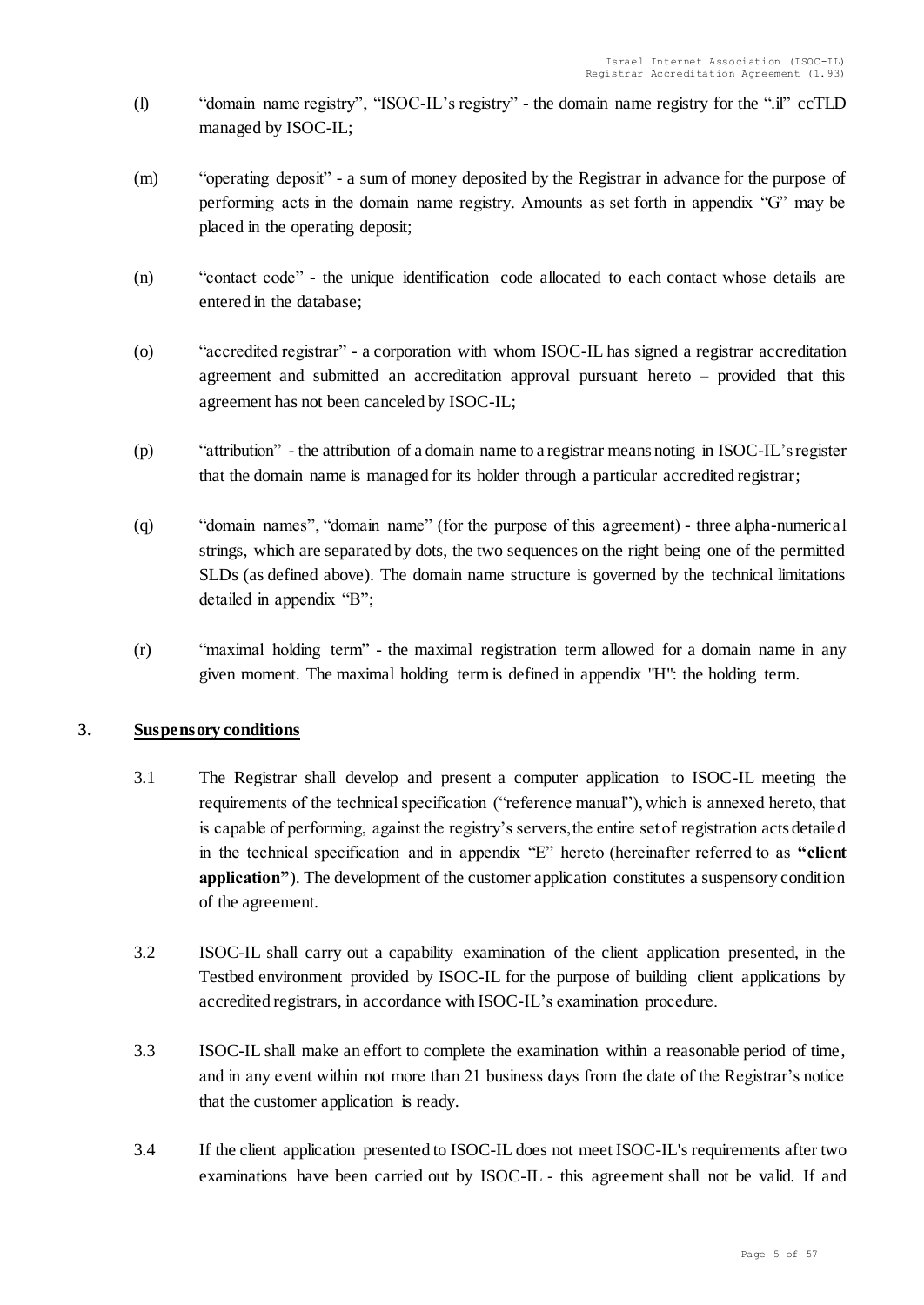(l) "domain name registry", "ISOC-IL's registry" - the domain name registry for the ".il" ccTLD managed by ISOC-IL;

(m) "operating deposit" - a sum of money deposited by the Registrar in advance for the purpose of performing acts in the domain name registry. Amounts as set forth in appendix "G" may be placed in the operating deposit;

(n) "contact code" - the unique identification code allocated to each contact whose details are entered in the database;

(o) "accredited registrar" - a corporation with whom ISOC-IL has signed a registrar accreditation agreement and submitted an accreditation approval pursuant hereto – provided that this agreement has not been canceled by ISOC-IL;

(p) "attribution" - the attribution of a domain name to a registrar means noting in ISOC-IL's register that the domain name is managed for its holder through a particular accredited registrar;

(q) "domain names", "domain name" (for the purpose of this agreement) - three alpha-numerical strings, which are separated by dots, the two sequences on the right being one of the permitted SLDs (as defined above). The domain name structure is governed by the technical limitations detailed in appendix "B";

(r) "maximal holding term" - the maximal registration term allowed for a domain name in any given moment. The maximal holding term is defined in appendix "H": the holding term.

## 3. Suspensory conditions

3.1 The Registrar shall develop and present a computer application to ISOC-IL meeting the requirements of the technical specification ("reference manual"), which is annexed hereto, that is capable of performing, against the registry's servers, the entire set of registration acts detailed in the technical specification and in appendix "E" hereto (hereinafter referred to as **"client application"**). The development of the customer application constitutes a suspensory condition of the agreement.

3.2 ISOC-IL shall carry out a capability examination of the client application presented, in the Testbed environment provided by ISOC-IL for the purpose of building client applications by accredited registrars, in accordance with ISOC-IL's examination procedure.

3.3 ISOC-IL shall make an effort to complete the examination within a reasonable period of time, and in any event within not more than 21 business days from the date of the Registrar's notice that the customer application is ready.

3.4 If the client application presented to ISOC-IL does not meet ISOC-IL's requirements after two examinations have been carried out by ISOC-IL - this agreement shall not be valid. If and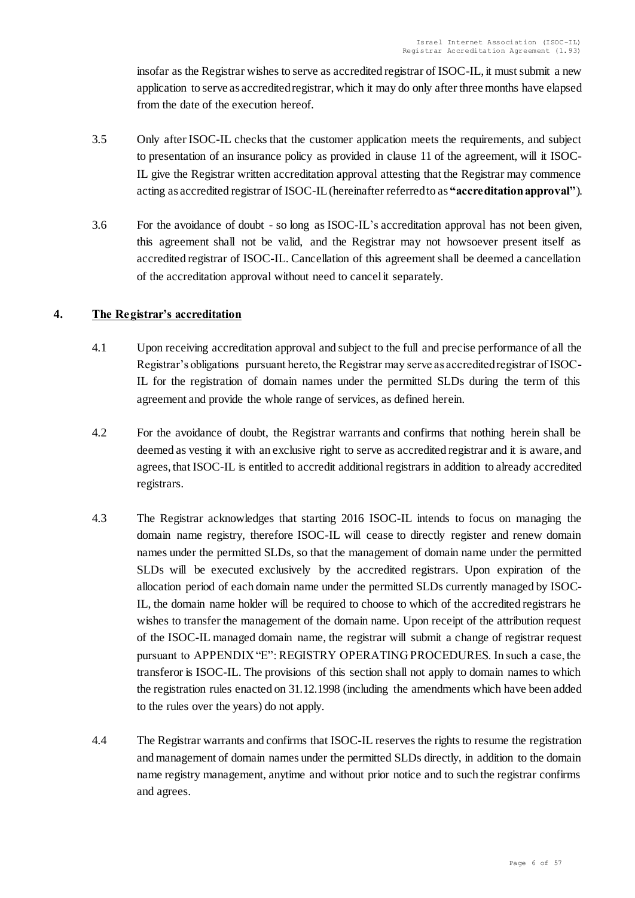insofar as the Registrar wishes to serve as accredited registrar of ISOC-IL, it must submit a new application to serve as accredited registrar, which it may do only after three months have elapsed from the date of the execution hereof.

3.5 Only after ISOC-IL checks that the customer application meets the requirements, and subject to presentation of an insurance policy as provided in clause 11 of the agreement, will it ISOC-IL give the Registrar written accreditation approval attesting that the Registrar may commence acting as accredited registrar of ISOC-IL (hereinafter referred to as **"accreditation approval"**).

3.6 For the avoidance of doubt - so long as ISOC-IL's accreditation approval has not been given, this agreement shall not be valid, and the Registrar may not howsoever present itself as accredited registrar of ISOC-IL. Cancellation of this agreement shall be deemed a cancellation of the accreditation approval without need to cancel it separately.

## 4. The Registrar's accreditation

4.1 Upon receiving accreditation approval and subject to the full and precise performance of all the Registrar's obligations pursuant hereto, the Registrar may serve as accredited registrar of ISOC-IL for the registration of domain names under the permitted SLDs during the term of this agreement and provide the whole range of services, as defined herein.

4.2 For the avoidance of doubt, the Registrar warrants and confirms that nothing herein shall be deemed as vesting it with an exclusive right to serve as accredited registrar and it is aware, and agrees, that ISOC-IL is entitled to accredit additional registrars in addition to already accredited registrars.

4.3 The Registrar acknowledges that starting 2016 ISOC-IL intends to focus on managing the domain name registry, therefore ISOC-IL will cease to directly register and renew domain names under the permitted SLDs, so that the management of domain name under the permitted SLDs will be executed exclusively by the accredited registrars. Upon expiration of the allocation period of each domain name under the permitted SLDs currently managed by ISOC-IL, the domain name holder will be required to choose to which of the accredited registrars he wishes to transfer the management of the domain name. Upon receipt of the attribution request of the ISOC-IL managed domain name, the registrar will submit a change of registrar request pursuant to APPENDIX "E": REGISTRY OPERATING PROCEDURES. In such a case, the transferor is ISOC-IL. The provisions of this section shall not apply to domain names to which the registration rules enacted on 31.12.1998 (including the amendments which have been added to the rules over the years) do not apply.

4.4 The Registrar warrants and confirms that ISOC-IL reserves the rights to resume the registration and management of domain names under the permitted SLDs directly, in addition to the domain name registry management, anytime and without prior notice and to such the registrar confirms and agrees.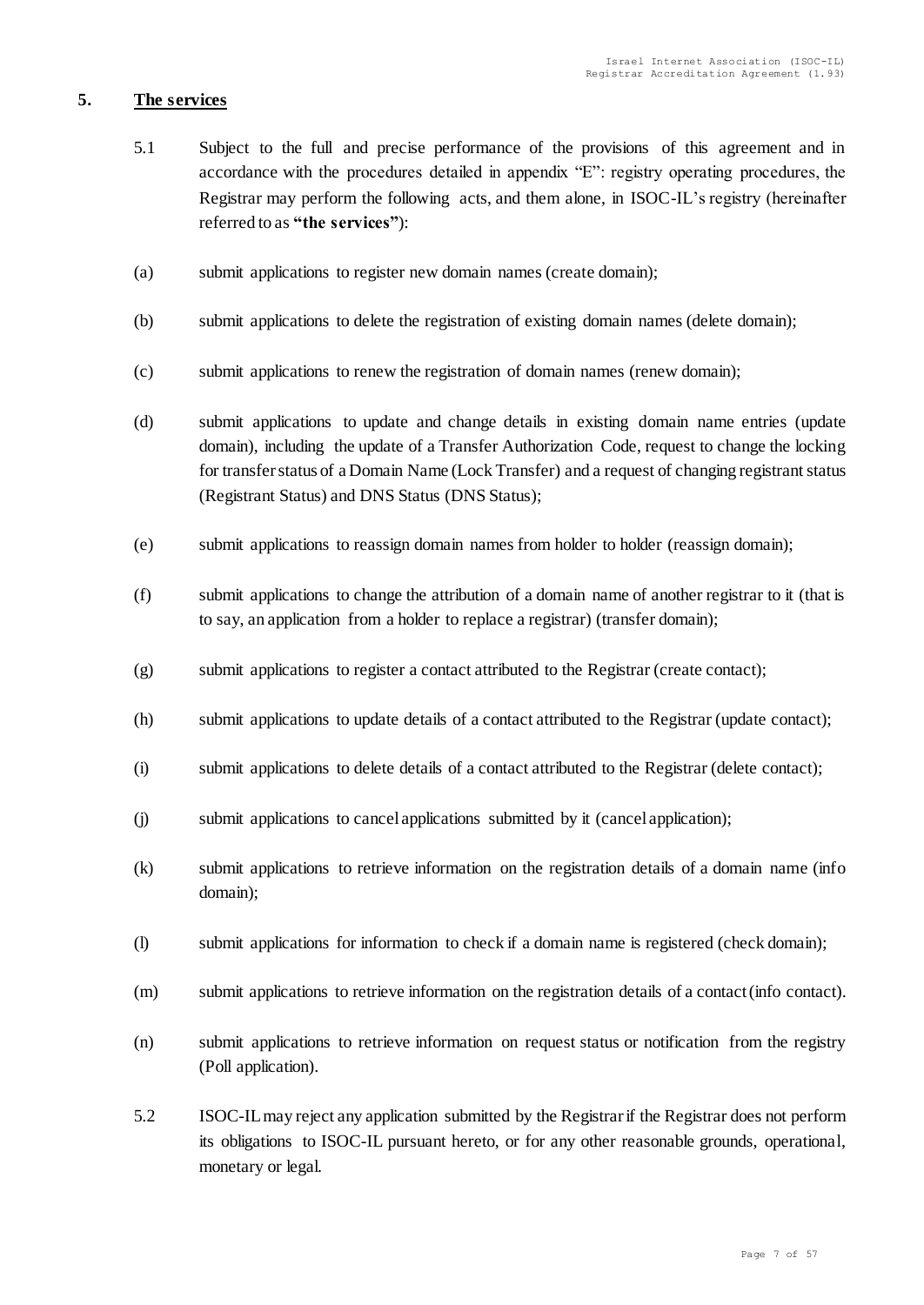## 5. The services

5.1 Subject to the full and precise performance of the provisions of this agreement and in accordance with the procedures detailed in appendix "E": registry operating procedures, the Registrar may perform the following acts, and them alone, in ISOC-IL's registry (hereinafter referred to as **"the services"**):

(a) submit applications to register new domain names (create domain);

(b) submit applications to delete the registration of existing domain names (delete domain);

(c) submit applications to renew the registration of domain names (renew domain);

(d) submit applications to update and change details in existing domain name entries (update domain), including the update of a Transfer Authorization Code, request to change the locking for transfer status of a Domain Name (Lock Transfer) and a request of changing registrant status (Registrant Status) and DNS Status (DNS Status);

(e) submit applications to reassign domain names from holder to holder (reassign domain);

(f) submit applications to change the attribution of a domain name of another registrar to it (that is to say, an application from a holder to replace a registrar) (transfer domain);

(g) submit applications to register a contact attributed to the Registrar (create contact);

(h) submit applications to update details of a contact attributed to the Registrar (update contact);

(i) submit applications to delete details of a contact attributed to the Registrar (delete contact);

(j) submit applications to cancel applications submitted by it (cancel application);

(k) submit applications to retrieve information on the registration details of a domain name (info domain);

(l) submit applications for information to check if a domain name is registered (check domain);

(m) submit applications to retrieve information on the registration details of a contact (info contact).

(n) submit applications to retrieve information on request status or notification from the registry (Poll application).

5.2 ISOC-IL may reject any application submitted by the Registrar if the Registrar does not perform its obligations to ISOC-IL pursuant hereto, or for any other reasonable grounds, operational, monetary or legal.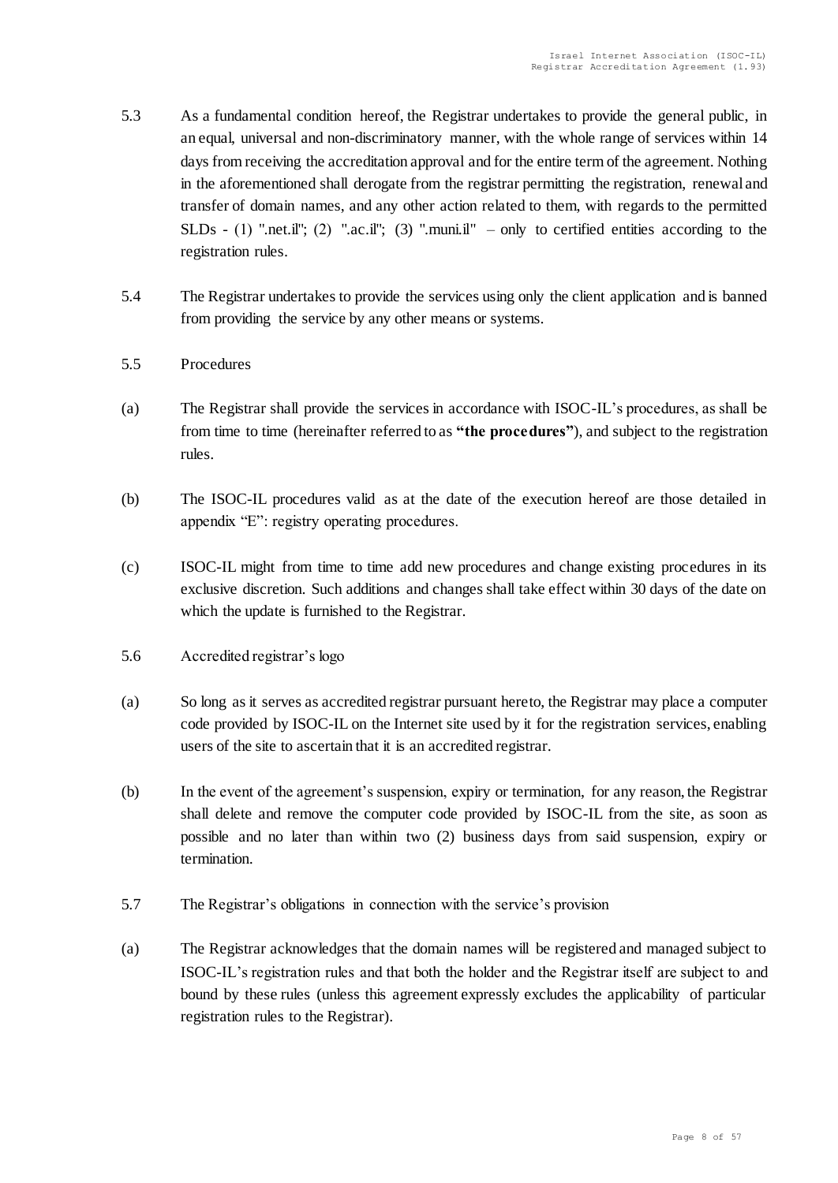5.3 As a fundamental condition hereof, the Registrar undertakes to provide the general public, in an equal, universal and non-discriminatory manner, with the whole range of services within 14 days from receiving the accreditation approval and for the entire term of the agreement. Nothing in the aforementioned shall derogate from the registrar permitting the registration, renewal and transfer of domain names, and any other action related to them, with regards to the permitted SLDs - (1) ".net.il"; (2) ".ac.il"; (3) ".muni.il" – only to certified entities according to the registration rules.

5.4 The Registrar undertakes to provide the services using only the client application and is banned from providing the service by any other means or systems.

5.5 Procedures

(a) The Registrar shall provide the services in accordance with ISOC-IL's procedures, as shall be from time to time (hereinafter referred to as **"the procedures"**), and subject to the registration rules.

(b) The ISOC-IL procedures valid as at the date of the execution hereof are those detailed in appendix "E": registry operating procedures.

(c) ISOC-IL might from time to time add new procedures and change existing procedures in its exclusive discretion. Such additions and changes shall take effect within 30 days of the date on which the update is furnished to the Registrar.

5.6 Accredited registrar's logo

(a) So long as it serves as accredited registrar pursuant hereto, the Registrar may place a computer code provided by ISOC-IL on the Internet site used by it for the registration services, enabling users of the site to ascertain that it is an accredited registrar.

(b) In the event of the agreement's suspension, expiry or termination, for any reason, the Registrar shall delete and remove the computer code provided by ISOC-IL from the site, as soon as possible and no later than within two (2) business days from said suspension, expiry or termination.

5.7 The Registrar's obligations in connection with the service's provision

(a) The Registrar acknowledges that the domain names will be registered and managed subject to ISOC-IL's registration rules and that both the holder and the Registrar itself are subject to and bound by these rules (unless this agreement expressly excludes the applicability of particular registration rules to the Registrar).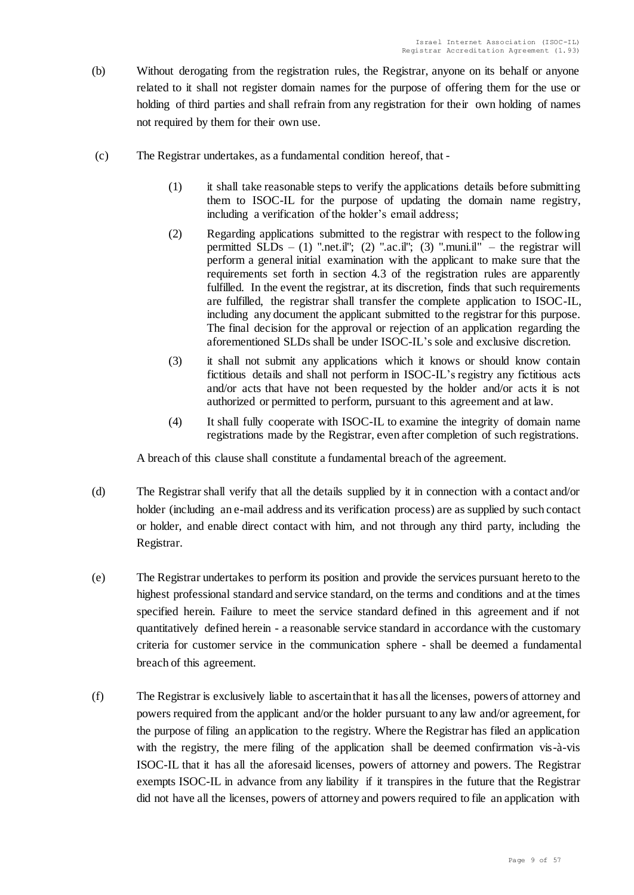(b) Without derogating from the registration rules, the Registrar, anyone on its behalf or anyone related to it shall not register domain names for the purpose of offering them for the use or holding of third parties and shall refrain from any registration for their own holding of names not required by them for their own use.

(c) The Registrar undertakes, as a fundamental condition hereof, that -

(1) it shall take reasonable steps to verify the applications details before submitting them to ISOC-IL for the purpose of updating the domain name registry, including a verification of the holder's email address;

(2) Regarding applications submitted to the registrar with respect to the following permitted SLDs – (1) ".net.il"; (2) ".ac.il"; (3) ".muni.il" – the registrar will perform a general initial examination with the applicant to make sure that the requirements set forth in section 4.3 of the registration rules are apparently fulfilled. In the event the registrar, at its discretion, finds that such requirements are fulfilled, the registrar shall transfer the complete application to ISOC-IL, including any document the applicant submitted to the registrar for this purpose. The final decision for the approval or rejection of an application regarding the aforementioned SLDs shall be under ISOC-IL's sole and exclusive discretion.

(3) it shall not submit any applications which it knows or should know contain fictitious details and shall not perform in ISOC-IL's registry any fictitious acts and/or acts that have not been requested by the holder and/or acts it is not authorized or permitted to perform, pursuant to this agreement and at law.

(4) It shall fully cooperate with ISOC-IL to examine the integrity of domain name registrations made by the Registrar, even after completion of such registrations.

A breach of this clause shall constitute a fundamental breach of the agreement.

(d) The Registrar shall verify that all the details supplied by it in connection with a contact and/or holder (including an e-mail address and its verification process) are as supplied by such contact or holder, and enable direct contact with him, and not through any third party, including the Registrar.

(e) The Registrar undertakes to perform its position and provide the services pursuant hereto to the highest professional standard and service standard, on the terms and conditions and at the times specified herein. Failure to meet the service standard defined in this agreement and if not quantitatively defined herein - a reasonable service standard in accordance with the customary criteria for customer service in the communication sphere - shall be deemed a fundamental breach of this agreement.

(f) The Registrar is exclusively liable to ascertain that it has all the licenses, powers of attorney and powers required from the applicant and/or the holder pursuant to any law and/or agreement, for the purpose of filing an application to the registry. Where the Registrar has filed an application with the registry, the mere filing of the application shall be deemed confirmation vis-à-vis ISOC-IL that it has all the aforesaid licenses, powers of attorney and powers. The Registrar exempts ISOC-IL in advance from any liability if it transpires in the future that the Registrar did not have all the licenses, powers of attorney and powers required to file an application with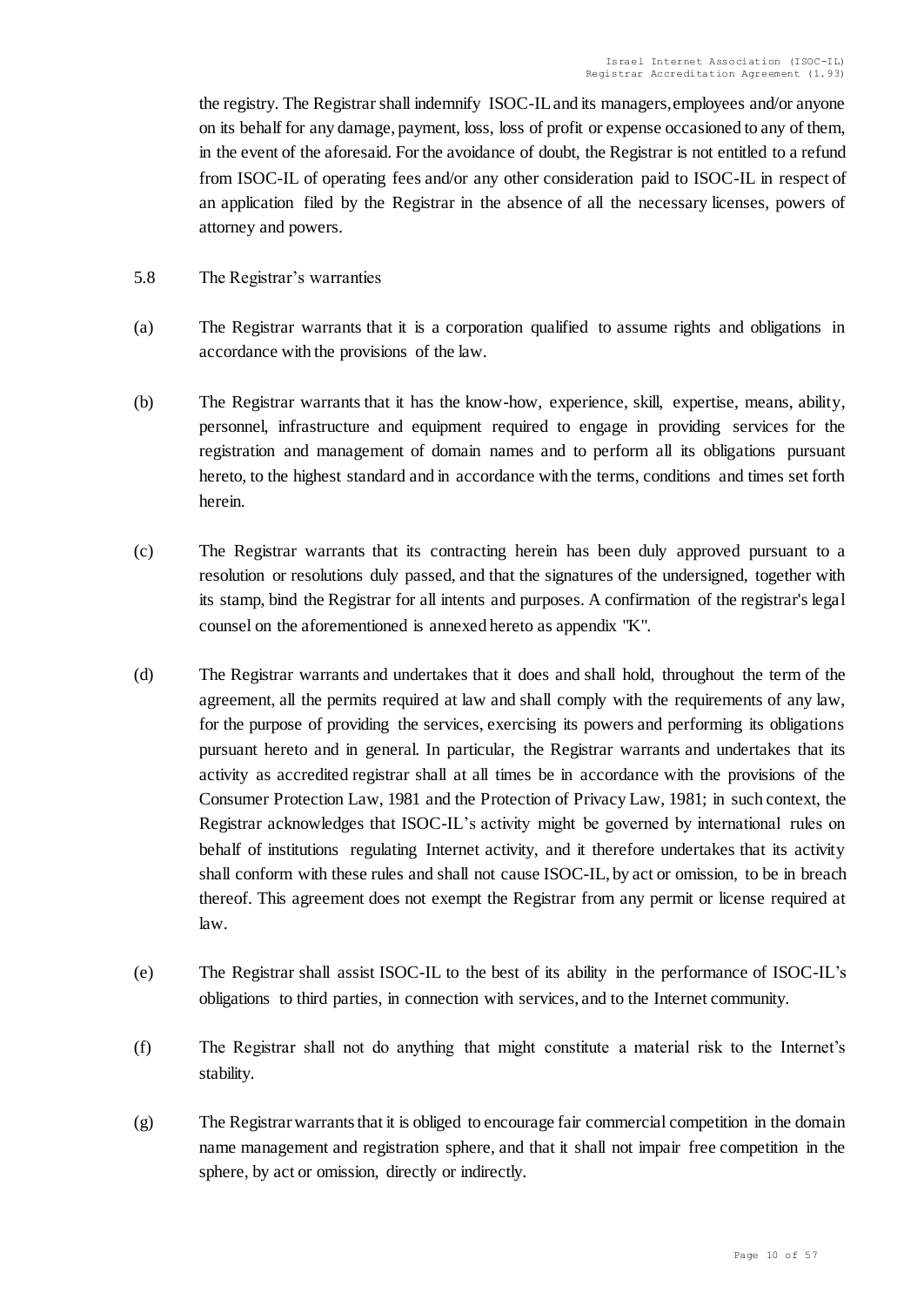the registry. The Registrar shall indemnify ISOC-IL and its managers, employees and/or anyone on its behalf for any damage, payment, loss, loss of profit or expense occasioned to any of them, in the event of the aforesaid. For the avoidance of doubt, the Registrar is not entitled to a refund from ISOC-IL of operating fees and/or any other consideration paid to ISOC-IL in respect of an application filed by the Registrar in the absence of all the necessary licenses, powers of attorney and powers.

5.8 The Registrar's warranties

(a) The Registrar warrants that it is a corporation qualified to assume rights and obligations in accordance with the provisions of the law.

(b) The Registrar warrants that it has the know-how, experience, skill, expertise, means, ability, personnel, infrastructure and equipment required to engage in providing services for the registration and management of domain names and to perform all its obligations pursuant hereto, to the highest standard and in accordance with the terms, conditions and times set forth herein.

(c) The Registrar warrants that its contracting herein has been duly approved pursuant to a resolution or resolutions duly passed, and that the signatures of the undersigned, together with its stamp, bind the Registrar for all intents and purposes. A confirmation of the registrar's legal counsel on the aforementioned is annexed hereto as appendix "K".

(d) The Registrar warrants and undertakes that it does and shall hold, throughout the term of the agreement, all the permits required at law and shall comply with the requirements of any law, for the purpose of providing the services, exercising its powers and performing its obligations pursuant hereto and in general. In particular, the Registrar warrants and undertakes that its activity as accredited registrar shall at all times be in accordance with the provisions of the Consumer Protection Law, 1981 and the Protection of Privacy Law, 1981; in such context, the Registrar acknowledges that ISOC-IL's activity might be governed by international rules on behalf of institutions regulating Internet activity, and it therefore undertakes that its activity shall conform with these rules and shall not cause ISOC-IL, by act or omission, to be in breach thereof. This agreement does not exempt the Registrar from any permit or license required at law.

(e) The Registrar shall assist ISOC-IL to the best of its ability in the performance of ISOC-IL's obligations to third parties, in connection with services, and to the Internet community.

(f) The Registrar shall not do anything that might constitute a material risk to the Internet's stability.

(g) The Registrar warrants that it is obliged to encourage fair commercial competition in the domain name management and registration sphere, and that it shall not impair free competition in the sphere, by act or omission, directly or indirectly.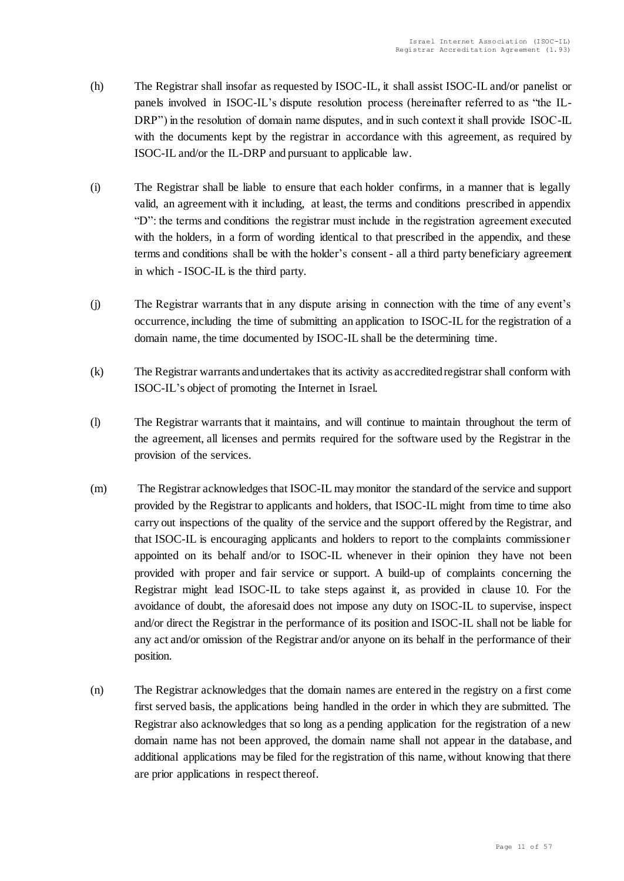(h) The Registrar shall insofar as requested by ISOC-IL, it shall assist ISOC-IL and/or panelist or panels involved in ISOC-IL's dispute resolution process (hereinafter referred to as "the IL-DRP") in the resolution of domain name disputes, and in such context it shall provide ISOC-IL with the documents kept by the registrar in accordance with this agreement, as required by ISOC-IL and/or the IL-DRP and pursuant to applicable law.

(i) The Registrar shall be liable to ensure that each holder confirms, in a manner that is legally valid, an agreement with it including, at least, the terms and conditions prescribed in appendix "D": the terms and conditions the registrar must include in the registration agreement executed with the holders, in a form of wording identical to that prescribed in the appendix, and these terms and conditions shall be with the holder's consent - all a third party beneficiary agreement in which - ISOC-IL is the third party.

(j) The Registrar warrants that in any dispute arising in connection with the time of any event's occurrence, including the time of submitting an application to ISOC-IL for the registration of a domain name, the time documented by ISOC-IL shall be the determining time.

(k) The Registrar warrants and undertakes that its activity as accredited registrar shall conform with ISOC-IL's object of promoting the Internet in Israel.

(l) The Registrar warrants that it maintains, and will continue to maintain throughout the term of the agreement, all licenses and permits required for the software used by the Registrar in the provision of the services.

(m) The Registrar acknowledges that ISOC-IL may monitor the standard of the service and support provided by the Registrar to applicants and holders, that ISOC-IL might from time to time also carry out inspections of the quality of the service and the support offered by the Registrar, and that ISOC-IL is encouraging applicants and holders to report to the complaints commissioner appointed on its behalf and/or to ISOC-IL whenever in their opinion they have not been provided with proper and fair service or support. A build-up of complaints concerning the Registrar might lead ISOC-IL to take steps against it, as provided in clause 10. For the avoidance of doubt, the aforesaid does not impose any duty on ISOC-IL to supervise, inspect and/or direct the Registrar in the performance of its position and ISOC-IL shall not be liable for any act and/or omission of the Registrar and/or anyone on its behalf in the performance of their position.

(n) The Registrar acknowledges that the domain names are entered in the registry on a first come first served basis, the applications being handled in the order in which they are submitted. The Registrar also acknowledges that so long as a pending application for the registration of a new domain name has not been approved, the domain name shall not appear in the database, and additional applications may be filed for the registration of this name, without knowing that there are prior applications in respect thereof.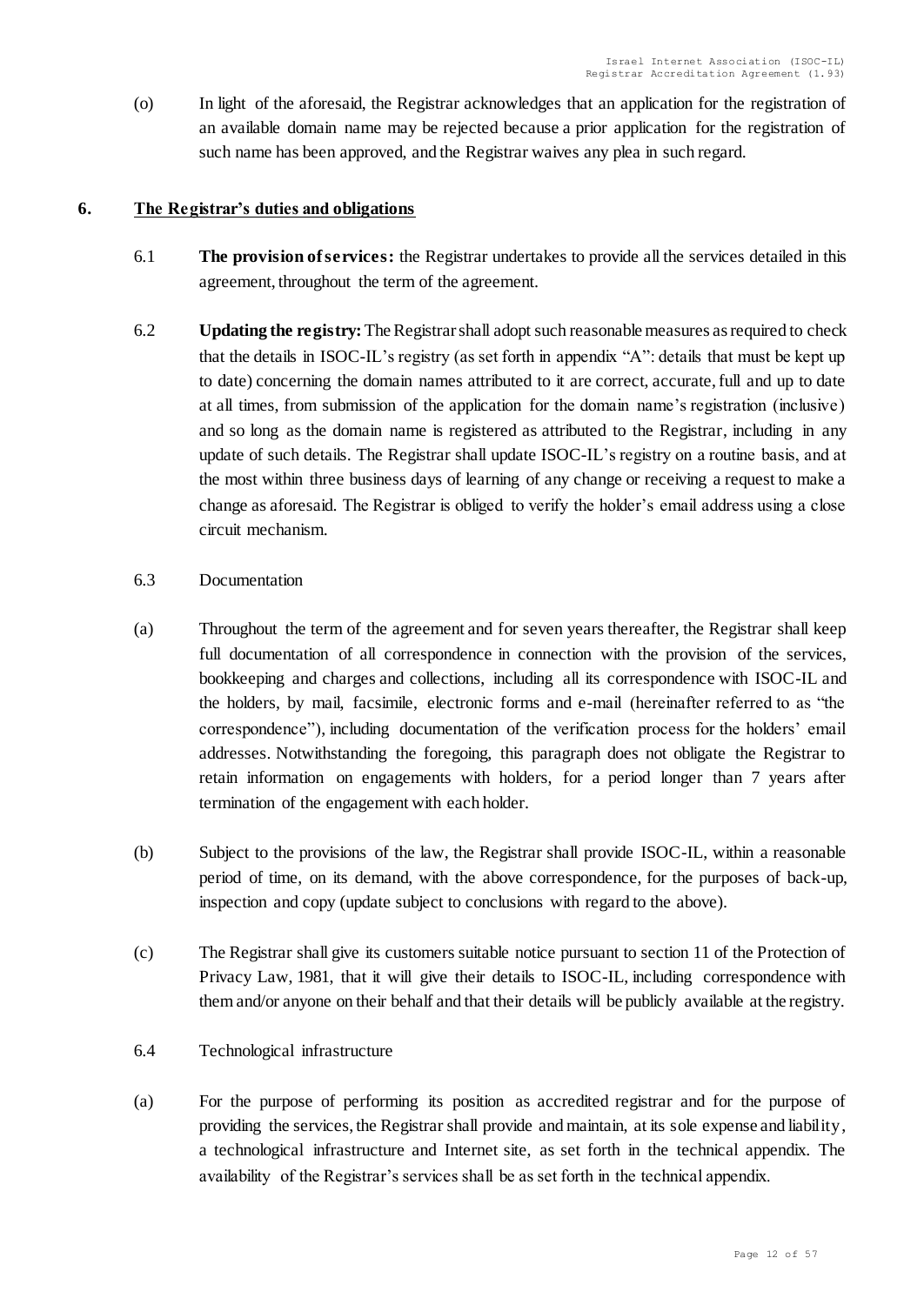(o) In light of the aforesaid, the Registrar acknowledges that an application for the registration of an available domain name may be rejected because a prior application for the registration of such name has been approved, and the Registrar waives any plea in such regard.

## 6. The Registrar's duties and obligations

6.1 **The provision of services:** the Registrar undertakes to provide all the services detailed in this agreement, throughout the term of the agreement.

6.2 **Updating the registry:** The Registrar shall adopt such reasonable measures as required to check that the details in ISOC-IL's registry (as set forth in appendix "A": details that must be kept up to date) concerning the domain names attributed to it are correct, accurate, full and up to date at all times, from submission of the application for the domain name's registration (inclusive) and so long as the domain name is registered as attributed to the Registrar, including in any update of such details. The Registrar shall update ISOC-IL's registry on a routine basis, and at the most within three business days of learning of any change or receiving a request to make a change as aforesaid. The Registrar is obliged to verify the holder's email address using a close circuit mechanism.

6.3 Documentation

(a) Throughout the term of the agreement and for seven years thereafter, the Registrar shall keep full documentation of all correspondence in connection with the provision of the services, bookkeeping and charges and collections, including all its correspondence with ISOC-IL and the holders, by mail, facsimile, electronic forms and e-mail (hereinafter referred to as "the correspondence"), including documentation of the verification process for the holders' email addresses. Notwithstanding the foregoing, this paragraph does not obligate the Registrar to retain information on engagements with holders, for a period longer than 7 years after termination of the engagement with each holder.

(b) Subject to the provisions of the law, the Registrar shall provide ISOC-IL, within a reasonable period of time, on its demand, with the above correspondence, for the purposes of back-up, inspection and copy (update subject to conclusions with regard to the above).

(c) The Registrar shall give its customers suitable notice pursuant to section 11 of the Protection of Privacy Law, 1981, that it will give their details to ISOC-IL, including correspondence with them and/or anyone on their behalf and that their details will be publicly available at the registry.

6.4 Technological infrastructure

(a) For the purpose of performing its position as accredited registrar and for the purpose of providing the services, the Registrar shall provide and maintain, at its sole expense and liability, a technological infrastructure and Internet site, as set forth in the technical appendix. The availability of the Registrar's services shall be as set forth in the technical appendix.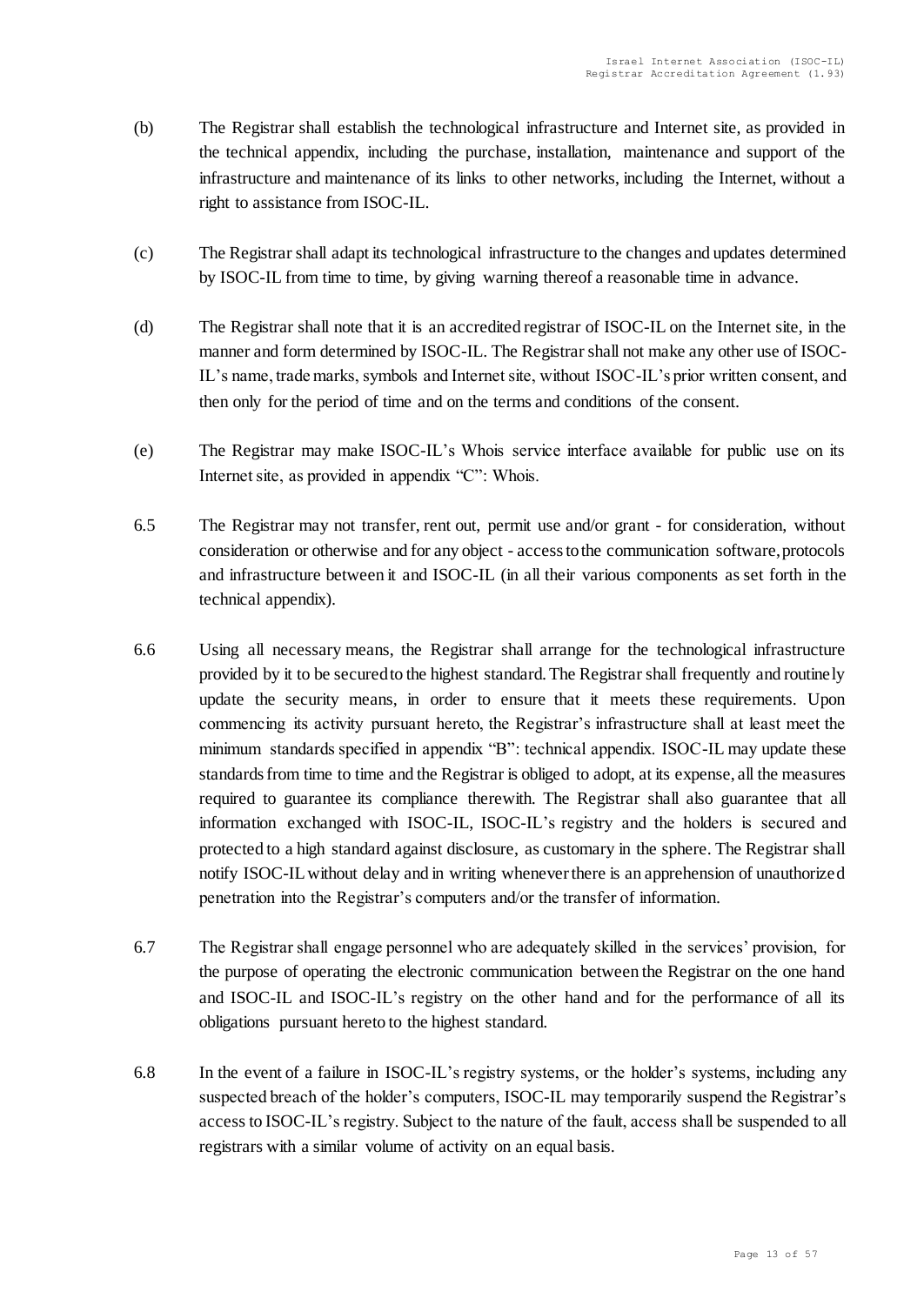(b) The Registrar shall establish the technological infrastructure and Internet site, as provided in the technical appendix, including the purchase, installation, maintenance and support of the infrastructure and maintenance of its links to other networks, including the Internet, without a right to assistance from ISOC-IL.

(c) The Registrar shall adapt its technological infrastructure to the changes and updates determined by ISOC-IL from time to time, by giving warning thereof a reasonable time in advance.

(d) The Registrar shall note that it is an accredited registrar of ISOC-IL on the Internet site, in the manner and form determined by ISOC-IL. The Registrar shall not make any other use of ISOC-IL's name, trade marks, symbols and Internet site, without ISOC-IL's prior written consent, and then only for the period of time and on the terms and conditions of the consent.

(e) The Registrar may make ISOC-IL's Whois service interface available for public use on its Internet site, as provided in appendix "C": Whois.

6.5 The Registrar may not transfer, rent out, permit use and/or grant - for consideration, without consideration or otherwise and for any object - access to the communication software, protocols and infrastructure between it and ISOC-IL (in all their various components as set forth in the technical appendix).

6.6 Using all necessary means, the Registrar shall arrange for the technological infrastructure provided by it to be secured to the highest standard. The Registrar shall frequently and routinely update the security means, in order to ensure that it meets these requirements. Upon commencing its activity pursuant hereto, the Registrar's infrastructure shall at least meet the minimum standards specified in appendix "B": technical appendix. ISOC-IL may update these standards from time to time and the Registrar is obliged to adopt, at its expense, all the measures required to guarantee its compliance therewith. The Registrar shall also guarantee that all information exchanged with ISOC-IL, ISOC-IL's registry and the holders is secured and protected to a high standard against disclosure, as customary in the sphere. The Registrar shall notify ISOC-IL without delay and in writing whenever there is an apprehension of unauthorized penetration into the Registrar's computers and/or the transfer of information.

6.7 The Registrar shall engage personnel who are adequately skilled in the services' provision, for the purpose of operating the electronic communication between the Registrar on the one hand and ISOC-IL and ISOC-IL's registry on the other hand and for the performance of all its obligations pursuant hereto to the highest standard.

6.8 In the event of a failure in ISOC-IL's registry systems, or the holder's systems, including any suspected breach of the holder's computers, ISOC-IL may temporarily suspend the Registrar's access to ISOC-IL's registry. Subject to the nature of the fault, access shall be suspended to all registrars with a similar volume of activity on an equal basis.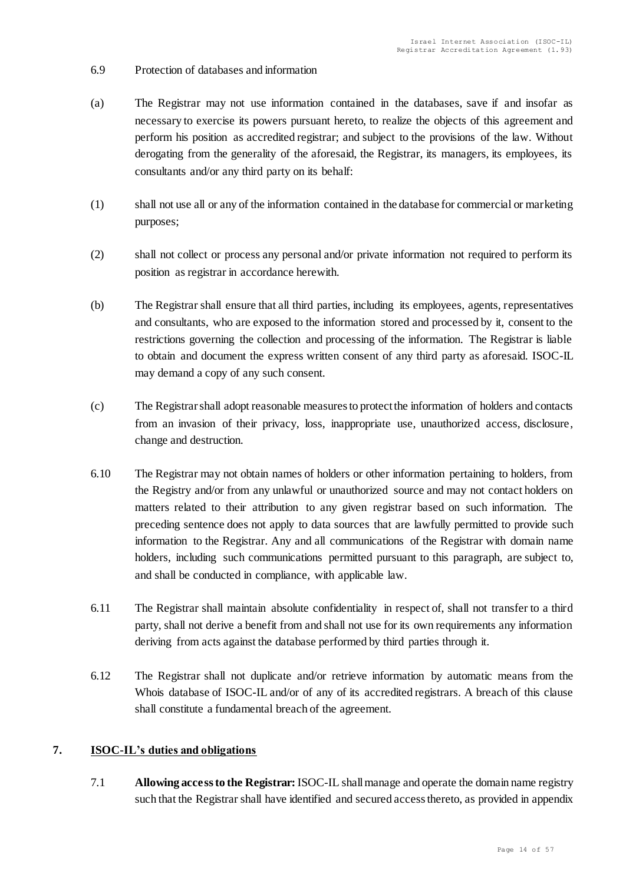6.9 Protection of databases and information

(a) The Registrar may not use information contained in the databases, save if and insofar as necessary to exercise its powers pursuant hereto, to realize the objects of this agreement and perform his position as accredited registrar; and subject to the provisions of the law. Without derogating from the generality of the aforesaid, the Registrar, its managers, its employees, its consultants and/or any third party on its behalf:

(1) shall not use all or any of the information contained in the database for commercial or marketing purposes;

(2) shall not collect or process any personal and/or private information not required to perform its position as registrar in accordance herewith.

(b) The Registrar shall ensure that all third parties, including its employees, agents, representatives and consultants, who are exposed to the information stored and processed by it, consent to the restrictions governing the collection and processing of the information. The Registrar is liable to obtain and document the express written consent of any third party as aforesaid. ISOC-IL may demand a copy of any such consent.

(c) The Registrar shall adopt reasonable measures to protect the information of holders and contacts from an invasion of their privacy, loss, inappropriate use, unauthorized access, disclosure, change and destruction.

6.10 The Registrar may not obtain names of holders or other information pertaining to holders, from the Registry and/or from any unlawful or unauthorized source and may not contact holders on matters related to their attribution to any given registrar based on such information. The preceding sentence does not apply to data sources that are lawfully permitted to provide such information to the Registrar. Any and all communications of the Registrar with domain name holders, including such communications permitted pursuant to this paragraph, are subject to, and shall be conducted in compliance, with applicable law.

6.11 The Registrar shall maintain absolute confidentiality in respect of, shall not transfer to a third party, shall not derive a benefit from and shall not use for its own requirements any information deriving from acts against the database performed by third parties through it.

6.12 The Registrar shall not duplicate and/or retrieve information by automatic means from the Whois database of ISOC-IL and/or of any of its accredited registrars. A breach of this clause shall constitute a fundamental breach of the agreement.

## 7. ISOC-IL's duties and obligations

7.1 **Allowing access to the Registrar:** ISOC-IL shall manage and operate the domain name registry such that the Registrar shall have identified and secured access thereto, as provided in appendix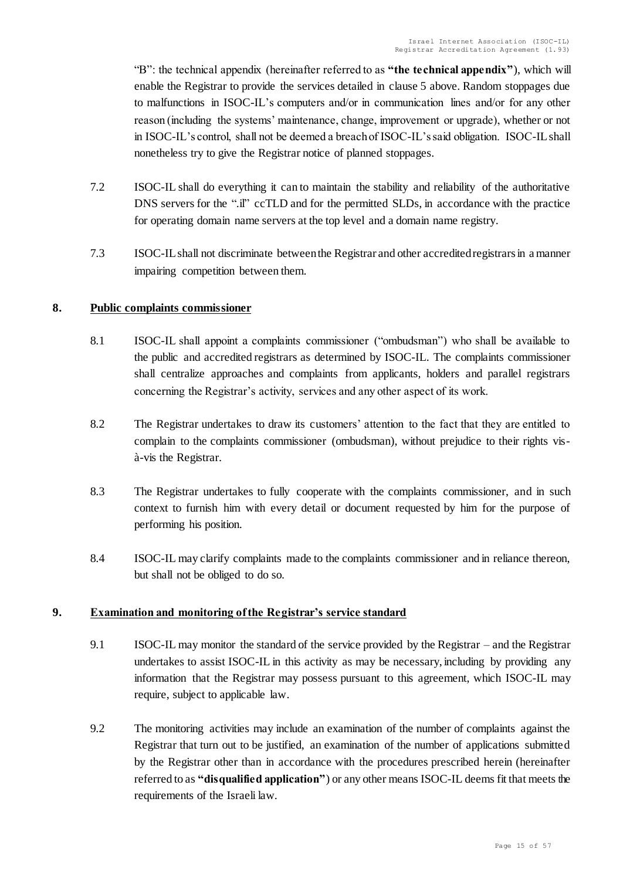"B": the technical appendix (hereinafter referred to as **"the technical appendix"**), which will enable the Registrar to provide the services detailed in clause 5 above. Random stoppages due to malfunctions in ISOC-IL's computers and/or in communication lines and/or for any other reason (including the systems' maintenance, change, improvement or upgrade), whether or not in ISOC-IL's control, shall not be deemed a breach of ISOC-IL's said obligation. ISOC-IL shall nonetheless try to give the Registrar notice of planned stoppages.

7.2 ISOC-IL shall do everything it can to maintain the stability and reliability of the authoritative DNS servers for the ".il" ccTLD and for the permitted SLDs, in accordance with the practice for operating domain name servers at the top level and a domain name registry.

7.3 ISOC-IL shall not discriminate between the Registrar and other accredited registrars in a manner impairing competition between them.

## 8. Public complaints commissioner

8.1 ISOC-IL shall appoint a complaints commissioner ("ombudsman") who shall be available to the public and accredited registrars as determined by ISOC-IL. The complaints commissioner shall centralize approaches and complaints from applicants, holders and parallel registrars concerning the Registrar's activity, services and any other aspect of its work.

8.2 The Registrar undertakes to draw its customers' attention to the fact that they are entitled to complain to the complaints commissioner (ombudsman), without prejudice to their rights vis-à-vis the Registrar.

8.3 The Registrar undertakes to fully cooperate with the complaints commissioner, and in such context to furnish him with every detail or document requested by him for the purpose of performing his position.

8.4 ISOC-IL may clarify complaints made to the complaints commissioner and in reliance thereon, but shall not be obliged to do so.

## 9. Examination and monitoring of the Registrar's service standard

9.1 ISOC-IL may monitor the standard of the service provided by the Registrar – and the Registrar undertakes to assist ISOC-IL in this activity as may be necessary, including by providing any information that the Registrar may possess pursuant to this agreement, which ISOC-IL may require, subject to applicable law.

9.2 The monitoring activities may include an examination of the number of complaints against the Registrar that turn out to be justified, an examination of the number of applications submitted by the Registrar other than in accordance with the procedures prescribed herein (hereinafter referred to as **"disqualified application"**) or any other means ISOC-IL deems fit that meets the requirements of the Israeli law.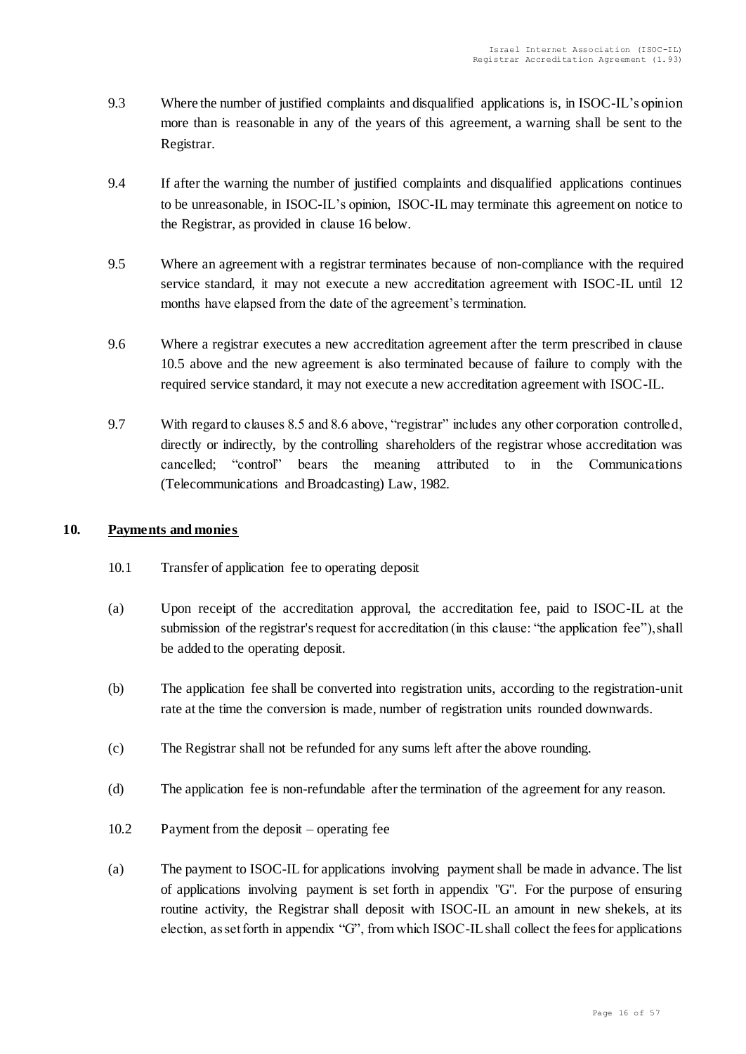9.3 Where the number of justified complaints and disqualified applications is, in ISOC-IL's opinion more than is reasonable in any of the years of this agreement, a warning shall be sent to the Registrar.

9.4 If after the warning the number of justified complaints and disqualified applications continues to be unreasonable, in ISOC-IL's opinion, ISOC-IL may terminate this agreement on notice to the Registrar, as provided in clause 16 below.

9.5 Where an agreement with a registrar terminates because of non-compliance with the required service standard, it may not execute a new accreditation agreement with ISOC-IL until 12 months have elapsed from the date of the agreement's termination.

9.6 Where a registrar executes a new accreditation agreement after the term prescribed in clause 10.5 above and the new agreement is also terminated because of failure to comply with the required service standard, it may not execute a new accreditation agreement with ISOC-IL.

9.7 With regard to clauses 8.5 and 8.6 above, "registrar" includes any other corporation controlled, directly or indirectly, by the controlling shareholders of the registrar whose accreditation was cancelled; "control" bears the meaning attributed to in the Communications (Telecommunications and Broadcasting) Law, 1982.

## 10. <u>Payments and monies</u>

10.1 Transfer of application fee to operating deposit

(a) Upon receipt of the accreditation approval, the accreditation fee, paid to ISOC-IL at the submission of the registrar's request for accreditation (in this clause: "the application fee"), shall be added to the operating deposit.

(b) The application fee shall be converted into registration units, according to the registration-unit rate at the time the conversion is made, number of registration units rounded downwards.

(c) The Registrar shall not be refunded for any sums left after the above rounding.

(d) The application fee is non-refundable after the termination of the agreement for any reason.

10.2 Payment from the deposit – operating fee

(a) The payment to ISOC-IL for applications involving payment shall be made in advance. The list of applications involving payment is set forth in appendix "G". For the purpose of ensuring routine activity, the Registrar shall deposit with ISOC-IL an amount in new shekels, at its election, as set forth in appendix "G", from which ISOC-IL shall collect the fees for applications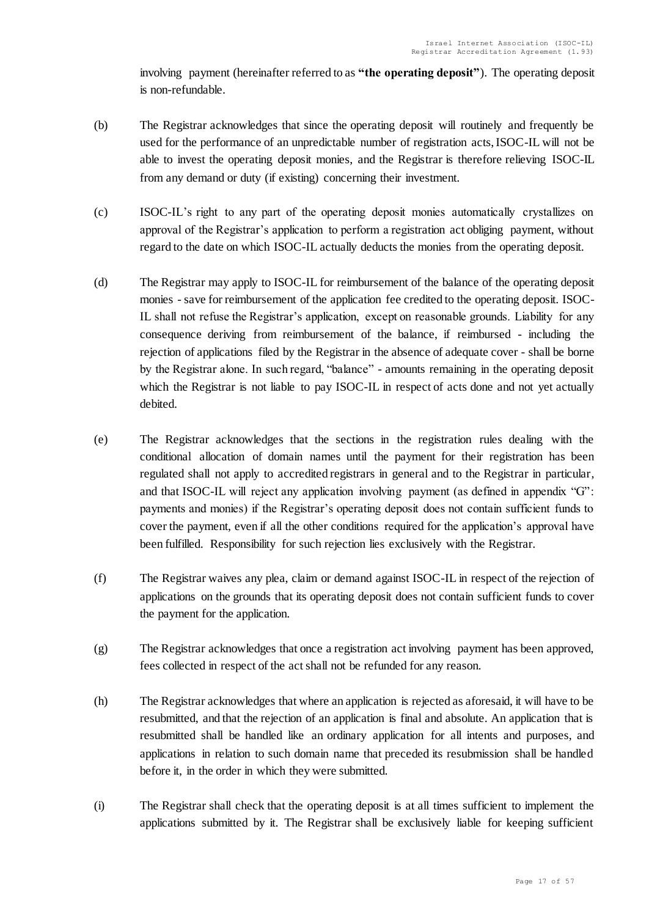involving payment (hereinafter referred to as **"the operating deposit"**). The operating deposit is non-refundable.

(b) The Registrar acknowledges that since the operating deposit will routinely and frequently be used for the performance of an unpredictable number of registration acts, ISOC-IL will not be able to invest the operating deposit monies, and the Registrar is therefore relieving ISOC-IL from any demand or duty (if existing) concerning their investment.

(c) ISOC-IL's right to any part of the operating deposit monies automatically crystallizes on approval of the Registrar's application to perform a registration act obliging payment, without regard to the date on which ISOC-IL actually deducts the monies from the operating deposit.

(d) The Registrar may apply to ISOC-IL for reimbursement of the balance of the operating deposit monies - save for reimbursement of the application fee credited to the operating deposit. ISOC-IL shall not refuse the Registrar's application, except on reasonable grounds. Liability for any consequence deriving from reimbursement of the balance, if reimbursed - including the rejection of applications filed by the Registrar in the absence of adequate cover - shall be borne by the Registrar alone. In such regard, "balance" - amounts remaining in the operating deposit which the Registrar is not liable to pay ISOC-IL in respect of acts done and not yet actually debited.

(e) The Registrar acknowledges that the sections in the registration rules dealing with the conditional allocation of domain names until the payment for their registration has been regulated shall not apply to accredited registrars in general and to the Registrar in particular, and that ISOC-IL will reject any application involving payment (as defined in appendix "G": payments and monies) if the Registrar's operating deposit does not contain sufficient funds to cover the payment, even if all the other conditions required for the application's approval have been fulfilled. Responsibility for such rejection lies exclusively with the Registrar.

(f) The Registrar waives any plea, claim or demand against ISOC-IL in respect of the rejection of applications on the grounds that its operating deposit does not contain sufficient funds to cover the payment for the application.

(g) The Registrar acknowledges that once a registration act involving payment has been approved, fees collected in respect of the act shall not be refunded for any reason.

(h) The Registrar acknowledges that where an application is rejected as aforesaid, it will have to be resubmitted, and that the rejection of an application is final and absolute. An application that is resubmitted shall be handled like an ordinary application for all intents and purposes, and applications in relation to such domain name that preceded its resubmission shall be handled before it, in the order in which they were submitted.

(i) The Registrar shall check that the operating deposit is at all times sufficient to implement the applications submitted by it. The Registrar shall be exclusively liable for keeping sufficient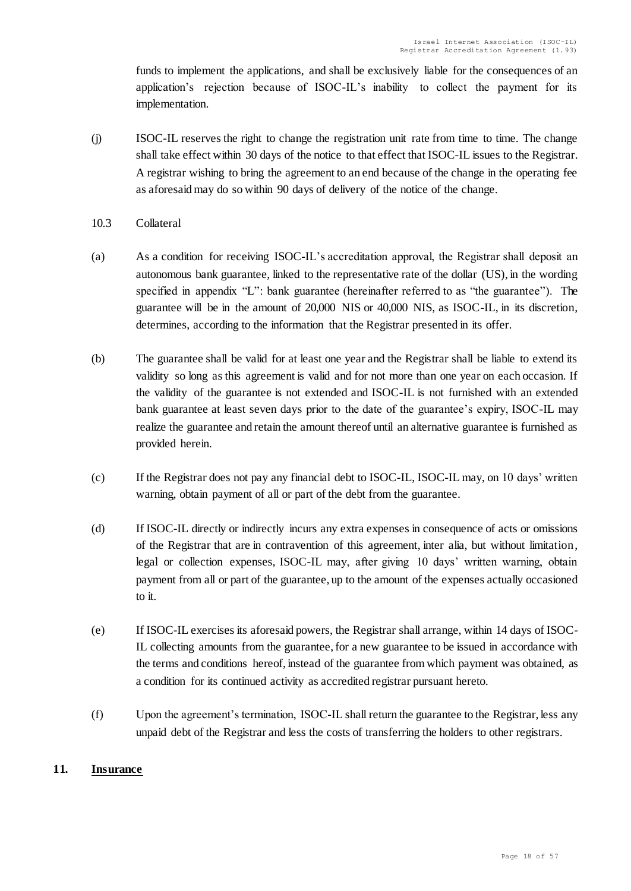funds to implement the applications, and shall be exclusively liable for the consequences of an application's rejection because of ISOC-IL's inability to collect the payment for its implementation.

(j) ISOC-IL reserves the right to change the registration unit rate from time to time. The change shall take effect within 30 days of the notice to that effect that ISOC-IL issues to the Registrar. A registrar wishing to bring the agreement to an end because of the change in the operating fee as aforesaid may do so within 90 days of delivery of the notice of the change.

10.3 Collateral

(a) As a condition for receiving ISOC-IL's accreditation approval, the Registrar shall deposit an autonomous bank guarantee, linked to the representative rate of the dollar (US), in the wording specified in appendix "L": bank guarantee (hereinafter referred to as "the guarantee"). The guarantee will be in the amount of 20,000 NIS or 40,000 NIS, as ISOC-IL, in its discretion, determines, according to the information that the Registrar presented in its offer.

(b) The guarantee shall be valid for at least one year and the Registrar shall be liable to extend its validity so long as this agreement is valid and for not more than one year on each occasion. If the validity of the guarantee is not extended and ISOC-IL is not furnished with an extended bank guarantee at least seven days prior to the date of the guarantee's expiry, ISOC-IL may realize the guarantee and retain the amount thereof until an alternative guarantee is furnished as provided herein.

(c) If the Registrar does not pay any financial debt to ISOC-IL, ISOC-IL may, on 10 days' written warning, obtain payment of all or part of the debt from the guarantee.

(d) If ISOC-IL directly or indirectly incurs any extra expenses in consequence of acts or omissions of the Registrar that are in contravention of this agreement, inter alia, but without limitation, legal or collection expenses, ISOC-IL may, after giving 10 days' written warning, obtain payment from all or part of the guarantee, up to the amount of the expenses actually occasioned to it.

(e) If ISOC-IL exercises its aforesaid powers, the Registrar shall arrange, within 14 days of ISOC-IL collecting amounts from the guarantee, for a new guarantee to be issued in accordance with the terms and conditions hereof, instead of the guarantee from which payment was obtained, as a condition for its continued activity as accredited registrar pursuant hereto.

(f) Upon the agreement's termination, ISOC-IL shall return the guarantee to the Registrar, less any unpaid debt of the Registrar and less the costs of transferring the holders to other registrars.

## 11. Insurance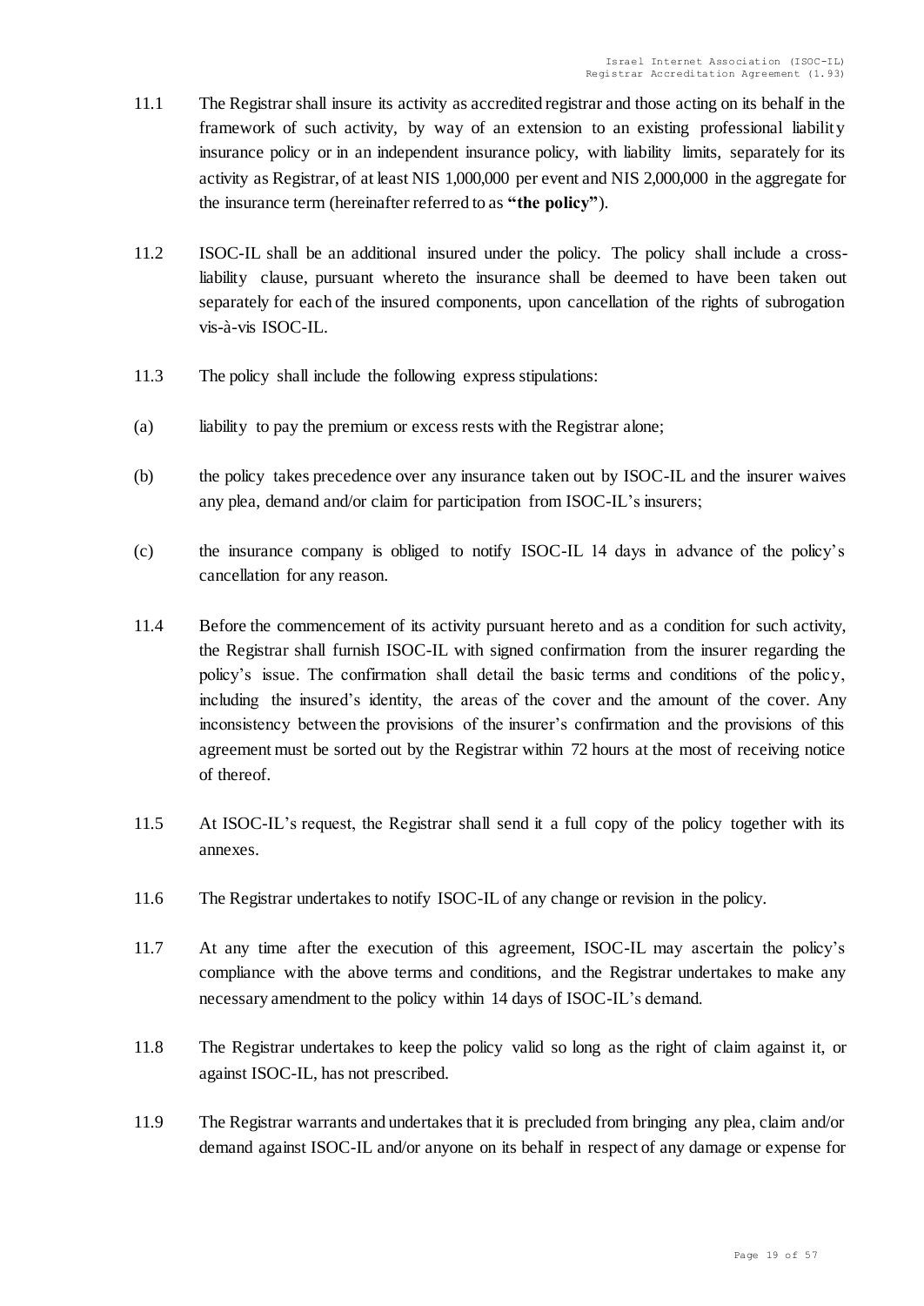11.1 The Registrar shall insure its activity as accredited registrar and those acting on its behalf in the framework of such activity, by way of an extension to an existing professional liability insurance policy or in an independent insurance policy, with liability limits, separately for its activity as Registrar, of at least NIS 1,000,000 per event and NIS 2,000,000 in the aggregate for the insurance term (hereinafter referred to as **"the policy"**).

11.2 ISOC-IL shall be an additional insured under the policy. The policy shall include a cross-liability clause, pursuant whereto the insurance shall be deemed to have been taken out separately for each of the insured components, upon cancellation of the rights of subrogation vis-à-vis ISOC-IL.

11.3 The policy shall include the following express stipulations:

(a) liability to pay the premium or excess rests with the Registrar alone;

(b) the policy takes precedence over any insurance taken out by ISOC-IL and the insurer waives any plea, demand and/or claim for participation from ISOC-IL's insurers;

(c) the insurance company is obliged to notify ISOC-IL 14 days in advance of the policy's cancellation for any reason.

11.4 Before the commencement of its activity pursuant hereto and as a condition for such activity, the Registrar shall furnish ISOC-IL with signed confirmation from the insurer regarding the policy's issue. The confirmation shall detail the basic terms and conditions of the policy, including the insured's identity, the areas of the cover and the amount of the cover. Any inconsistency between the provisions of the insurer's confirmation and the provisions of this agreement must be sorted out by the Registrar within 72 hours at the most of receiving notice of thereof.

11.5 At ISOC-IL's request, the Registrar shall send it a full copy of the policy together with its annexes.

11.6 The Registrar undertakes to notify ISOC-IL of any change or revision in the policy.

11.7 At any time after the execution of this agreement, ISOC-IL may ascertain the policy's compliance with the above terms and conditions, and the Registrar undertakes to make any necessary amendment to the policy within 14 days of ISOC-IL's demand.

11.8 The Registrar undertakes to keep the policy valid so long as the right of claim against it, or against ISOC-IL, has not prescribed.

11.9 The Registrar warrants and undertakes that it is precluded from bringing any plea, claim and/or demand against ISOC-IL and/or anyone on its behalf in respect of any damage or expense for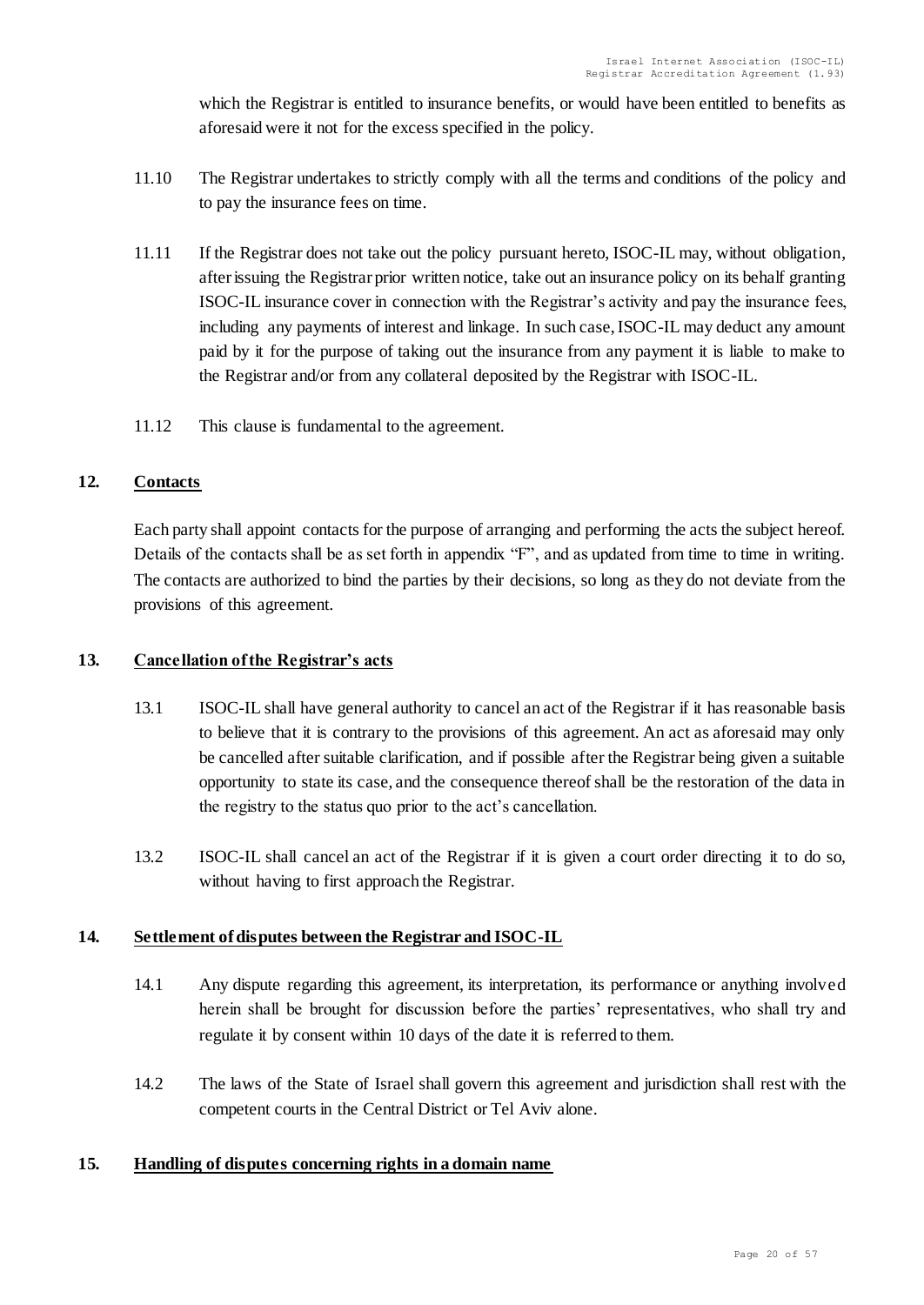which the Registrar is entitled to insurance benefits, or would have been entitled to benefits as aforesaid were it not for the excess specified in the policy.

11.10 The Registrar undertakes to strictly comply with all the terms and conditions of the policy and to pay the insurance fees on time.

11.11 If the Registrar does not take out the policy pursuant hereto, ISOC-IL may, without obligation, after issuing the Registrar prior written notice, take out an insurance policy on its behalf granting ISOC-IL insurance cover in connection with the Registrar's activity and pay the insurance fees, including any payments of interest and linkage. In such case, ISOC-IL may deduct any amount paid by it for the purpose of taking out the insurance from any payment it is liable to make to the Registrar and/or from any collateral deposited by the Registrar with ISOC-IL.

11.12 This clause is fundamental to the agreement.

## 12. Contacts

Each party shall appoint contacts for the purpose of arranging and performing the acts the subject hereof. Details of the contacts shall be as set forth in appendix "F", and as updated from time to time in writing. The contacts are authorized to bind the parties by their decisions, so long as they do not deviate from the provisions of this agreement.

## 13. Cancellation of the Registrar's acts

13.1 ISOC-IL shall have general authority to cancel an act of the Registrar if it has reasonable basis to believe that it is contrary to the provisions of this agreement. An act as aforesaid may only be cancelled after suitable clarification, and if possible after the Registrar being given a suitable opportunity to state its case, and the consequence thereof shall be the restoration of the data in the registry to the status quo prior to the act's cancellation.

13.2 ISOC-IL shall cancel an act of the Registrar if it is given a court order directing it to do so, without having to first approach the Registrar.

## 14. Settlement of disputes between the Registrar and ISOC-IL

14.1 Any dispute regarding this agreement, its interpretation, its performance or anything involved herein shall be brought for discussion before the parties' representatives, who shall try and regulate it by consent within 10 days of the date it is referred to them.

14.2 The laws of the State of Israel shall govern this agreement and jurisdiction shall rest with the competent courts in the Central District or Tel Aviv alone.

## 15. Handling of disputes concerning rights in a domain name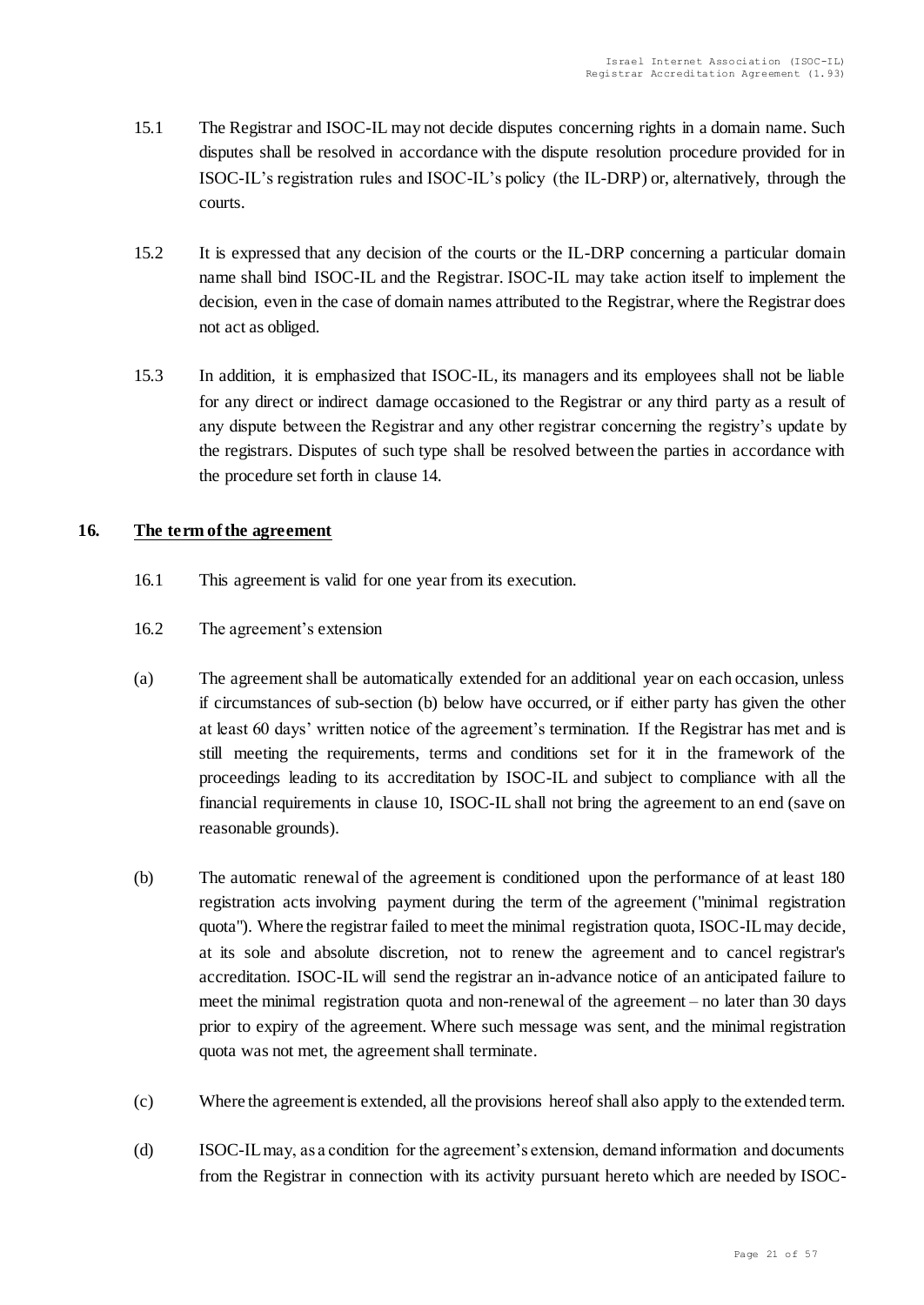15.1 The Registrar and ISOC-IL may not decide disputes concerning rights in a domain name. Such disputes shall be resolved in accordance with the dispute resolution procedure provided for in ISOC-IL's registration rules and ISOC-IL's policy (the IL-DRP) or, alternatively, through the courts.

15.2 It is expressed that any decision of the courts or the IL-DRP concerning a particular domain name shall bind ISOC-IL and the Registrar. ISOC-IL may take action itself to implement the decision, even in the case of domain names attributed to the Registrar, where the Registrar does not act as obliged.

15.3 In addition, it is emphasized that ISOC-IL, its managers and its employees shall not be liable for any direct or indirect damage occasioned to the Registrar or any third party as a result of any dispute between the Registrar and any other registrar concerning the registry's update by the registrars. Disputes of such type shall be resolved between the parties in accordance with the procedure set forth in clause 14.

## 16. The term of the agreement

16.1 This agreement is valid for one year from its execution.

16.2 The agreement's extension

(a) The agreement shall be automatically extended for an additional year on each occasion, unless if circumstances of sub-section (b) below have occurred, or if either party has given the other at least 60 days' written notice of the agreement's termination. If the Registrar has met and is still meeting the requirements, terms and conditions set for it in the framework of the proceedings leading to its accreditation by ISOC-IL and subject to compliance with all the financial requirements in clause 10, ISOC-IL shall not bring the agreement to an end (save on reasonable grounds).

(b) The automatic renewal of the agreement is conditioned upon the performance of at least 180 registration acts involving payment during the term of the agreement ("minimal registration quota"). Where the registrar failed to meet the minimal registration quota, ISOC-IL may decide, at its sole and absolute discretion, not to renew the agreement and to cancel registrar's accreditation. ISOC-IL will send the registrar an in-advance notice of an anticipated failure to meet the minimal registration quota and non-renewal of the agreement – no later than 30 days prior to expiry of the agreement. Where such message was sent, and the minimal registration quota was not met, the agreement shall terminate.

(c) Where the agreement is extended, all the provisions hereof shall also apply to the extended term.

(d) ISOC-IL may, as a condition for the agreement's extension, demand information and documents from the Registrar in connection with its activity pursuant hereto which are needed by ISOC-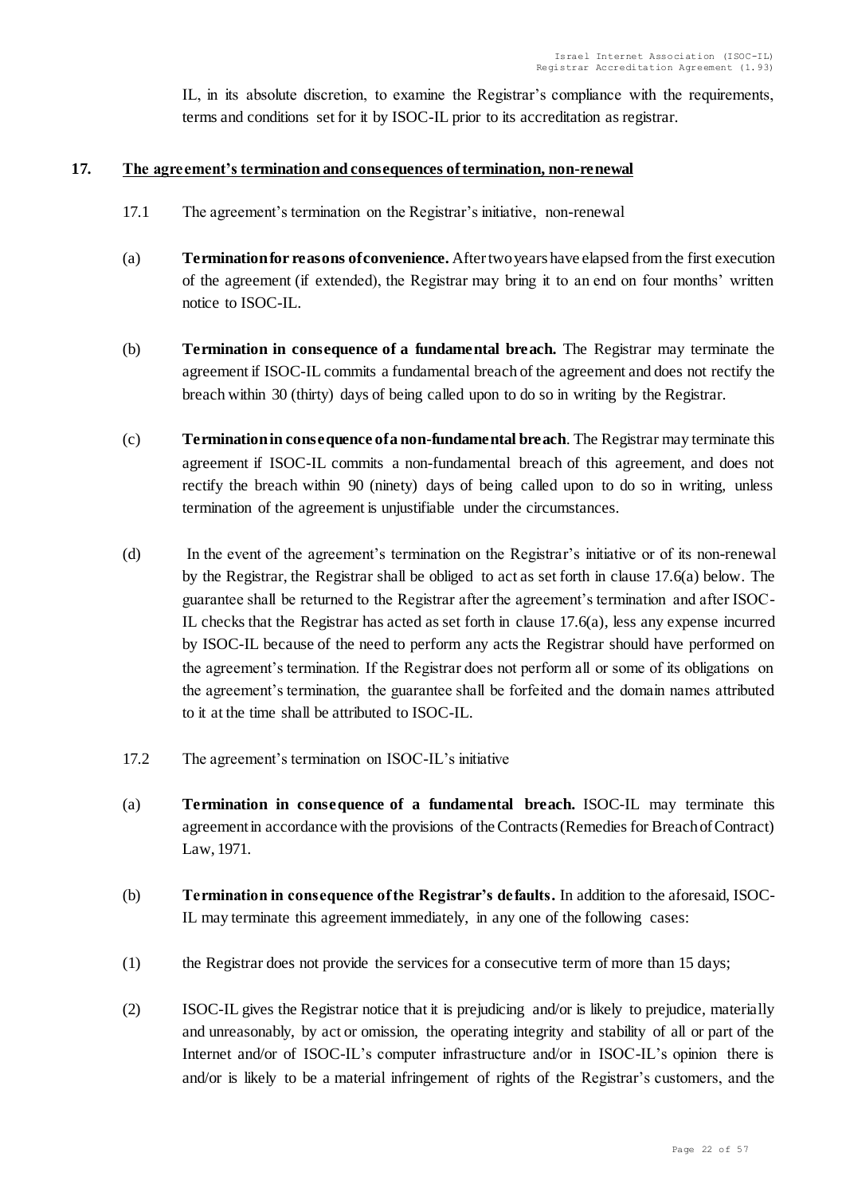IL, in its absolute discretion, to examine the Registrar's compliance with the requirements, terms and conditions set for it by ISOC-IL prior to its accreditation as registrar.

## 17. The agreement's termination and consequences of termination, non-renewal

17.1 The agreement's termination on the Registrar's initiative, non-renewal

(a) **Termination for reasons of convenience.** After two years have elapsed from the first execution of the agreement (if extended), the Registrar may bring it to an end on four months' written notice to ISOC-IL.

(b) **Termination in consequence of a fundamental breach.** The Registrar may terminate the agreement if ISOC-IL commits a fundamental breach of the agreement and does not rectify the breach within 30 (thirty) days of being called upon to do so in writing by the Registrar.

(c) **Termination in consequence of a non-fundamental breach**. The Registrar may terminate this agreement if ISOC-IL commits a non-fundamental breach of this agreement, and does not rectify the breach within 90 (ninety) days of being called upon to do so in writing, unless termination of the agreement is unjustifiable under the circumstances.

(d) In the event of the agreement's termination on the Registrar's initiative or of its non-renewal by the Registrar, the Registrar shall be obliged to act as set forth in clause 17.6(a) below. The guarantee shall be returned to the Registrar after the agreement's termination and after ISOC-IL checks that the Registrar has acted as set forth in clause 17.6(a), less any expense incurred by ISOC-IL because of the need to perform any acts the Registrar should have performed on the agreement's termination. If the Registrar does not perform all or some of its obligations on the agreement's termination, the guarantee shall be forfeited and the domain names attributed to it at the time shall be attributed to ISOC-IL.

17.2 The agreement's termination on ISOC-IL's initiative

(a) **Termination in consequence of a fundamental breach.** ISOC-IL may terminate this agreement in accordance with the provisions of the Contracts (Remedies for Breach of Contract) Law, 1971.

(b) **Termination in consequence of the Registrar's defaults.** In addition to the aforesaid, ISOC-IL may terminate this agreement immediately, in any one of the following cases:

(1) the Registrar does not provide the services for a consecutive term of more than 15 days;

(2) ISOC-IL gives the Registrar notice that it is prejudicing and/or is likely to prejudice, materially and unreasonably, by act or omission, the operating integrity and stability of all or part of the Internet and/or of ISOC-IL's computer infrastructure and/or in ISOC-IL's opinion there is and/or is likely to be a material infringement of rights of the Registrar's customers, and the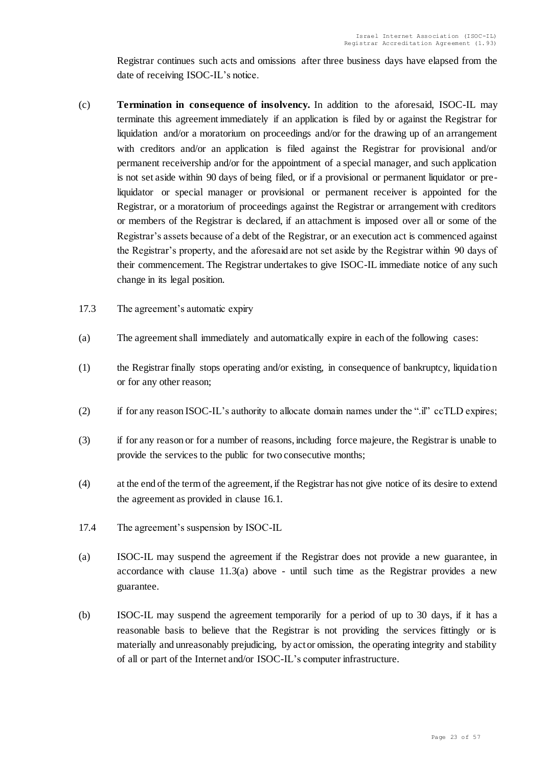Registrar continues such acts and omissions after three business days have elapsed from the date of receiving ISOC-IL's notice.

(c) **Termination in consequence of insolvency.** In addition to the aforesaid, ISOC-IL may terminate this agreement immediately if an application is filed by or against the Registrar for liquidation and/or a moratorium on proceedings and/or for the drawing up of an arrangement with creditors and/or an application is filed against the Registrar for provisional and/or permanent receivership and/or for the appointment of a special manager, and such application is not set aside within 90 days of being filed, or if a provisional or permanent liquidator or pre-liquidator or special manager or provisional or permanent receiver is appointed for the Registrar, or a moratorium of proceedings against the Registrar or arrangement with creditors or members of the Registrar is declared, if an attachment is imposed over all or some of the Registrar's assets because of a debt of the Registrar, or an execution act is commenced against the Registrar's property, and the aforesaid are not set aside by the Registrar within 90 days of their commencement. The Registrar undertakes to give ISOC-IL immediate notice of any such change in its legal position.

17.3 The agreement's automatic expiry

(a) The agreement shall immediately and automatically expire in each of the following cases:

(1) the Registrar finally stops operating and/or existing, in consequence of bankruptcy, liquidation or for any other reason;

(2) if for any reason ISOC-IL's authority to allocate domain names under the ".il" ccTLD expires;

(3) if for any reason or for a number of reasons, including force majeure, the Registrar is unable to provide the services to the public for two consecutive months;

(4) at the end of the term of the agreement, if the Registrar has not give notice of its desire to extend the agreement as provided in clause 16.1.

17.4 The agreement's suspension by ISOC-IL

(a) ISOC-IL may suspend the agreement if the Registrar does not provide a new guarantee, in accordance with clause 11.3(a) above - until such time as the Registrar provides a new guarantee.

(b) ISOC-IL may suspend the agreement temporarily for a period of up to 30 days, if it has a reasonable basis to believe that the Registrar is not providing the services fittingly or is materially and unreasonably prejudicing, by act or omission, the operating integrity and stability of all or part of the Internet and/or ISOC-IL's computer infrastructure.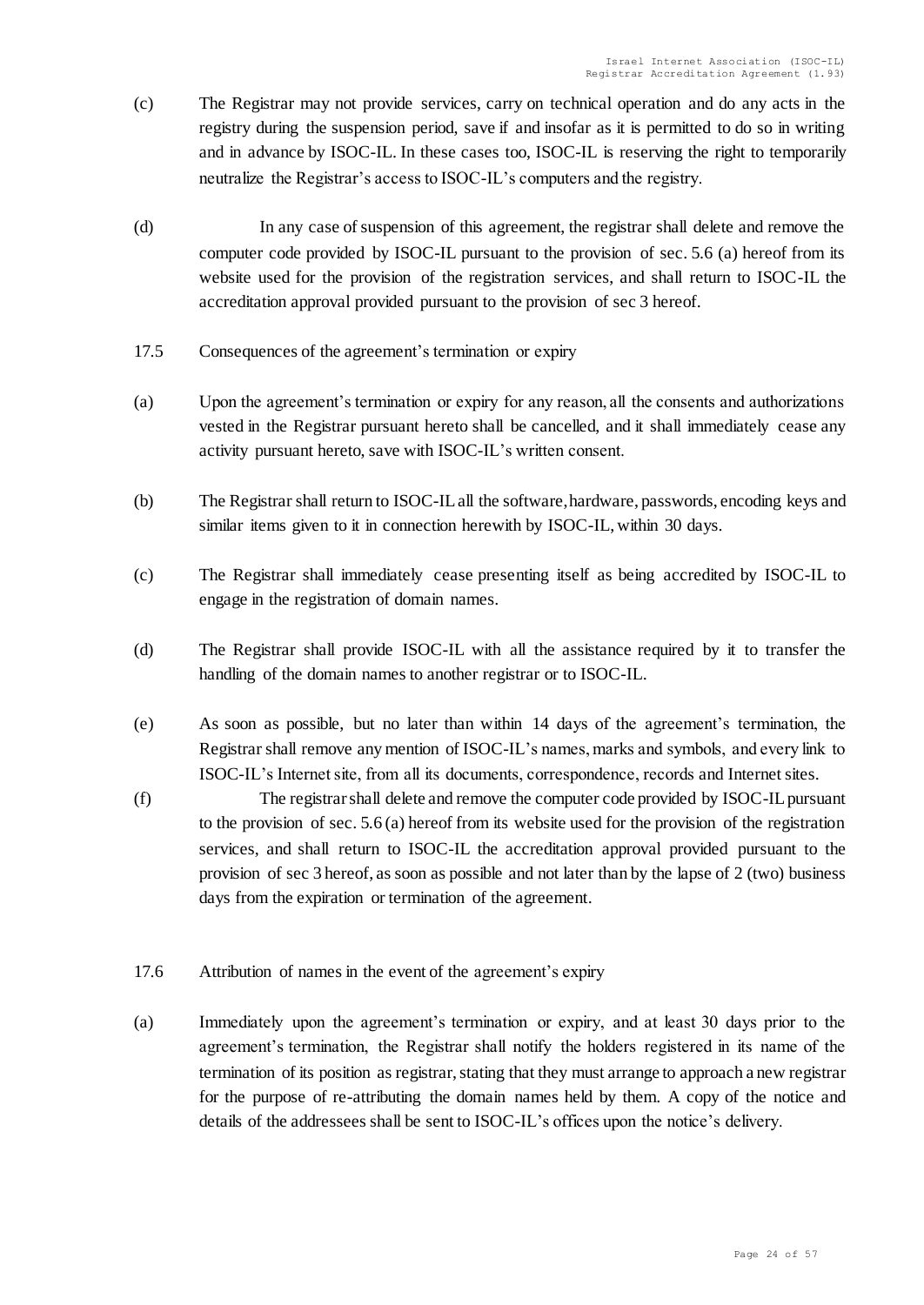(c) The Registrar may not provide services, carry on technical operation and do any acts in the registry during the suspension period, save if and insofar as it is permitted to do so in writing and in advance by ISOC-IL. In these cases too, ISOC-IL is reserving the right to temporarily neutralize the Registrar's access to ISOC-IL's computers and the registry.

(d) In any case of suspension of this agreement, the registrar shall delete and remove the computer code provided by ISOC-IL pursuant to the provision of sec. 5.6 (a) hereof from its website used for the provision of the registration services, and shall return to ISOC-IL the accreditation approval provided pursuant to the provision of sec 3 hereof.

17.5 Consequences of the agreement's termination or expiry

(a) Upon the agreement's termination or expiry for any reason, all the consents and authorizations vested in the Registrar pursuant hereto shall be cancelled, and it shall immediately cease any activity pursuant hereto, save with ISOC-IL's written consent.

(b) The Registrar shall return to ISOC-IL all the software, hardware, passwords, encoding keys and similar items given to it in connection herewith by ISOC-IL, within 30 days.

(c) The Registrar shall immediately cease presenting itself as being accredited by ISOC-IL to engage in the registration of domain names.

(d) The Registrar shall provide ISOC-IL with all the assistance required by it to transfer the handling of the domain names to another registrar or to ISOC-IL.

(e) As soon as possible, but no later than within 14 days of the agreement's termination, the Registrar shall remove any mention of ISOC-IL's names, marks and symbols, and every link to ISOC-IL's Internet site, from all its documents, correspondence, records and Internet sites.

(f) The registrar shall delete and remove the computer code provided by ISOC-IL pursuant to the provision of sec. 5.6 (a) hereof from its website used for the provision of the registration services, and shall return to ISOC-IL the accreditation approval provided pursuant to the provision of sec 3 hereof, as soon as possible and not later than by the lapse of 2 (two) business days from the expiration or termination of the agreement.

17.6 Attribution of names in the event of the agreement's expiry

(a) Immediately upon the agreement's termination or expiry, and at least 30 days prior to the agreement's termination, the Registrar shall notify the holders registered in its name of the termination of its position as registrar, stating that they must arrange to approach a new registrar for the purpose of re-attributing the domain names held by them. A copy of the notice and details of the addressees shall be sent to ISOC-IL's offices upon the notice's delivery.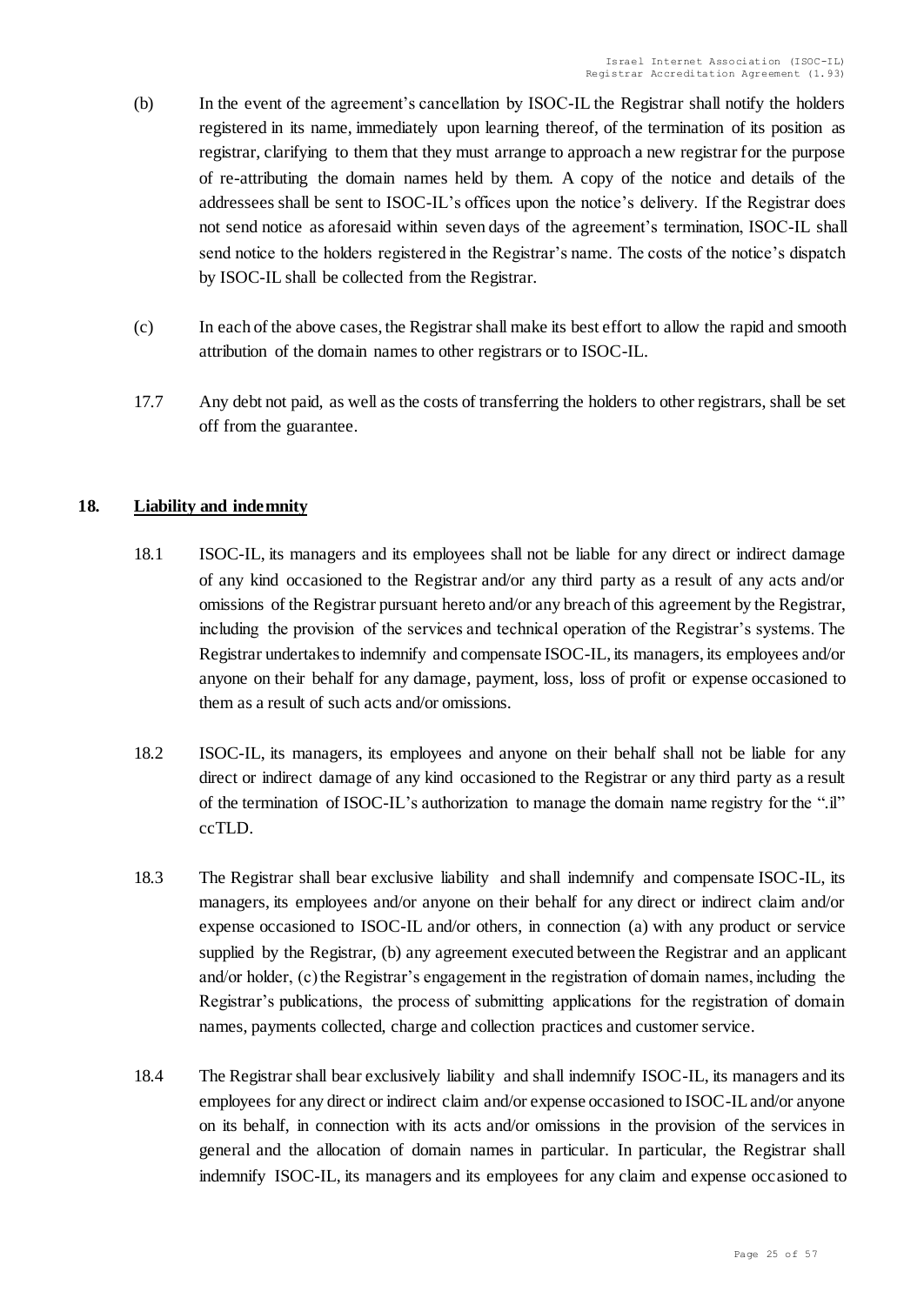(b) In the event of the agreement's cancellation by ISOC-IL the Registrar shall notify the holders registered in its name, immediately upon learning thereof, of the termination of its position as registrar, clarifying to them that they must arrange to approach a new registrar for the purpose of re-attributing the domain names held by them. A copy of the notice and details of the addressees shall be sent to ISOC-IL's offices upon the notice's delivery. If the Registrar does not send notice as aforesaid within seven days of the agreement's termination, ISOC-IL shall send notice to the holders registered in the Registrar's name. The costs of the notice's dispatch by ISOC-IL shall be collected from the Registrar.

(c) In each of the above cases, the Registrar shall make its best effort to allow the rapid and smooth attribution of the domain names to other registrars or to ISOC-IL.

17.7 Any debt not paid, as well as the costs of transferring the holders to other registrars, shall be set off from the guarantee.

## 18. Liability and indemnity

18.1 ISOC-IL, its managers and its employees shall not be liable for any direct or indirect damage of any kind occasioned to the Registrar and/or any third party as a result of any acts and/or omissions of the Registrar pursuant hereto and/or any breach of this agreement by the Registrar, including the provision of the services and technical operation of the Registrar's systems. The Registrar undertakes to indemnify and compensate ISOC-IL, its managers, its employees and/or anyone on their behalf for any damage, payment, loss, loss of profit or expense occasioned to them as a result of such acts and/or omissions.

18.2 ISOC-IL, its managers, its employees and anyone on their behalf shall not be liable for any direct or indirect damage of any kind occasioned to the Registrar or any third party as a result of the termination of ISOC-IL's authorization to manage the domain name registry for the ".il" ccTLD.

18.3 The Registrar shall bear exclusive liability and shall indemnify and compensate ISOC-IL, its managers, its employees and/or anyone on their behalf for any direct or indirect claim and/or expense occasioned to ISOC-IL and/or others, in connection (a) with any product or service supplied by the Registrar, (b) any agreement executed between the Registrar and an applicant and/or holder, (c) the Registrar's engagement in the registration of domain names, including the Registrar's publications, the process of submitting applications for the registration of domain names, payments collected, charge and collection practices and customer service.

18.4 The Registrar shall bear exclusively liability and shall indemnify ISOC-IL, its managers and its employees for any direct or indirect claim and/or expense occasioned to ISOC-IL and/or anyone on its behalf, in connection with its acts and/or omissions in the provision of the services in general and the allocation of domain names in particular. In particular, the Registrar shall indemnify ISOC-IL, its managers and its employees for any claim and expense occasioned to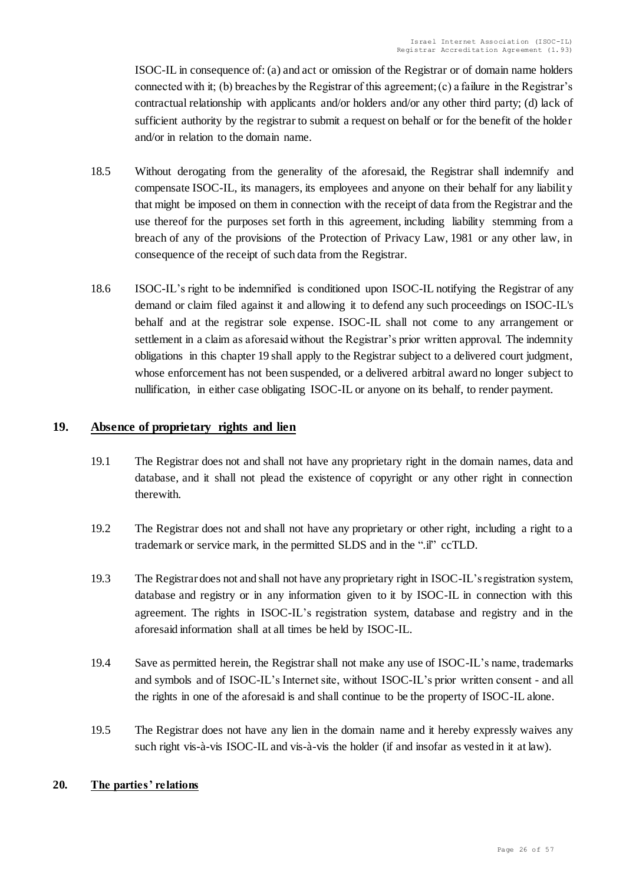ISOC-IL in consequence of: (a) and act or omission of the Registrar or of domain name holders connected with it; (b) breaches by the Registrar of this agreement; (c) a failure in the Registrar's contractual relationship with applicants and/or holders and/or any other third party; (d) lack of sufficient authority by the registrar to submit a request on behalf or for the benefit of the holder and/or in relation to the domain name.

18.5 Without derogating from the generality of the aforesaid, the Registrar shall indemnify and compensate ISOC-IL, its managers, its employees and anyone on their behalf for any liability that might be imposed on them in connection with the receipt of data from the Registrar and the use thereof for the purposes set forth in this agreement, including liability stemming from a breach of any of the provisions of the Protection of Privacy Law, 1981 or any other law, in consequence of the receipt of such data from the Registrar.

18.6 ISOC-IL's right to be indemnified is conditioned upon ISOC-IL notifying the Registrar of any demand or claim filed against it and allowing it to defend any such proceedings on ISOC-IL's behalf and at the registrar sole expense. ISOC-IL shall not come to any arrangement or settlement in a claim as aforesaid without the Registrar's prior written approval. The indemnity obligations in this chapter 19 shall apply to the Registrar subject to a delivered court judgment, whose enforcement has not been suspended, or a delivered arbitral award no longer subject to nullification, in either case obligating ISOC-IL or anyone on its behalf, to render payment.

## 19. Absence of proprietary rights and lien

19.1 The Registrar does not and shall not have any proprietary right in the domain names, data and database, and it shall not plead the existence of copyright or any other right in connection therewith.

19.2 The Registrar does not and shall not have any proprietary or other right, including a right to a trademark or service mark, in the permitted SLDS and in the ".il" ccTLD.

19.3 The Registrar does not and shall not have any proprietary right in ISOC-IL's registration system, database and registry or in any information given to it by ISOC-IL in connection with this agreement. The rights in ISOC-IL's registration system, database and registry and in the aforesaid information shall at all times be held by ISOC-IL.

19.4 Save as permitted herein, the Registrar shall not make any use of ISOC-IL's name, trademarks and symbols and of ISOC-IL's Internet site, without ISOC-IL's prior written consent - and all the rights in one of the aforesaid is and shall continue to be the property of ISOC-IL alone.

19.5 The Registrar does not have any lien in the domain name and it hereby expressly waives any such right vis-à-vis ISOC-IL and vis-à-vis the holder (if and insofar as vested in it at law).

## 20. The parties' relations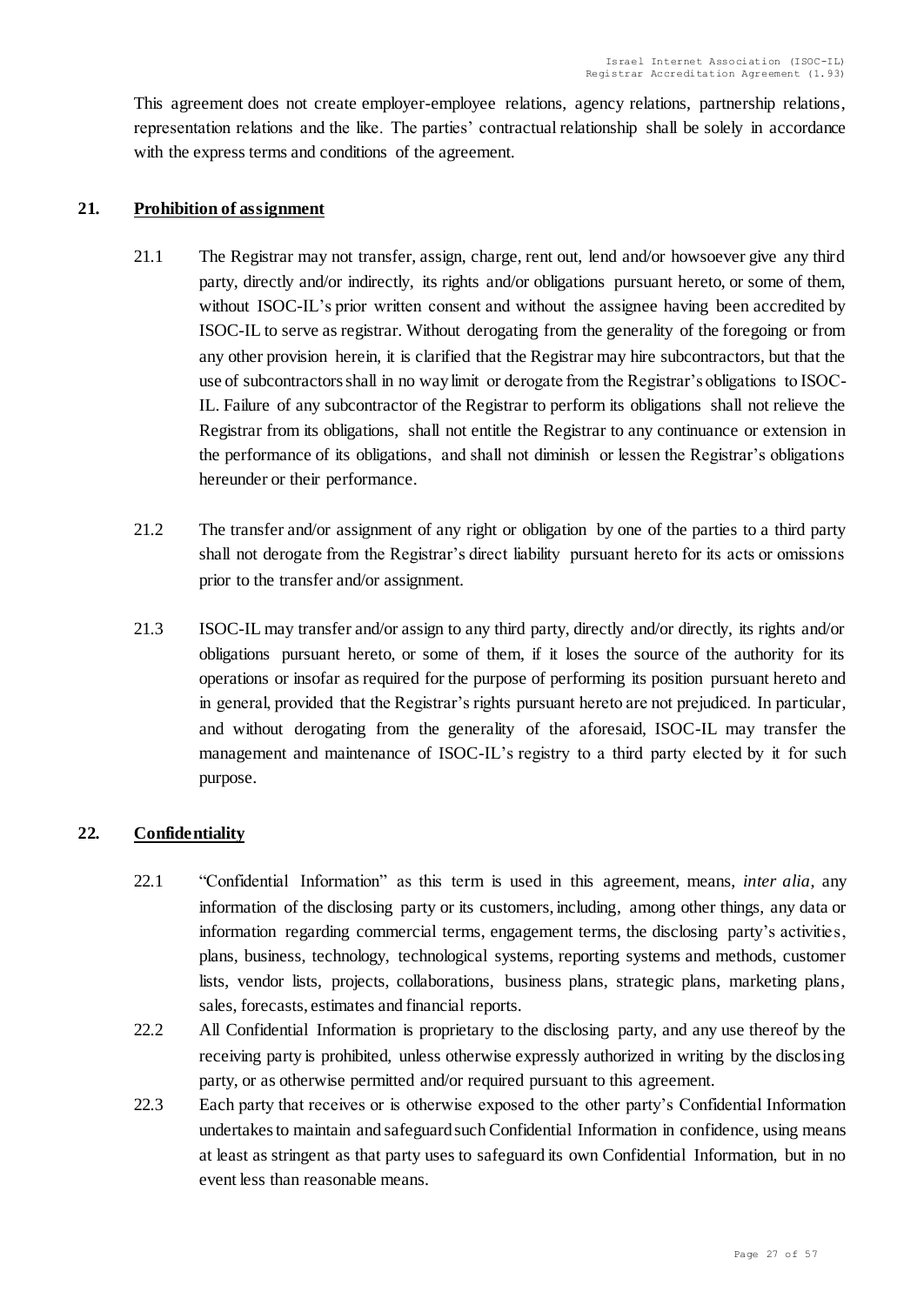This agreement does not create employer-employee relations, agency relations, partnership relations, representation relations and the like. The parties' contractual relationship shall be solely in accordance with the express terms and conditions of the agreement.

## 21. Prohibition of assignment

21.1 The Registrar may not transfer, assign, charge, rent out, lend and/or howsoever give any third party, directly and/or indirectly, its rights and/or obligations pursuant hereto, or some of them, without ISOC-IL's prior written consent and without the assignee having been accredited by ISOC-IL to serve as registrar. Without derogating from the generality of the foregoing or from any other provision herein, it is clarified that the Registrar may hire subcontractors, but that the use of subcontractors shall in no way limit or derogate from the Registrar's obligations to ISOC-IL. Failure of any subcontractor of the Registrar to perform its obligations shall not relieve the Registrar from its obligations, shall not entitle the Registrar to any continuance or extension in the performance of its obligations, and shall not diminish or lessen the Registrar's obligations hereunder or their performance.

21.2 The transfer and/or assignment of any right or obligation by one of the parties to a third party shall not derogate from the Registrar's direct liability pursuant hereto for its acts or omissions prior to the transfer and/or assignment.

21.3 ISOC-IL may transfer and/or assign to any third party, directly and/or directly, its rights and/or obligations pursuant hereto, or some of them, if it loses the source of the authority for its operations or insofar as required for the purpose of performing its position pursuant hereto and in general, provided that the Registrar's rights pursuant hereto are not prejudiced. In particular, and without derogating from the generality of the aforesaid, ISOC-IL may transfer the management and maintenance of ISOC-IL's registry to a third party elected by it for such purpose.

## 22. Confidentiality

22.1 "Confidential Information" as this term is used in this agreement, means, *inter alia*, any information of the disclosing party or its customers, including, among other things, any data or information regarding commercial terms, engagement terms, the disclosing party's activities, plans, business, technology, technological systems, reporting systems and methods, customer lists, vendor lists, projects, collaborations, business plans, strategic plans, marketing plans, sales, forecasts, estimates and financial reports.

22.2 All Confidential Information is proprietary to the disclosing party, and any use thereof by the receiving party is prohibited, unless otherwise expressly authorized in writing by the disclosing party, or as otherwise permitted and/or required pursuant to this agreement.

22.3 Each party that receives or is otherwise exposed to the other party's Confidential Information undertakes to maintain and safeguard such Confidential Information in confidence, using means at least as stringent as that party uses to safeguard its own Confidential Information, but in no event less than reasonable means.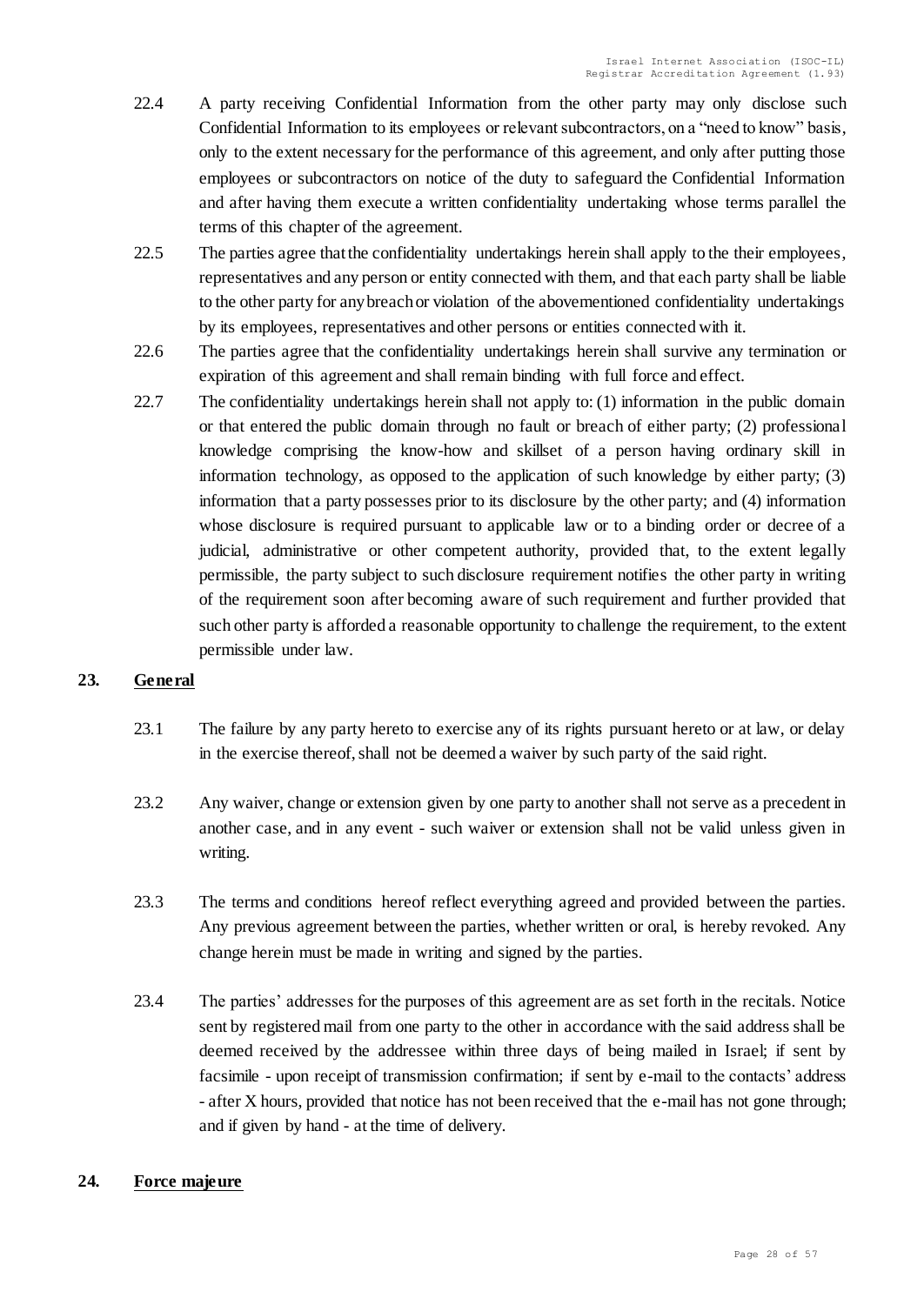22.4 A party receiving Confidential Information from the other party may only disclose such Confidential Information to its employees or relevant subcontractors, on a "need to know" basis, only to the extent necessary for the performance of this agreement, and only after putting those employees or subcontractors on notice of the duty to safeguard the Confidential Information and after having them execute a written confidentiality undertaking whose terms parallel the terms of this chapter of the agreement.

22.5 The parties agree that the confidentiality undertakings herein shall apply to the their employees, representatives and any person or entity connected with them, and that each party shall be liable to the other party for any breach or violation of the abovementioned confidentiality undertakings by its employees, representatives and other persons or entities connected with it.

22.6 The parties agree that the confidentiality undertakings herein shall survive any termination or expiration of this agreement and shall remain binding with full force and effect.

22.7 The confidentiality undertakings herein shall not apply to: (1) information in the public domain or that entered the public domain through no fault or breach of either party; (2) professional knowledge comprising the know-how and skillset of a person having ordinary skill in information technology, as opposed to the application of such knowledge by either party; (3) information that a party possesses prior to its disclosure by the other party; and (4) information whose disclosure is required pursuant to applicable law or to a binding order or decree of a judicial, administrative or other competent authority, provided that, to the extent legally permissible, the party subject to such disclosure requirement notifies the other party in writing of the requirement soon after becoming aware of such requirement and further provided that such other party is afforded a reasonable opportunity to challenge the requirement, to the extent permissible under law.

## 23. <u>General</u>

23.1 The failure by any party hereto to exercise any of its rights pursuant hereto or at law, or delay in the exercise thereof, shall not be deemed a waiver by such party of the said right.

23.2 Any waiver, change or extension given by one party to another shall not serve as a precedent in another case, and in any event - such waiver or extension shall not be valid unless given in writing.

23.3 The terms and conditions hereof reflect everything agreed and provided between the parties. Any previous agreement between the parties, whether written or oral, is hereby revoked. Any change herein must be made in writing and signed by the parties.

23.4 The parties' addresses for the purposes of this agreement are as set forth in the recitals. Notice sent by registered mail from one party to the other in accordance with the said address shall be deemed received by the addressee within three days of being mailed in Israel; if sent by facsimile - upon receipt of transmission confirmation; if sent by e-mail to the contacts' address - after X hours, provided that notice has not been received that the e-mail has not gone through; and if given by hand - at the time of delivery.

## 24. <u>Force majeure</u>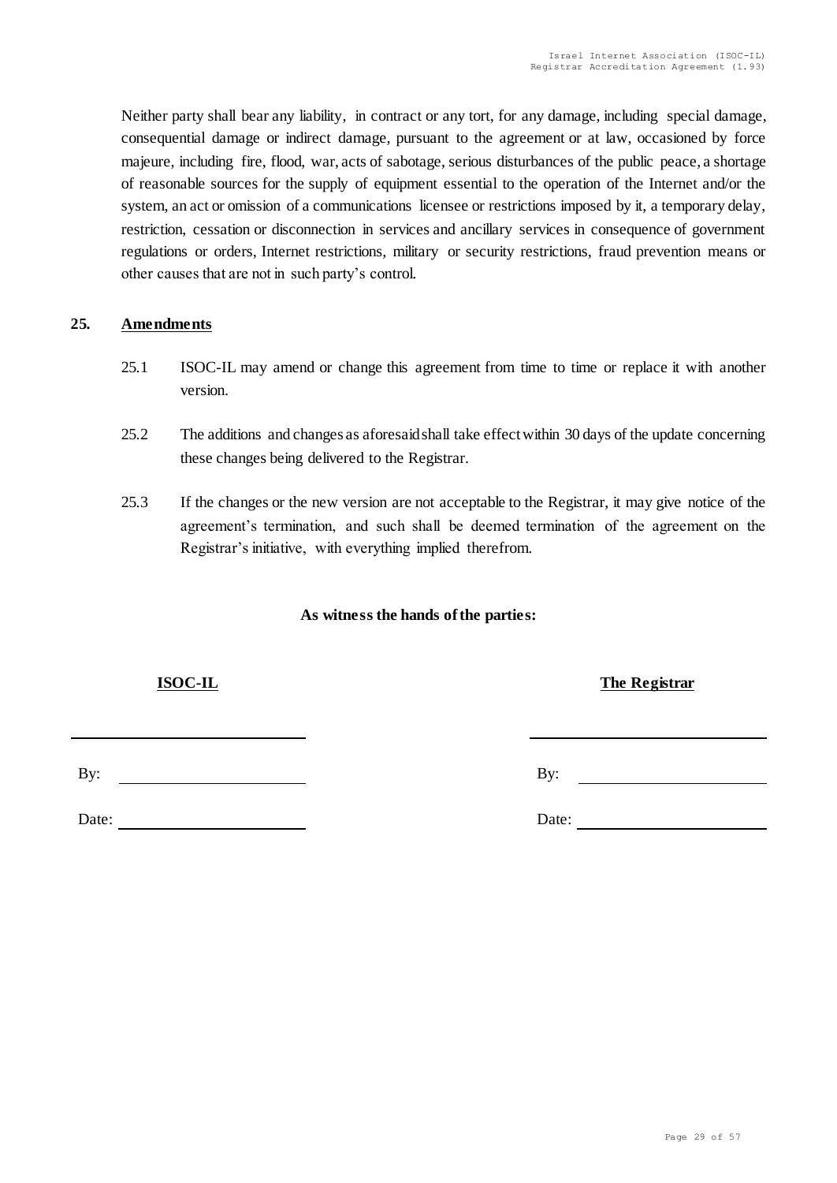Neither party shall bear any liability, in contract or any tort, for any damage, including special damage, consequential damage or indirect damage, pursuant to the agreement or at law, occasioned by force majeure, including fire, flood, war, acts of sabotage, serious disturbances of the public peace, a shortage of reasonable sources for the supply of equipment essential to the operation of the Internet and/or the system, an act or omission of a communications licensee or restrictions imposed by it, a temporary delay, restriction, cessation or disconnection in services and ancillary services in consequence of government regulations or orders, Internet restrictions, military or security restrictions, fraud prevention means or other causes that are not in such party's control.

## 25. Amendments

25.1 ISOC-IL may amend or change this agreement from time to time or replace it with another version.

25.2 The additions and changes as aforesaid shall take effect within 30 days of the update concerning these changes being delivered to the Registrar.

25.3 If the changes or the new version are not acceptable to the Registrar, it may give notice of the agreement's termination, and such shall be deemed termination of the agreement on the Registrar's initiative, with everything implied therefrom.

**As witness the hands of the parties:**

| **ISOC-IL** | **The Registrar** |
|---|---|
| \_\_\_\_\_\_\_\_\_\_\_\_\_\_\_\_\_\_\_\_ | \_\_\_\_\_\_\_\_\_\_\_\_\_\_\_\_\_\_\_\_ |
| By: \_\_\_\_\_\_\_\_\_\_\_\_\_\_\_\_ | By: \_\_\_\_\_\_\_\_\_\_\_\_\_\_\_\_ |
| Date: \_\_\_\_\_\_\_\_\_\_\_\_\_\_\_\_ | Date: \_\_\_\_\_\_\_\_\_\_\_\_\_\_\_\_ |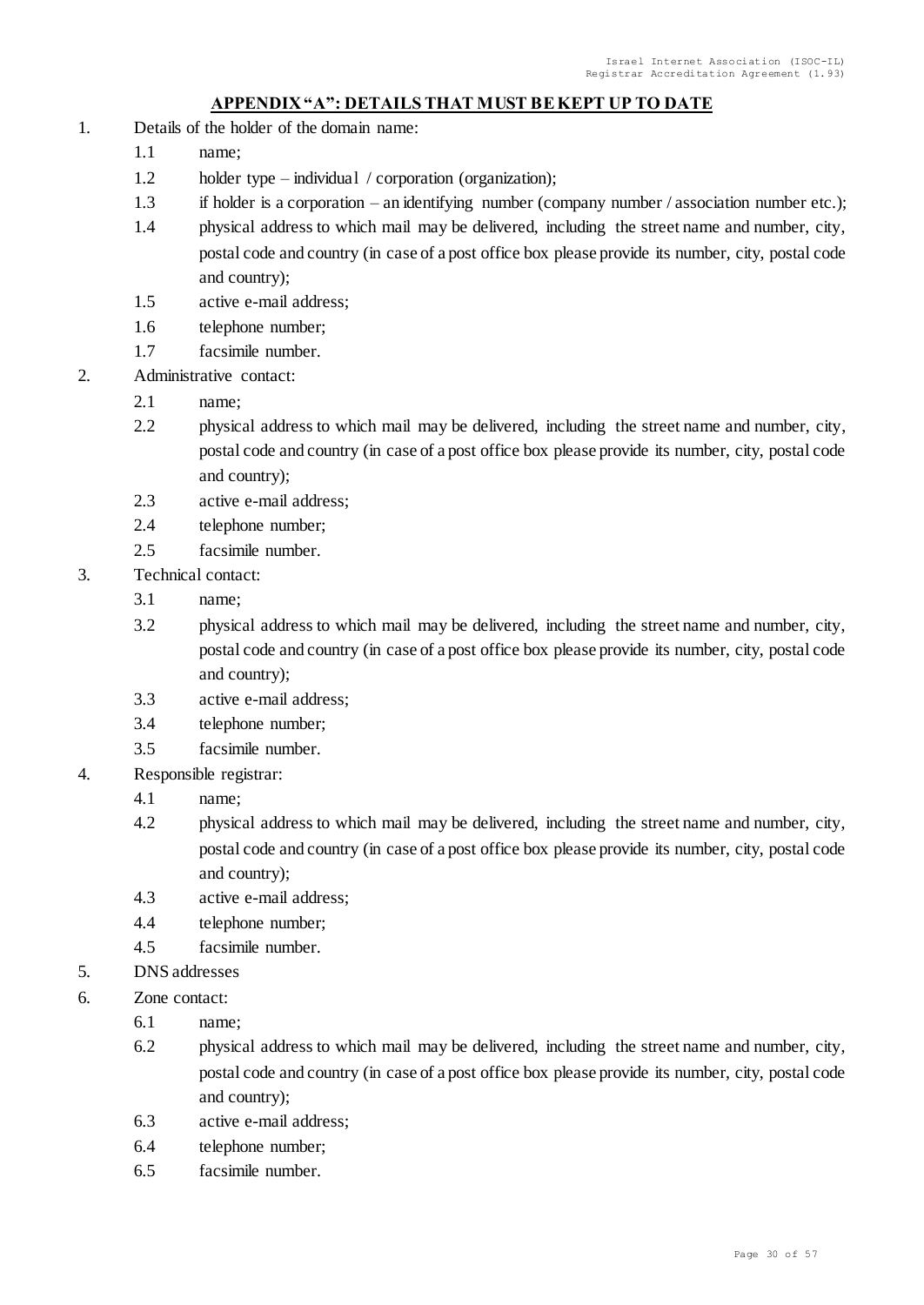## APPENDIX "A": DETAILS THAT MUST BE KEPT UP TO DATE

1. Details of the holder of the domain name:
   - 1.1 name;
   - 1.2 holder type – individual / corporation (organization);
   - 1.3 if holder is a corporation – an identifying number (company number / association number etc.);
   - 1.4 physical address to which mail may be delivered, including the street name and number, city, postal code and country (in case of a post office box please provide its number, city, postal code and country);
   - 1.5 active e-mail address;
   - 1.6 telephone number;
   - 1.7 facsimile number.
2. Administrative contact:
   - 2.1 name;
   - 2.2 physical address to which mail may be delivered, including the street name and number, city, postal code and country (in case of a post office box please provide its number, city, postal code and country);
   - 2.3 active e-mail address;
   - 2.4 telephone number;
   - 2.5 facsimile number.
3. Technical contact:
   - 3.1 name;
   - 3.2 physical address to which mail may be delivered, including the street name and number, city, postal code and country (in case of a post office box please provide its number, city, postal code and country);
   - 3.3 active e-mail address;
   - 3.4 telephone number;
   - 3.5 facsimile number.
4. Responsible registrar:
   - 4.1 name;
   - 4.2 physical address to which mail may be delivered, including the street name and number, city, postal code and country (in case of a post office box please provide its number, city, postal code and country);
   - 4.3 active e-mail address;
   - 4.4 telephone number;
   - 4.5 facsimile number.
5. DNS addresses
6. Zone contact:
   - 6.1 name;
   - 6.2 physical address to which mail may be delivered, including the street name and number, city, postal code and country (in case of a post office box please provide its number, city, postal code and country);
   - 6.3 active e-mail address;
   - 6.4 telephone number;
   - 6.5 facsimile number.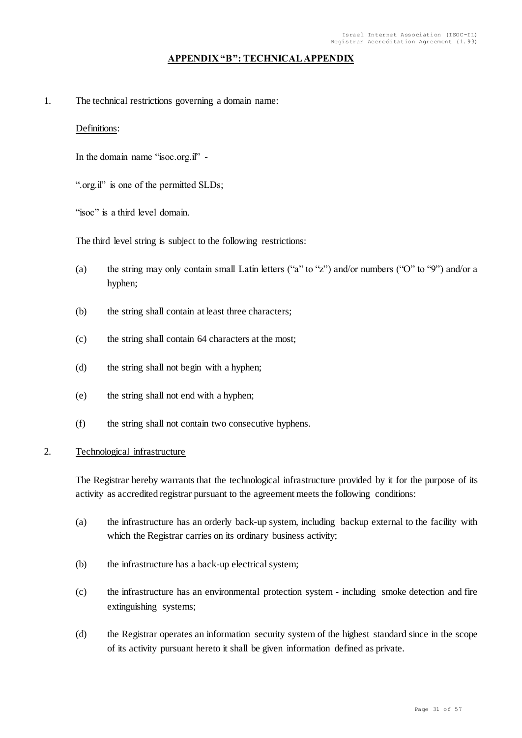# APPENDIX "B": TECHNICAL APPENDIX

1. The technical restrictions governing a domain name:

   Definitions:

   In the domain name "isoc.org.il" -

   ".org.il" is one of the permitted SLDs;

   "isoc" is a third level domain.

   The third level string is subject to the following restrictions:

   (a) the string may only contain small Latin letters ("a" to "z") and/or numbers ("O" to "9") and/or a hyphen;

   (b) the string shall contain at least three characters;

   (c) the string shall contain 64 characters at the most;

   (d) the string shall not begin with a hyphen;

   (e) the string shall not end with a hyphen;

   (f) the string shall not contain two consecutive hyphens.

2. Technological infrastructure

   The Registrar hereby warrants that the technological infrastructure provided by it for the purpose of its activity as accredited registrar pursuant to the agreement meets the following conditions:

   (a) the infrastructure has an orderly back-up system, including backup external to the facility with which the Registrar carries on its ordinary business activity;

   (b) the infrastructure has a back-up electrical system;

   (c) the infrastructure has an environmental protection system - including smoke detection and fire extinguishing systems;

   (d) the Registrar operates an information security system of the highest standard since in the scope of its activity pursuant hereto it shall be given information defined as private.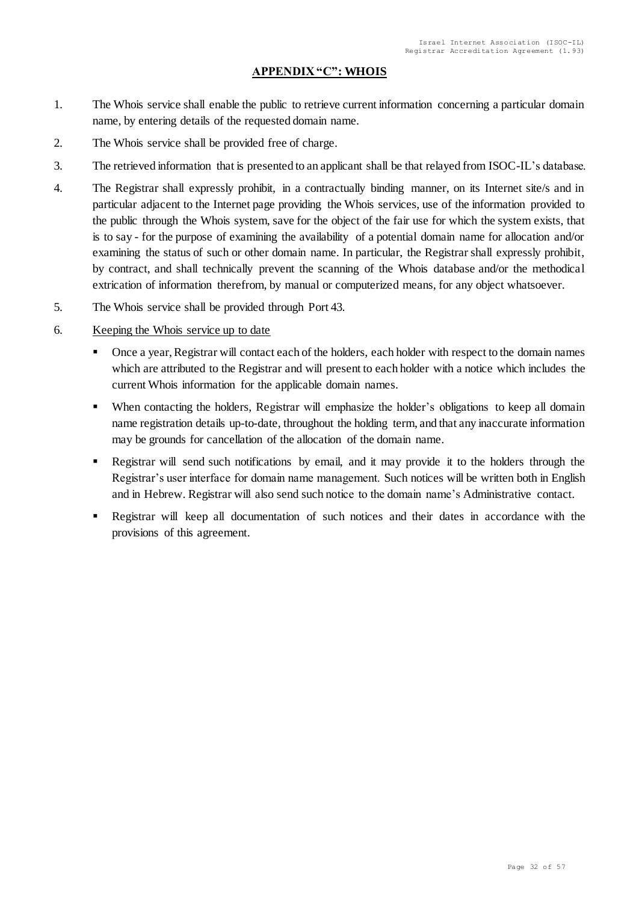## APPENDIX "C": WHOIS

1. The Whois service shall enable the public to retrieve current information concerning a particular domain name, by entering details of the requested domain name.
2. The Whois service shall be provided free of charge.
3. The retrieved information that is presented to an applicant shall be that relayed from ISOC-IL's database.
4. The Registrar shall expressly prohibit, in a contractually binding manner, on its Internet site/s and in particular adjacent to the Internet page providing the Whois services, use of the information provided to the public through the Whois system, save for the object of the fair use for which the system exists, that is to say - for the purpose of examining the availability of a potential domain name for allocation and/or examining the status of such or other domain name. In particular, the Registrar shall expressly prohibit, by contract, and shall technically prevent the scanning of the Whois database and/or the methodical extrication of information therefrom, by manual or computerized means, for any object whatsoever.
5. The Whois service shall be provided through Port 43.
6. <u>Keeping the Whois service up to date</u>
   - Once a year, Registrar will contact each of the holders, each holder with respect to the domain names which are attributed to the Registrar and will present to each holder with a notice which includes the current Whois information for the applicable domain names.
   - When contacting the holders, Registrar will emphasize the holder's obligations to keep all domain name registration details up-to-date, throughout the holding term, and that any inaccurate information may be grounds for cancellation of the allocation of the domain name.
   - Registrar will send such notifications by email, and it may provide it to the holders through the Registrar's user interface for domain name management. Such notices will be written both in English and in Hebrew. Registrar will also send such notice to the domain name's Administrative contact.
   - Registrar will keep all documentation of such notices and their dates in accordance with the provisions of this agreement.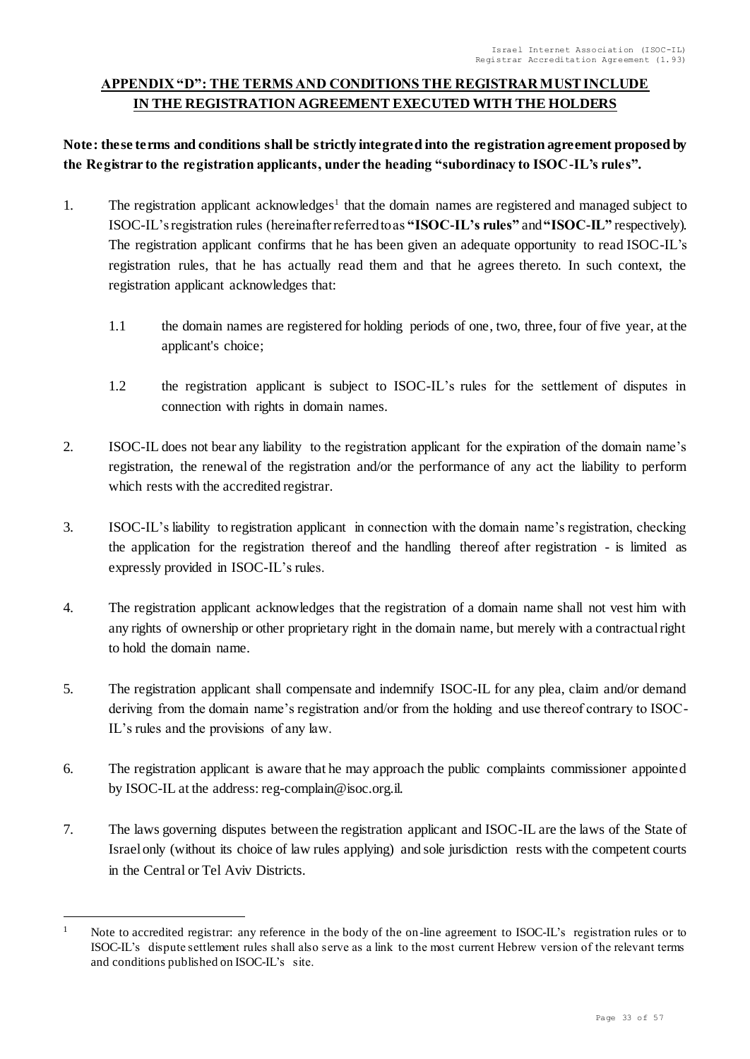## APPENDIX "D": THE TERMS AND CONDITIONS THE REGISTRAR MUST INCLUDE IN THE REGISTRATION AGREEMENT EXECUTED WITH THE HOLDERS

**Note: these terms and conditions shall be strictly integrated into the registration agreement proposed by the Registrar to the registration applicants, under the heading "subordinacy to ISOC-IL's rules".**

1. The registration applicant acknowledges[1] that the domain names are registered and managed subject to ISOC-IL's registration rules (hereinafter referred to as **"ISOC-IL's rules"** and **"ISOC-IL"** respectively). The registration applicant confirms that he has been given an adequate opportunity to read ISOC-IL's registration rules, that he has actually read them and that he agrees thereto. In such context, the registration applicant acknowledges that:

   1.1 the domain names are registered for holding periods of one, two, three, four of five year, at the applicant's choice;

   1.2 the registration applicant is subject to ISOC-IL's rules for the settlement of disputes in connection with rights in domain names.

2. ISOC-IL does not bear any liability to the registration applicant for the expiration of the domain name's registration, the renewal of the registration and/or the performance of any act the liability to perform which rests with the accredited registrar.

3. ISOC-IL's liability to registration applicant in connection with the domain name's registration, checking the application for the registration thereof and the handling thereof after registration - is limited as expressly provided in ISOC-IL's rules.

4. The registration applicant acknowledges that the registration of a domain name shall not vest him with any rights of ownership or other proprietary right in the domain name, but merely with a contractual right to hold the domain name.

5. The registration applicant shall compensate and indemnify ISOC-IL for any plea, claim and/or demand deriving from the domain name's registration and/or from the holding and use thereof contrary to ISOC-IL's rules and the provisions of any law.

6. The registration applicant is aware that he may approach the public complaints commissioner appointed by ISOC-IL at the address: reg-complain@isoc.org.il.

7. The laws governing disputes between the registration applicant and ISOC-IL are the laws of the State of Israel only (without its choice of law rules applying) and sole jurisdiction rests with the competent courts in the Central or Tel Aviv Districts.

---

[1] Note to accredited registrar: any reference in the body of the on-line agreement to ISOC-IL's registration rules or to ISOC-IL's dispute settlement rules shall also serve as a link to the most current Hebrew version of the relevant terms and conditions published on ISOC-IL's site.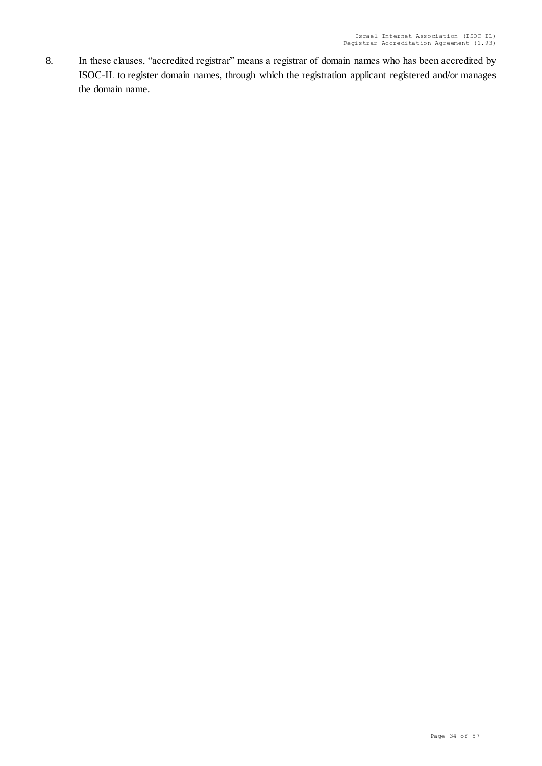8. In these clauses, "accredited registrar" means a registrar of domain names who has been accredited by ISOC-IL to register domain names, through which the registration applicant registered and/or manages the domain name.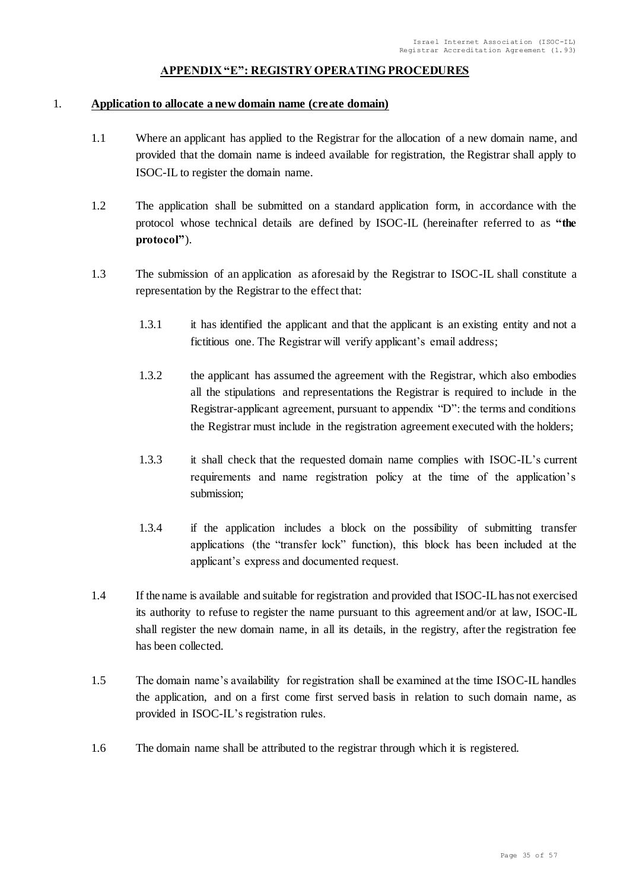## APPENDIX "E": REGISTRY OPERATING PROCEDURES

1. **Application to allocate a new domain name (create domain)**

   1.1 Where an applicant has applied to the Registrar for the allocation of a new domain name, and provided that the domain name is indeed available for registration, the Registrar shall apply to ISOC-IL to register the domain name.

   1.2 The application shall be submitted on a standard application form, in accordance with the protocol whose technical details are defined by ISOC-IL (hereinafter referred to as **"the protocol"**).

   1.3 The submission of an application as aforesaid by the Registrar to ISOC-IL shall constitute a representation by the Registrar to the effect that:

      1.3.1 it has identified the applicant and that the applicant is an existing entity and not a fictitious one. The Registrar will verify applicant's email address;

      1.3.2 the applicant has assumed the agreement with the Registrar, which also embodies all the stipulations and representations the Registrar is required to include in the Registrar-applicant agreement, pursuant to appendix "D": the terms and conditions the Registrar must include in the registration agreement executed with the holders;

      1.3.3 it shall check that the requested domain name complies with ISOC-IL's current requirements and name registration policy at the time of the application's submission;

      1.3.4 if the application includes a block on the possibility of submitting transfer applications (the "transfer lock" function), this block has been included at the applicant's express and documented request.

   1.4 If the name is available and suitable for registration and provided that ISOC-IL has not exercised its authority to refuse to register the name pursuant to this agreement and/or at law, ISOC-IL shall register the new domain name, in all its details, in the registry, after the registration fee has been collected.

   1.5 The domain name's availability for registration shall be examined at the time ISOC-IL handles the application, and on a first come first served basis in relation to such domain name, as provided in ISOC-IL's registration rules.

   1.6 The domain name shall be attributed to the registrar through which it is registered.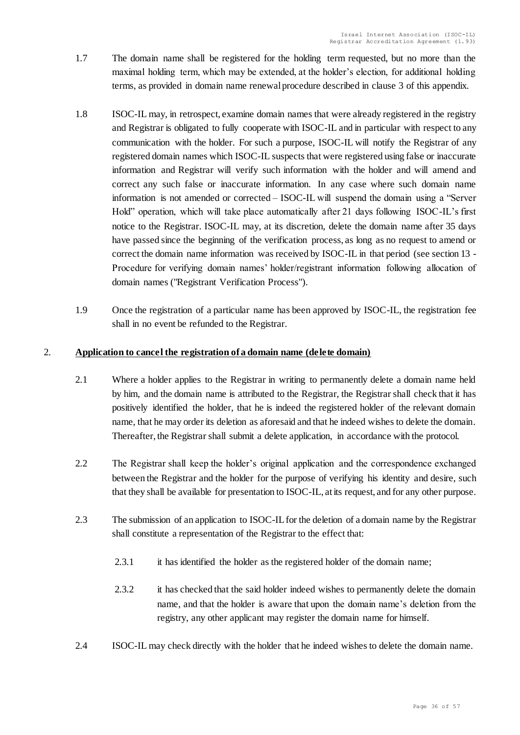1.7 The domain name shall be registered for the holding term requested, but no more than the maximal holding term, which may be extended, at the holder's election, for additional holding terms, as provided in domain name renewal procedure described in clause 3 of this appendix.

1.8 ISOC-IL may, in retrospect, examine domain names that were already registered in the registry and Registrar is obligated to fully cooperate with ISOC-IL and in particular with respect to any communication with the holder. For such a purpose, ISOC-IL will notify the Registrar of any registered domain names which ISOC-IL suspects that were registered using false or inaccurate information and Registrar will verify such information with the holder and will amend and correct any such false or inaccurate information. In any case where such domain name information is not amended or corrected – ISOC-IL will suspend the domain using a "Server Hold" operation, which will take place automatically after 21 days following ISOC-IL's first notice to the Registrar. ISOC-IL may, at its discretion, delete the domain name after 35 days have passed since the beginning of the verification process, as long as no request to amend or correct the domain name information was received by ISOC-IL in that period (see section 13 - Procedure for verifying domain names' holder/registrant information following allocation of domain names ("Registrant Verification Process").

1.9 Once the registration of a particular name has been approved by ISOC-IL, the registration fee shall in no event be refunded to the Registrar.

## 2. <u>Application to cancel the registration of a domain name (delete domain)</u>

2.1 Where a holder applies to the Registrar in writing to permanently delete a domain name held by him, and the domain name is attributed to the Registrar, the Registrar shall check that it has positively identified the holder, that he is indeed the registered holder of the relevant domain name, that he may order its deletion as aforesaid and that he indeed wishes to delete the domain. Thereafter, the Registrar shall submit a delete application, in accordance with the protocol.

2.2 The Registrar shall keep the holder's original application and the correspondence exchanged between the Registrar and the holder for the purpose of verifying his identity and desire, such that they shall be available for presentation to ISOC-IL, at its request, and for any other purpose.

2.3 The submission of an application to ISOC-IL for the deletion of a domain name by the Registrar shall constitute a representation of the Registrar to the effect that:

2.3.1 it has identified the holder as the registered holder of the domain name;

2.3.2 it has checked that the said holder indeed wishes to permanently delete the domain name, and that the holder is aware that upon the domain name's deletion from the registry, any other applicant may register the domain name for himself.

2.4 ISOC-IL may check directly with the holder that he indeed wishes to delete the domain name.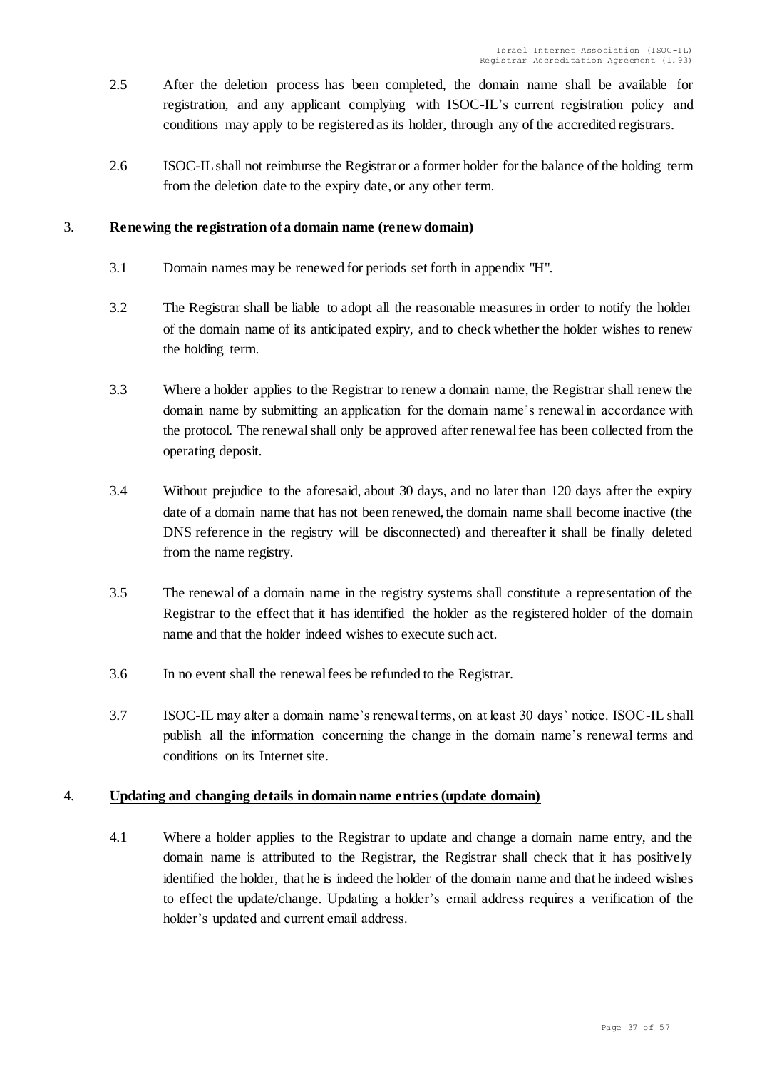2.5 After the deletion process has been completed, the domain name shall be available for registration, and any applicant complying with ISOC-IL's current registration policy and conditions may apply to be registered as its holder, through any of the accredited registrars.

2.6 ISOC-IL shall not reimburse the Registrar or a former holder for the balance of the holding term from the deletion date to the expiry date, or any other term.

3. **Renewing the registration of a domain name (renew domain)**

3.1 Domain names may be renewed for periods set forth in appendix "H".

3.2 The Registrar shall be liable to adopt all the reasonable measures in order to notify the holder of the domain name of its anticipated expiry, and to check whether the holder wishes to renew the holding term.

3.3 Where a holder applies to the Registrar to renew a domain name, the Registrar shall renew the domain name by submitting an application for the domain name's renewal in accordance with the protocol. The renewal shall only be approved after renewal fee has been collected from the operating deposit.

3.4 Without prejudice to the aforesaid, about 30 days, and no later than 120 days after the expiry date of a domain name that has not been renewed, the domain name shall become inactive (the DNS reference in the registry will be disconnected) and thereafter it shall be finally deleted from the name registry.

3.5 The renewal of a domain name in the registry systems shall constitute a representation of the Registrar to the effect that it has identified the holder as the registered holder of the domain name and that the holder indeed wishes to execute such act.

3.6 In no event shall the renewal fees be refunded to the Registrar.

3.7 ISOC-IL may alter a domain name's renewal terms, on at least 30 days' notice. ISOC-IL shall publish all the information concerning the change in the domain name's renewal terms and conditions on its Internet site.

4. **Updating and changing details in domain name entries (update domain)**

4.1 Where a holder applies to the Registrar to update and change a domain name entry, and the domain name is attributed to the Registrar, the Registrar shall check that it has positively identified the holder, that he is indeed the holder of the domain name and that he indeed wishes to effect the update/change. Updating a holder's email address requires a verification of the holder's updated and current email address.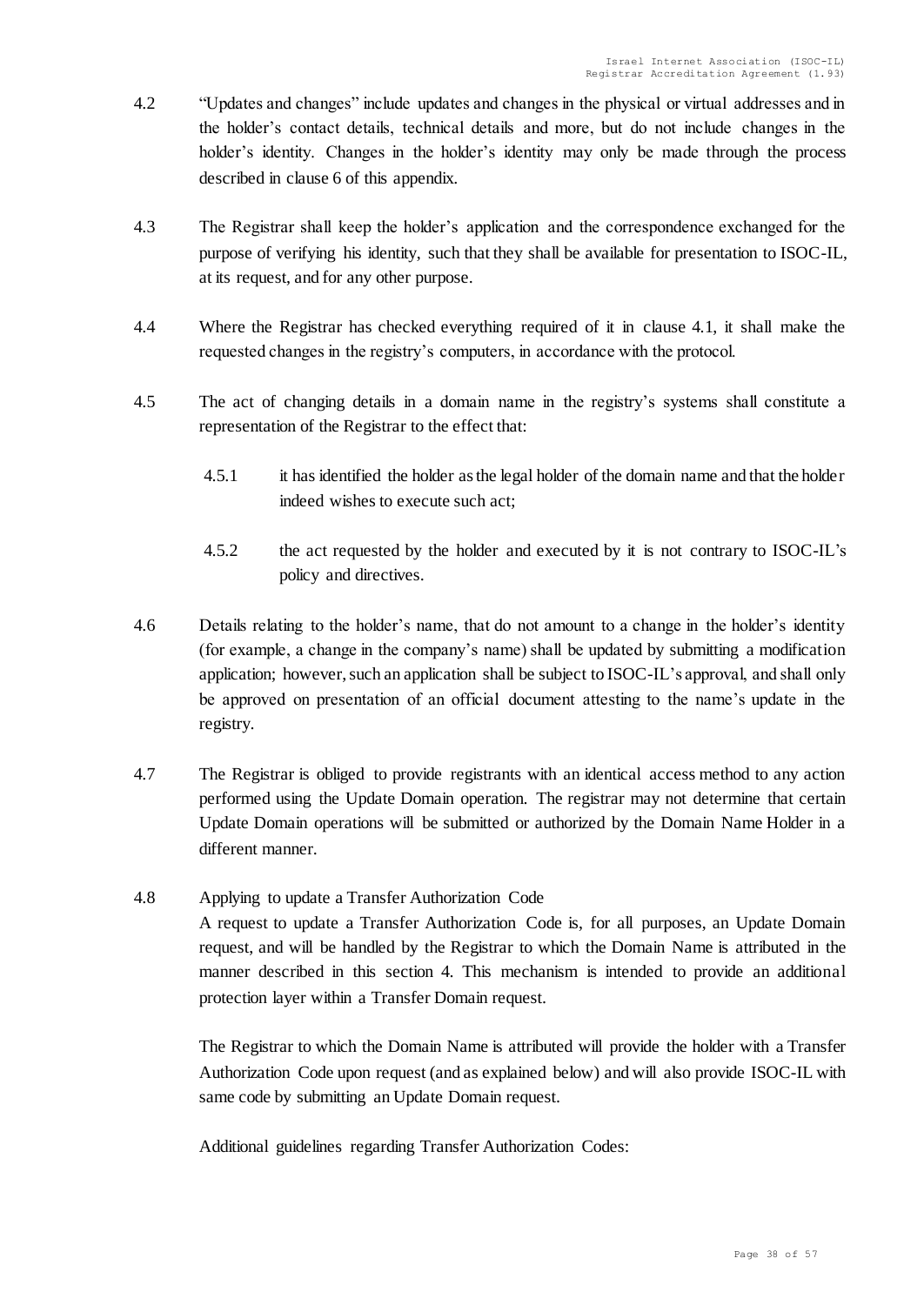4.2 "Updates and changes" include updates and changes in the physical or virtual addresses and in the holder's contact details, technical details and more, but do not include changes in the holder's identity. Changes in the holder's identity may only be made through the process described in clause 6 of this appendix.

4.3 The Registrar shall keep the holder's application and the correspondence exchanged for the purpose of verifying his identity, such that they shall be available for presentation to ISOC-IL, at its request, and for any other purpose.

4.4 Where the Registrar has checked everything required of it in clause 4.1, it shall make the requested changes in the registry's computers, in accordance with the protocol.

4.5 The act of changing details in a domain name in the registry's systems shall constitute a representation of the Registrar to the effect that:

4.5.1 it has identified the holder as the legal holder of the domain name and that the holder indeed wishes to execute such act;

4.5.2 the act requested by the holder and executed by it is not contrary to ISOC-IL's policy and directives.

4.6 Details relating to the holder's name, that do not amount to a change in the holder's identity (for example, a change in the company's name) shall be updated by submitting a modification application; however, such an application shall be subject to ISOC-IL's approval, and shall only be approved on presentation of an official document attesting to the name's update in the registry.

4.7 The Registrar is obliged to provide registrants with an identical access method to any action performed using the Update Domain operation. The registrar may not determine that certain Update Domain operations will be submitted or authorized by the Domain Name Holder in a different manner.

4.8 Applying to update a Transfer Authorization Code

A request to update a Transfer Authorization Code is, for all purposes, an Update Domain request, and will be handled by the Registrar to which the Domain Name is attributed in the manner described in this section 4. This mechanism is intended to provide an additional protection layer within a Transfer Domain request.

The Registrar to which the Domain Name is attributed will provide the holder with a Transfer Authorization Code upon request (and as explained below) and will also provide ISOC-IL with same code by submitting an Update Domain request.

Additional guidelines regarding Transfer Authorization Codes: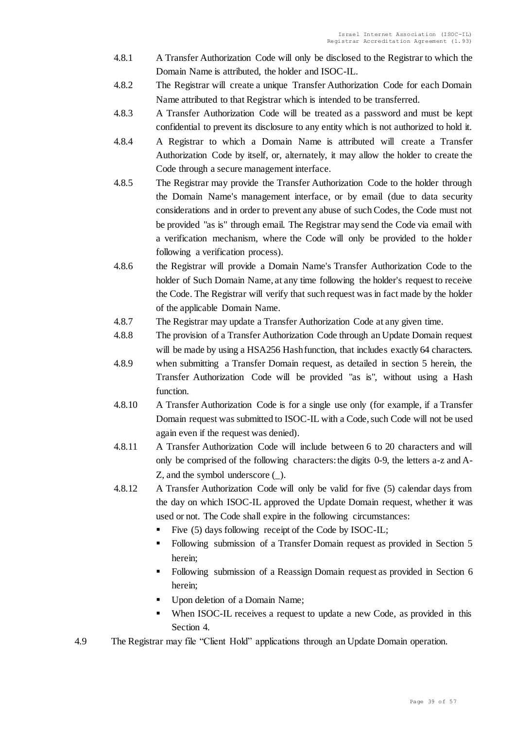4.8.1 A Transfer Authorization Code will only be disclosed to the Registrar to which the Domain Name is attributed, the holder and ISOC-IL.

4.8.2 The Registrar will create a unique Transfer Authorization Code for each Domain Name attributed to that Registrar which is intended to be transferred.

4.8.3 A Transfer Authorization Code will be treated as a password and must be kept confidential to prevent its disclosure to any entity which is not authorized to hold it.

4.8.4 A Registrar to which a Domain Name is attributed will create a Transfer Authorization Code by itself, or, alternately, it may allow the holder to create the Code through a secure management interface.

4.8.5 The Registrar may provide the Transfer Authorization Code to the holder through the Domain Name's management interface, or by email (due to data security considerations and in order to prevent any abuse of such Codes, the Code must not be provided "as is" through email. The Registrar may send the Code via email with a verification mechanism, where the Code will only be provided to the holder following a verification process).

4.8.6 the Registrar will provide a Domain Name's Transfer Authorization Code to the holder of Such Domain Name, at any time following the holder's request to receive the Code. The Registrar will verify that such request was in fact made by the holder of the applicable Domain Name.

4.8.7 The Registrar may update a Transfer Authorization Code at any given time.

4.8.8 The provision of a Transfer Authorization Code through an Update Domain request will be made by using a HSA256 Hash function, that includes exactly 64 characters.

4.8.9 when submitting a Transfer Domain request, as detailed in section 5 herein, the Transfer Authorization Code will be provided "as is", without using a Hash function.

4.8.10 A Transfer Authorization Code is for a single use only (for example, if a Transfer Domain request was submitted to ISOC-IL with a Code, such Code will not be used again even if the request was denied).

4.8.11 A Transfer Authorization Code will include between 6 to 20 characters and will only be comprised of the following characters: the digits 0-9, the letters a-z and A-Z, and the symbol underscore (_).

4.8.12 A Transfer Authorization Code will only be valid for five (5) calendar days from the day on which ISOC-IL approved the Update Domain request, whether it was used or not. The Code shall expire in the following circumstances:

- Five (5) days following receipt of the Code by ISOC-IL;
- Following submission of a Transfer Domain request as provided in Section 5 herein;
- Following submission of a Reassign Domain request as provided in Section 6 herein;
- Upon deletion of a Domain Name;
- When ISOC-IL receives a request to update a new Code, as provided in this Section 4.

4.9 The Registrar may file "Client Hold" applications through an Update Domain operation.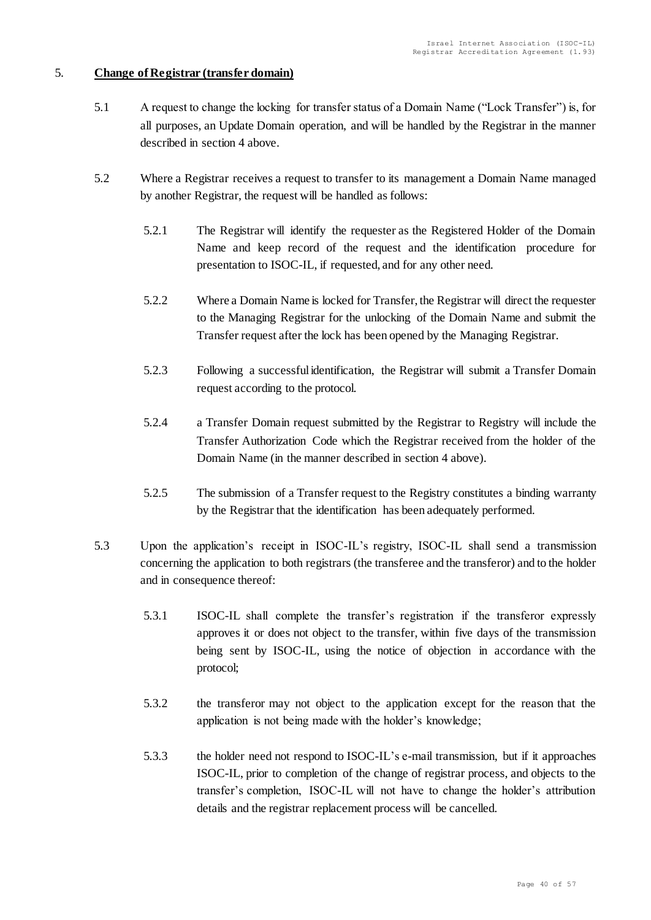## 5. **Change of Registrar (transfer domain)**

5.1 A request to change the locking for transfer status of a Domain Name ("Lock Transfer") is, for all purposes, an Update Domain operation, and will be handled by the Registrar in the manner described in section 4 above.

5.2 Where a Registrar receives a request to transfer to its management a Domain Name managed by another Registrar, the request will be handled as follows:

5.2.1 The Registrar will identify the requester as the Registered Holder of the Domain Name and keep record of the request and the identification procedure for presentation to ISOC-IL, if requested, and for any other need.

5.2.2 Where a Domain Name is locked for Transfer, the Registrar will direct the requester to the Managing Registrar for the unlocking of the Domain Name and submit the Transfer request after the lock has been opened by the Managing Registrar.

5.2.3 Following a successful identification, the Registrar will submit a Transfer Domain request according to the protocol.

5.2.4 a Transfer Domain request submitted by the Registrar to Registry will include the Transfer Authorization Code which the Registrar received from the holder of the Domain Name (in the manner described in section 4 above).

5.2.5 The submission of a Transfer request to the Registry constitutes a binding warranty by the Registrar that the identification has been adequately performed.

5.3 Upon the application's receipt in ISOC-IL's registry, ISOC-IL shall send a transmission concerning the application to both registrars (the transferee and the transferor) and to the holder and in consequence thereof:

5.3.1 ISOC-IL shall complete the transfer's registration if the transferor expressly approves it or does not object to the transfer, within five days of the transmission being sent by ISOC-IL, using the notice of objection in accordance with the protocol;

5.3.2 the transferor may not object to the application except for the reason that the application is not being made with the holder's knowledge;

5.3.3 the holder need not respond to ISOC-IL's e-mail transmission, but if it approaches ISOC-IL, prior to completion of the change of registrar process, and objects to the transfer's completion, ISOC-IL will not have to change the holder's attribution details and the registrar replacement process will be cancelled.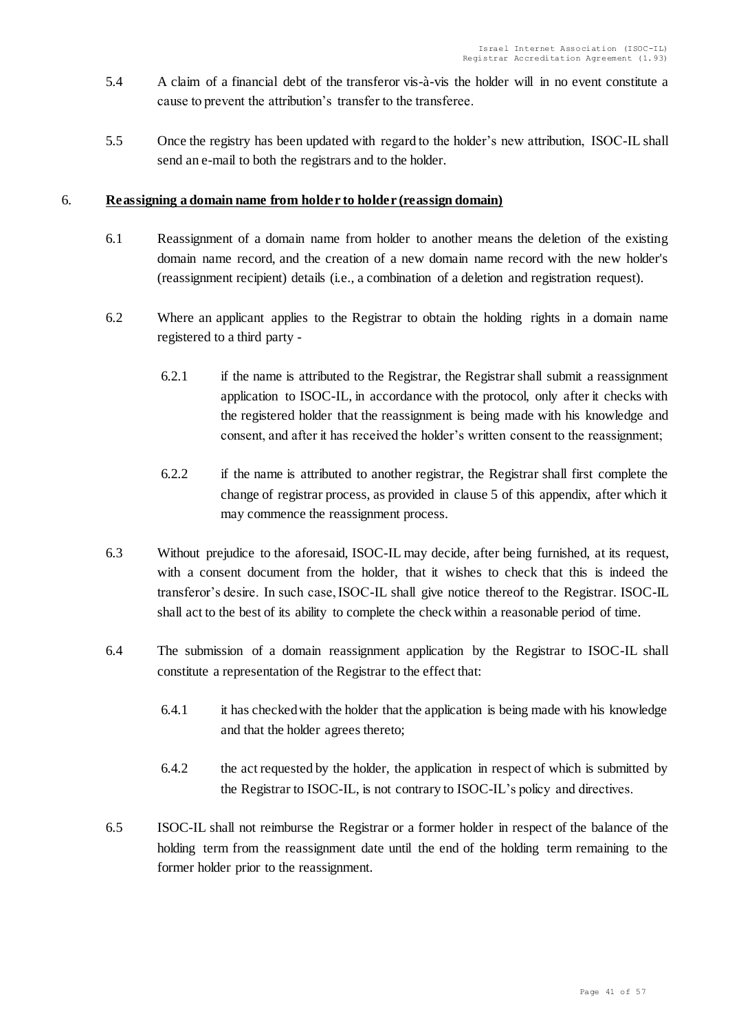5.4 A claim of a financial debt of the transferor vis-à-vis the holder will in no event constitute a cause to prevent the attribution's transfer to the transferee.

5.5 Once the registry has been updated with regard to the holder's new attribution, ISOC-IL shall send an e-mail to both the registrars and to the holder.

6. **Reassigning a domain name from holder to holder (reassign domain)**

6.1 Reassignment of a domain name from holder to another means the deletion of the existing domain name record, and the creation of a new domain name record with the new holder's (reassignment recipient) details (i.e., a combination of a deletion and registration request).

6.2 Where an applicant applies to the Registrar to obtain the holding rights in a domain name registered to a third party -

6.2.1 if the name is attributed to the Registrar, the Registrar shall submit a reassignment application to ISOC-IL, in accordance with the protocol, only after it checks with the registered holder that the reassignment is being made with his knowledge and consent, and after it has received the holder's written consent to the reassignment;

6.2.2 if the name is attributed to another registrar, the Registrar shall first complete the change of registrar process, as provided in clause 5 of this appendix, after which it may commence the reassignment process.

6.3 Without prejudice to the aforesaid, ISOC-IL may decide, after being furnished, at its request, with a consent document from the holder, that it wishes to check that this is indeed the transferor's desire. In such case, ISOC-IL shall give notice thereof to the Registrar. ISOC-IL shall act to the best of its ability to complete the check within a reasonable period of time.

6.4 The submission of a domain reassignment application by the Registrar to ISOC-IL shall constitute a representation of the Registrar to the effect that:

6.4.1 it has checked with the holder that the application is being made with his knowledge and that the holder agrees thereto;

6.4.2 the act requested by the holder, the application in respect of which is submitted by the Registrar to ISOC-IL, is not contrary to ISOC-IL's policy and directives.

6.5 ISOC-IL shall not reimburse the Registrar or a former holder in respect of the balance of the holding term from the reassignment date until the end of the holding term remaining to the former holder prior to the reassignment.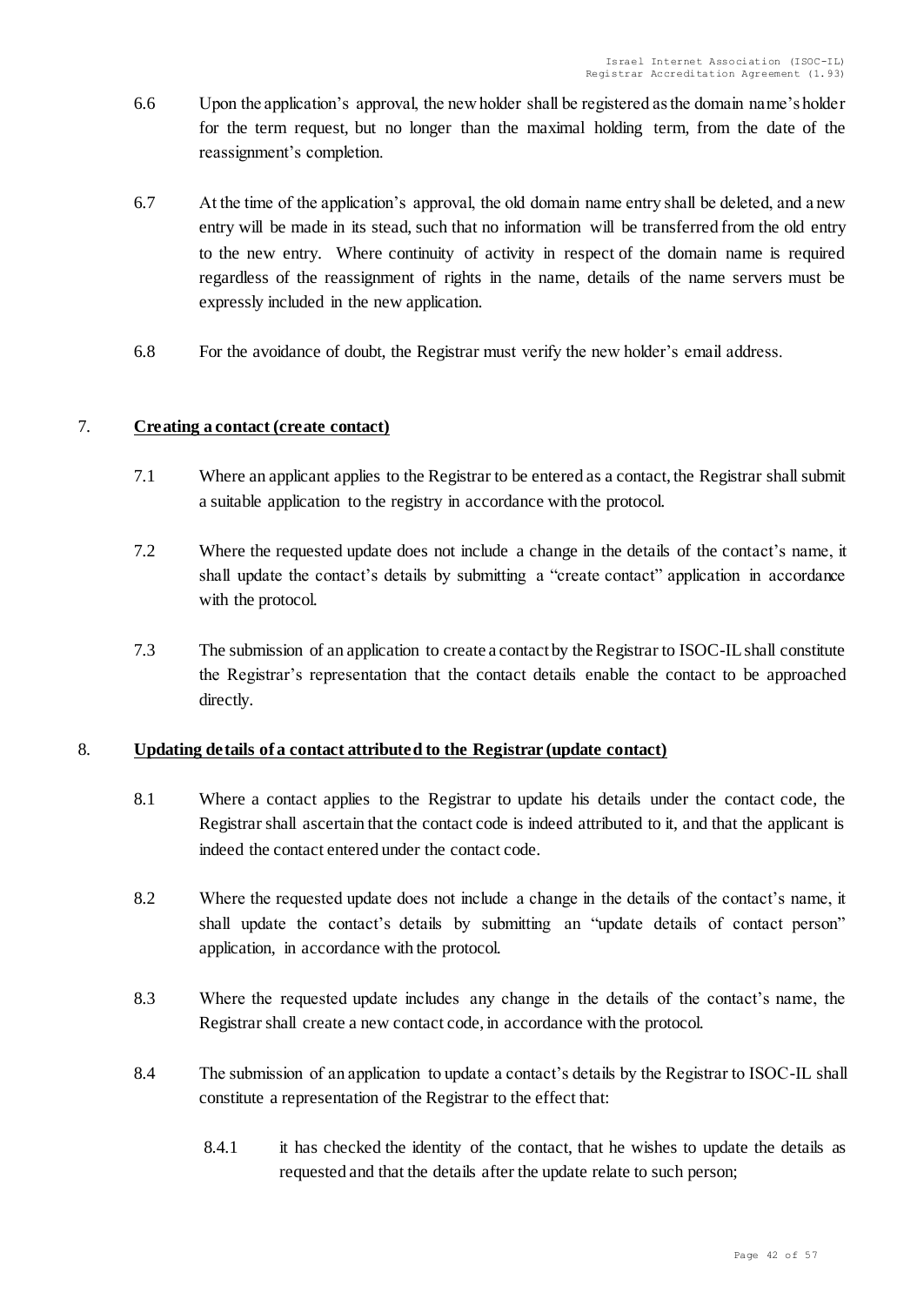6.6 Upon the application's approval, the new holder shall be registered as the domain name's holder for the term request, but no longer than the maximal holding term, from the date of the reassignment's completion.

6.7 At the time of the application's approval, the old domain name entry shall be deleted, and a new entry will be made in its stead, such that no information will be transferred from the old entry to the new entry. Where continuity of activity in respect of the domain name is required regardless of the reassignment of rights in the name, details of the name servers must be expressly included in the new application.

6.8 For the avoidance of doubt, the Registrar must verify the new holder's email address.

## 7. **<u>Creating a contact (create contact)</u>**

7.1 Where an applicant applies to the Registrar to be entered as a contact, the Registrar shall submit a suitable application to the registry in accordance with the protocol.

7.2 Where the requested update does not include a change in the details of the contact's name, it shall update the contact's details by submitting a "create contact" application in accordance with the protocol.

7.3 The submission of an application to create a contact by the Registrar to ISOC-IL shall constitute the Registrar's representation that the contact details enable the contact to be approached directly.

## 8. **<u>Updating details of a contact attributed to the Registrar (update contact)</u>**

8.1 Where a contact applies to the Registrar to update his details under the contact code, the Registrar shall ascertain that the contact code is indeed attributed to it, and that the applicant is indeed the contact entered under the contact code.

8.2 Where the requested update does not include a change in the details of the contact's name, it shall update the contact's details by submitting an "update details of contact person" application, in accordance with the protocol.

8.3 Where the requested update includes any change in the details of the contact's name, the Registrar shall create a new contact code, in accordance with the protocol.

8.4 The submission of an application to update a contact's details by the Registrar to ISOC-IL shall constitute a representation of the Registrar to the effect that:

8.4.1 it has checked the identity of the contact, that he wishes to update the details as requested and that the details after the update relate to such person;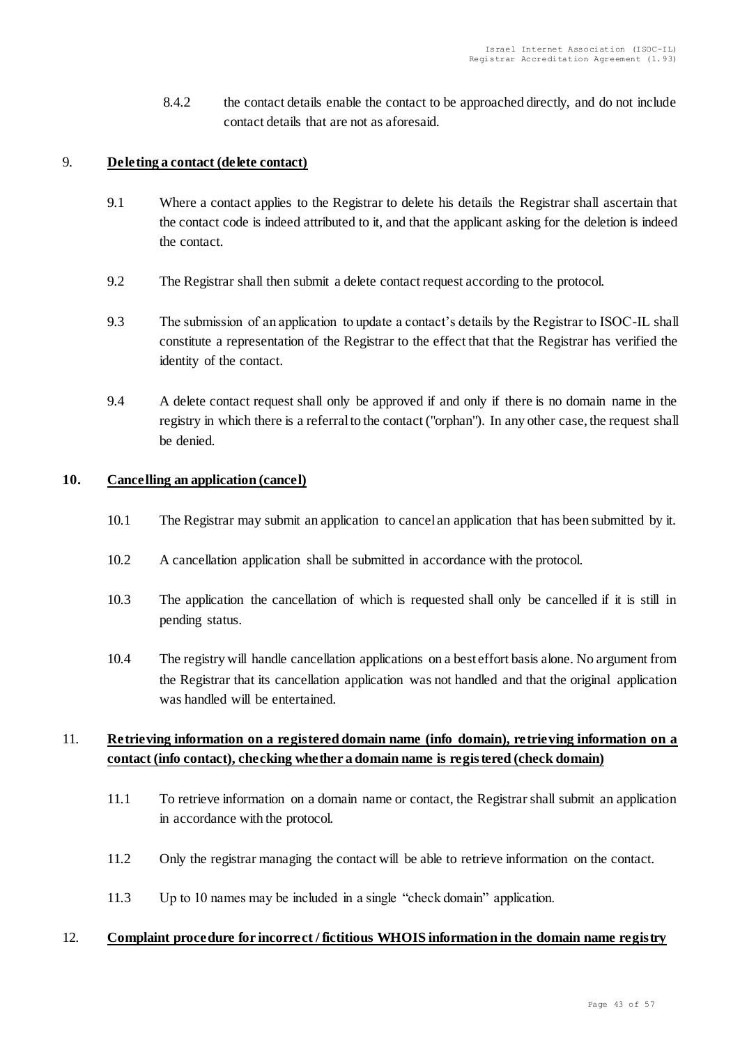8.4.2 the contact details enable the contact to be approached directly, and do not include contact details that are not as aforesaid.

9. **Deleting a contact (delete contact)**

9.1 Where a contact applies to the Registrar to delete his details the Registrar shall ascertain that the contact code is indeed attributed to it, and that the applicant asking for the deletion is indeed the contact.

9.2 The Registrar shall then submit a delete contact request according to the protocol.

9.3 The submission of an application to update a contact's details by the Registrar to ISOC-IL shall constitute a representation of the Registrar to the effect that that the Registrar has verified the identity of the contact.

9.4 A delete contact request shall only be approved if and only if there is no domain name in the registry in which there is a referral to the contact ("orphan"). In any other case, the request shall be denied.

**10. Cancelling an application (cancel)**

10.1 The Registrar may submit an application to cancel an application that has been submitted by it.

10.2 A cancellation application shall be submitted in accordance with the protocol.

10.3 The application the cancellation of which is requested shall only be cancelled if it is still in pending status.

10.4 The registry will handle cancellation applications on a best effort basis alone. No argument from the Registrar that its cancellation application was not handled and that the original application was handled will be entertained.

11. **Retrieving information on a registered domain name (info domain), retrieving information on a contact (info contact), checking whether a domain name is registered (check domain)**

11.1 To retrieve information on a domain name or contact, the Registrar shall submit an application in accordance with the protocol.

11.2 Only the registrar managing the contact will be able to retrieve information on the contact.

11.3 Up to 10 names may be included in a single "check domain" application.

12. **Complaint procedure for incorrect / fictitious WHOIS information in the domain name registry**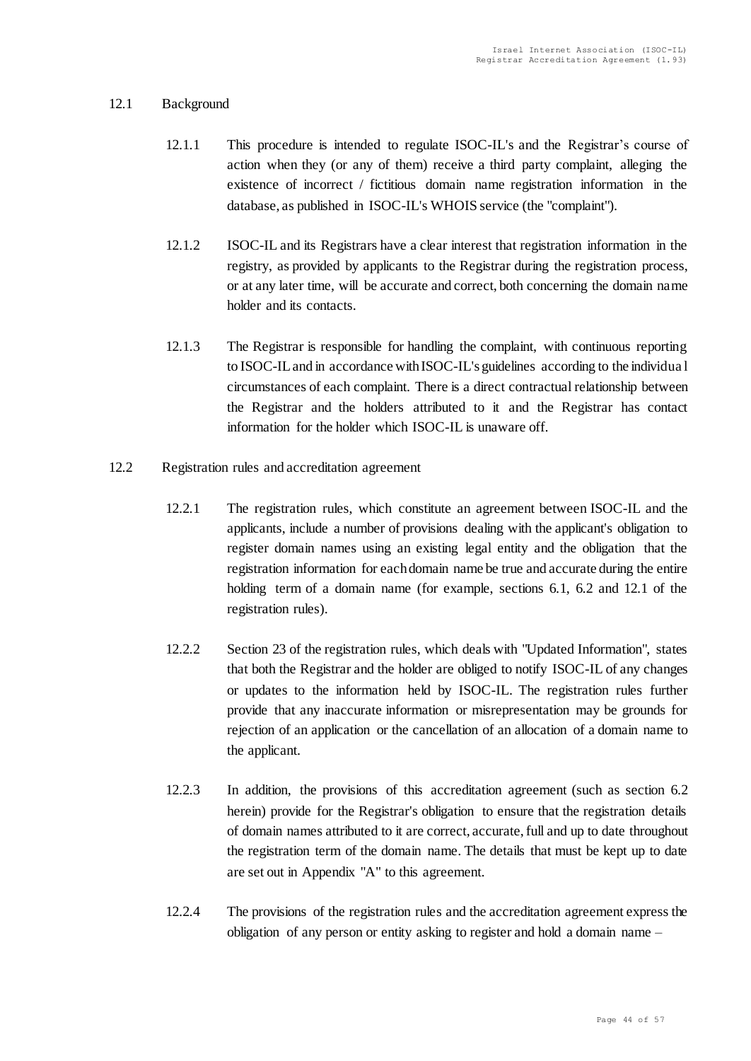## 12.1 Background

12.1.1 This procedure is intended to regulate ISOC-IL's and the Registrar's course of action when they (or any of them) receive a third party complaint, alleging the existence of incorrect / fictitious domain name registration information in the database, as published in ISOC-IL's WHOIS service (the "complaint").

12.1.2 ISOC-IL and its Registrars have a clear interest that registration information in the registry, as provided by applicants to the Registrar during the registration process, or at any later time, will be accurate and correct, both concerning the domain name holder and its contacts.

12.1.3 The Registrar is responsible for handling the complaint, with continuous reporting to ISOC-IL and in accordance with ISOC-IL's guidelines according to the individual circumstances of each complaint. There is a direct contractual relationship between the Registrar and the holders attributed to it and the Registrar has contact information for the holder which ISOC-IL is unaware off.

## 12.2 Registration rules and accreditation agreement

12.2.1 The registration rules, which constitute an agreement between ISOC-IL and the applicants, include a number of provisions dealing with the applicant's obligation to register domain names using an existing legal entity and the obligation that the registration information for each domain name be true and accurate during the entire holding term of a domain name (for example, sections 6.1, 6.2 and 12.1 of the registration rules).

12.2.2 Section 23 of the registration rules, which deals with "Updated Information", states that both the Registrar and the holder are obliged to notify ISOC-IL of any changes or updates to the information held by ISOC-IL. The registration rules further provide that any inaccurate information or misrepresentation may be grounds for rejection of an application or the cancellation of an allocation of a domain name to the applicant.

12.2.3 In addition, the provisions of this accreditation agreement (such as section 6.2 herein) provide for the Registrar's obligation to ensure that the registration details of domain names attributed to it are correct, accurate, full and up to date throughout the registration term of the domain name. The details that must be kept up to date are set out in Appendix "A" to this agreement.

12.2.4 The provisions of the registration rules and the accreditation agreement express the obligation of any person or entity asking to register and hold a domain name –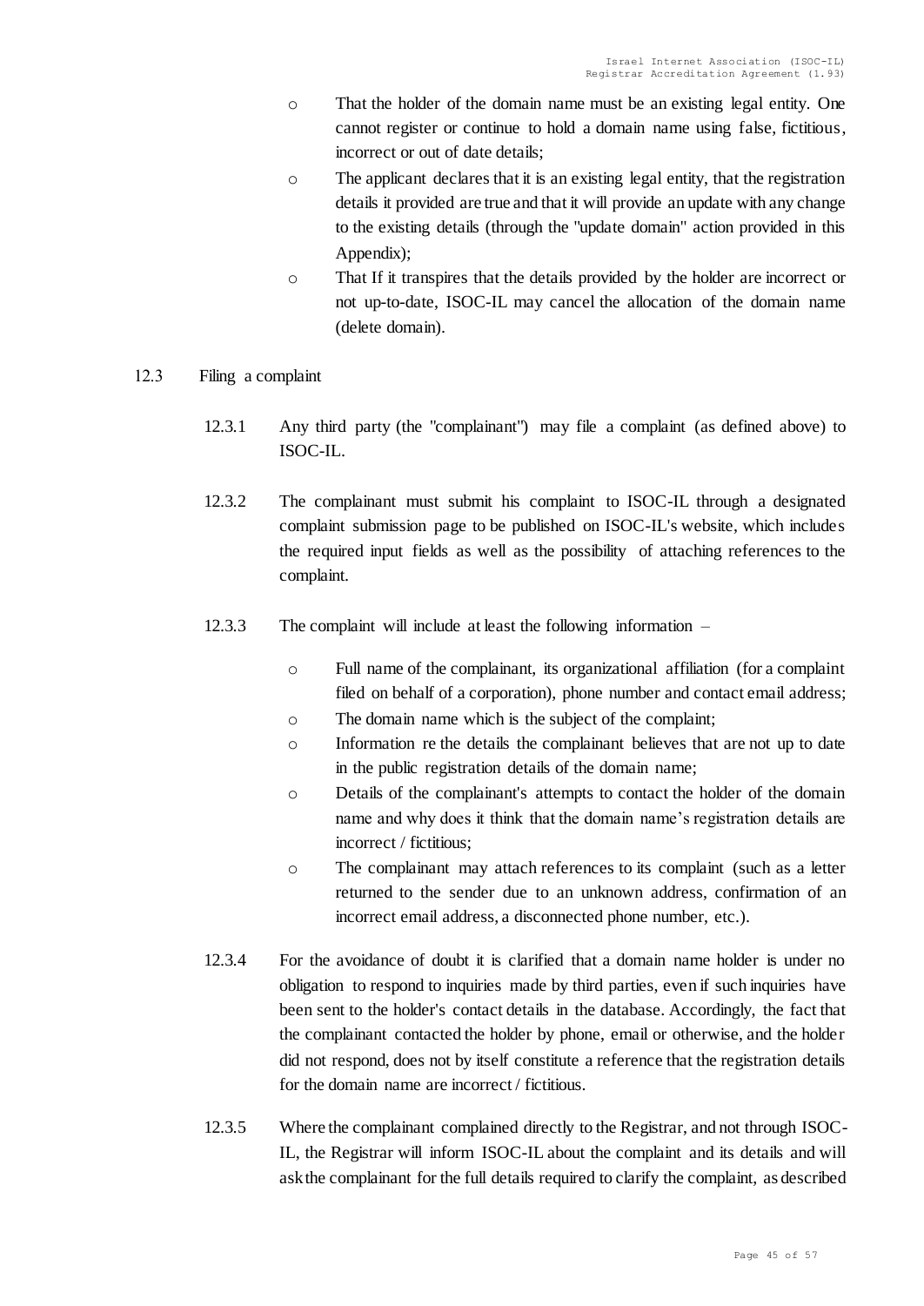- That the holder of the domain name must be an existing legal entity. One cannot register or continue to hold a domain name using false, fictitious, incorrect or out of date details;
- The applicant declares that it is an existing legal entity, that the registration details it provided are true and that it will provide an update with any change to the existing details (through the "update domain" action provided in this Appendix);
- That If it transpires that the details provided by the holder are incorrect or not up-to-date, ISOC-IL may cancel the allocation of the domain name (delete domain).

12.3 Filing a complaint

12.3.1 Any third party (the "complainant") may file a complaint (as defined above) to ISOC-IL.

12.3.2 The complainant must submit his complaint to ISOC-IL through a designated complaint submission page to be published on ISOC-IL's website, which includes the required input fields as well as the possibility of attaching references to the complaint.

12.3.3 The complaint will include at least the following information –

- Full name of the complainant, its organizational affiliation (for a complaint filed on behalf of a corporation), phone number and contact email address;
- The domain name which is the subject of the complaint;
- Information re the details the complainant believes that are not up to date in the public registration details of the domain name;
- Details of the complainant's attempts to contact the holder of the domain name and why does it think that the domain name's registration details are incorrect / fictitious;
- The complainant may attach references to its complaint (such as a letter returned to the sender due to an unknown address, confirmation of an incorrect email address, a disconnected phone number, etc.).

12.3.4 For the avoidance of doubt it is clarified that a domain name holder is under no obligation to respond to inquiries made by third parties, even if such inquiries have been sent to the holder's contact details in the database. Accordingly, the fact that the complainant contacted the holder by phone, email or otherwise, and the holder did not respond, does not by itself constitute a reference that the registration details for the domain name are incorrect / fictitious.

12.3.5 Where the complainant complained directly to the Registrar, and not through ISOC-IL, the Registrar will inform ISOC-IL about the complaint and its details and will ask the complainant for the full details required to clarify the complaint, as described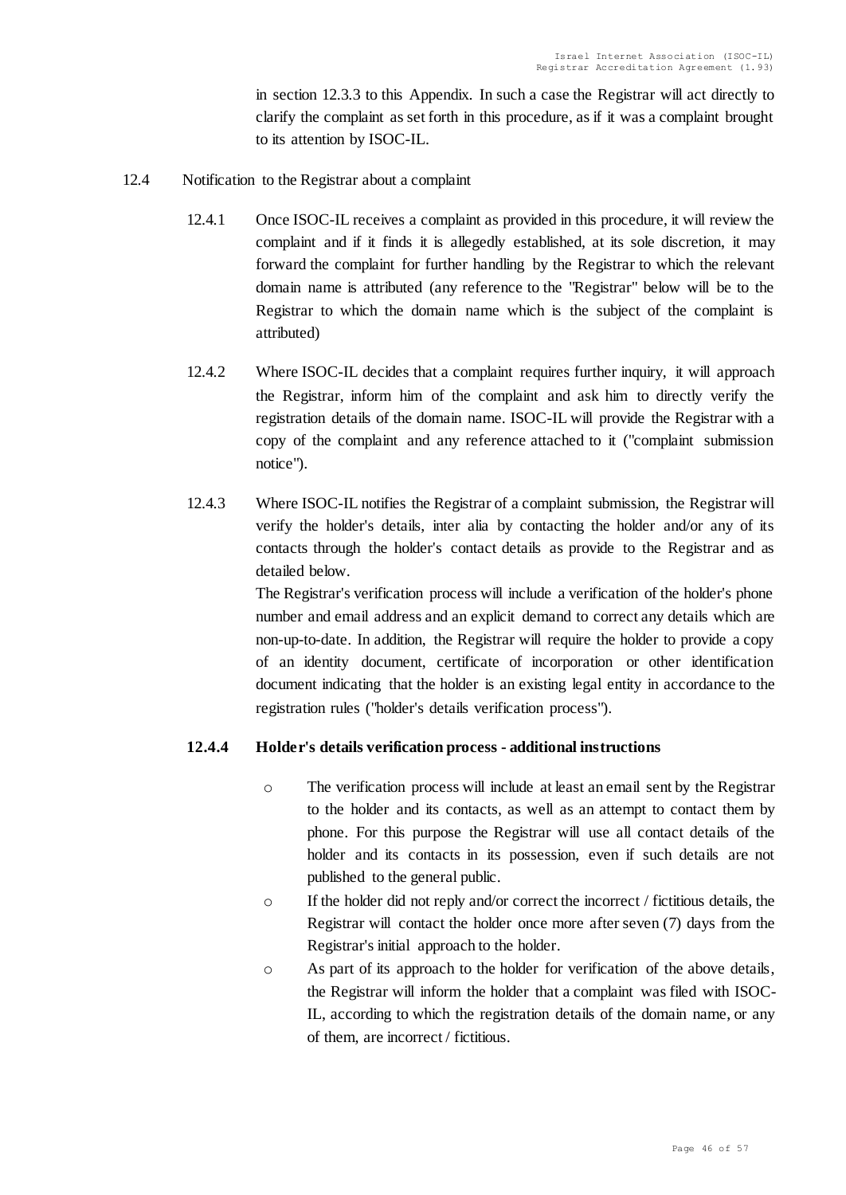in section 12.3.3 to this Appendix. In such a case the Registrar will act directly to clarify the complaint as set forth in this procedure, as if it was a complaint brought to its attention by ISOC-IL.

12.4 Notification to the Registrar about a complaint

12.4.1 Once ISOC-IL receives a complaint as provided in this procedure, it will review the complaint and if it finds it is allegedly established, at its sole discretion, it may forward the complaint for further handling by the Registrar to which the relevant domain name is attributed (any reference to the "Registrar" below will be to the Registrar to which the domain name which is the subject of the complaint is attributed)

12.4.2 Where ISOC-IL decides that a complaint requires further inquiry, it will approach the Registrar, inform him of the complaint and ask him to directly verify the registration details of the domain name. ISOC-IL will provide the Registrar with a copy of the complaint and any reference attached to it ("complaint submission notice").

12.4.3 Where ISOC-IL notifies the Registrar of a complaint submission, the Registrar will verify the holder's details, inter alia by contacting the holder and/or any of its contacts through the holder's contact details as provide to the Registrar and as detailed below.

The Registrar's verification process will include a verification of the holder's phone number and email address and an explicit demand to correct any details which are non-up-to-date. In addition, the Registrar will require the holder to provide a copy of an identity document, certificate of incorporation or other identification document indicating that the holder is an existing legal entity in accordance to the registration rules ("holder's details verification process").

**12.4.4 Holder's details verification process - additional instructions**

- The verification process will include at least an email sent by the Registrar to the holder and its contacts, as well as an attempt to contact them by phone. For this purpose the Registrar will use all contact details of the holder and its contacts in its possession, even if such details are not published to the general public.
- If the holder did not reply and/or correct the incorrect / fictitious details, the Registrar will contact the holder once more after seven (7) days from the Registrar's initial approach to the holder.
- As part of its approach to the holder for verification of the above details, the Registrar will inform the holder that a complaint was filed with ISOC-IL, according to which the registration details of the domain name, or any of them, are incorrect / fictitious.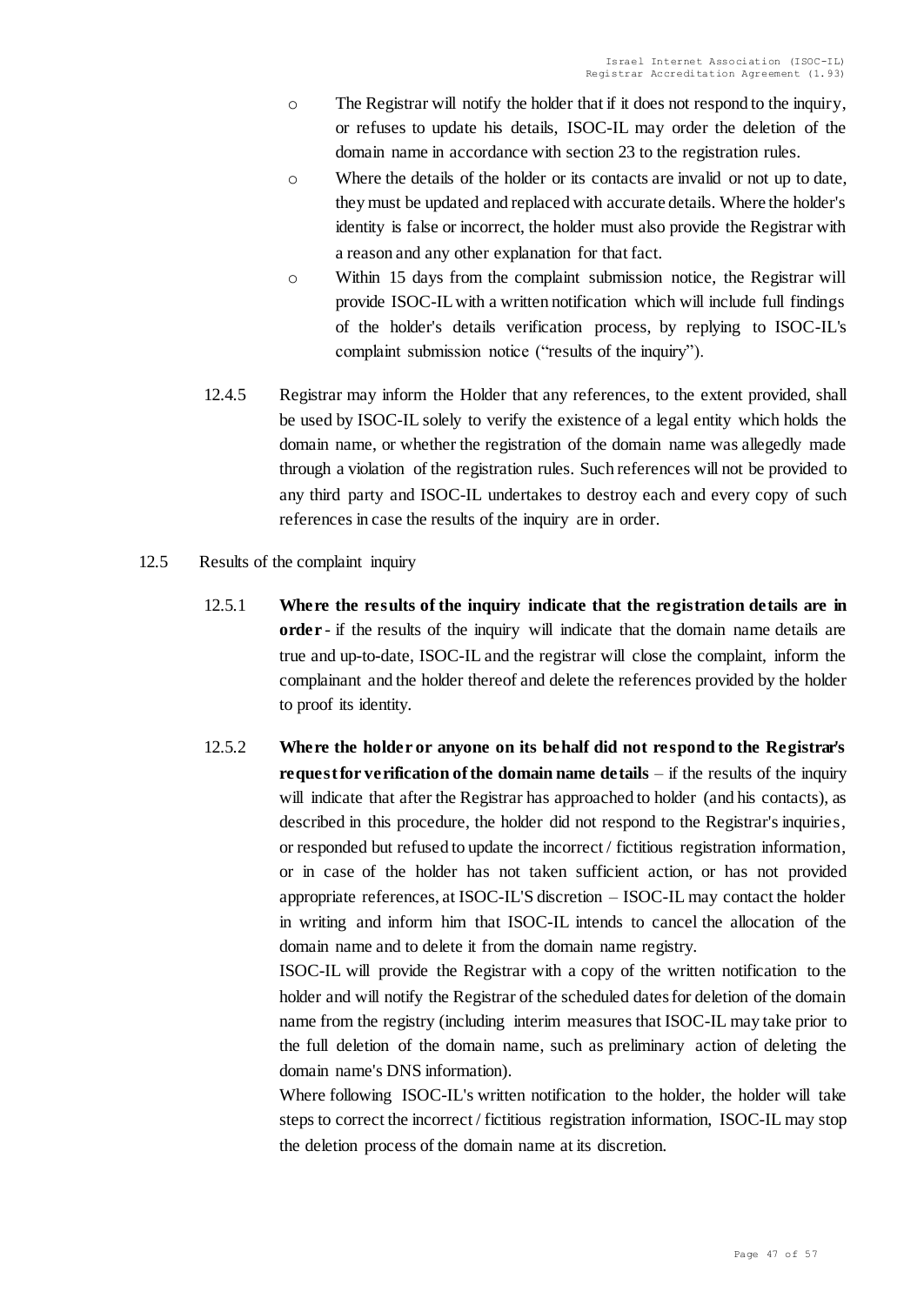- The Registrar will notify the holder that if it does not respond to the inquiry, or refuses to update his details, ISOC-IL may order the deletion of the domain name in accordance with section 23 to the registration rules.
- Where the details of the holder or its contacts are invalid or not up to date, they must be updated and replaced with accurate details. Where the holder's identity is false or incorrect, the holder must also provide the Registrar with a reason and any other explanation for that fact.
- Within 15 days from the complaint submission notice, the Registrar will provide ISOC-IL with a written notification which will include full findings of the holder's details verification process, by replying to ISOC-IL's complaint submission notice ("results of the inquiry").

12.4.5 Registrar may inform the Holder that any references, to the extent provided, shall be used by ISOC-IL solely to verify the existence of a legal entity which holds the domain name, or whether the registration of the domain name was allegedly made through a violation of the registration rules. Such references will not be provided to any third party and ISOC-IL undertakes to destroy each and every copy of such references in case the results of the inquiry are in order.

12.5 Results of the complaint inquiry

12.5.1 **Where the results of the inquiry indicate that the registration details are in order** - if the results of the inquiry will indicate that the domain name details are true and up-to-date, ISOC-IL and the registrar will close the complaint, inform the complainant and the holder thereof and delete the references provided by the holder to proof its identity.

12.5.2 **Where the holder or anyone on its behalf did not respond to the Registrar's request for verification of the domain name details** – if the results of the inquiry will indicate that after the Registrar has approached to holder (and his contacts), as described in this procedure, the holder did not respond to the Registrar's inquiries, or responded but refused to update the incorrect / fictitious registration information, or in case of the holder has not taken sufficient action, or has not provided appropriate references, at ISOC-IL'S discretion – ISOC-IL may contact the holder in writing and inform him that ISOC-IL intends to cancel the allocation of the domain name and to delete it from the domain name registry.

ISOC-IL will provide the Registrar with a copy of the written notification to the holder and will notify the Registrar of the scheduled dates for deletion of the domain name from the registry (including interim measures that ISOC-IL may take prior to the full deletion of the domain name, such as preliminary action of deleting the domain name's DNS information).

Where following ISOC-IL's written notification to the holder, the holder will take steps to correct the incorrect / fictitious registration information, ISOC-IL may stop the deletion process of the domain name at its discretion.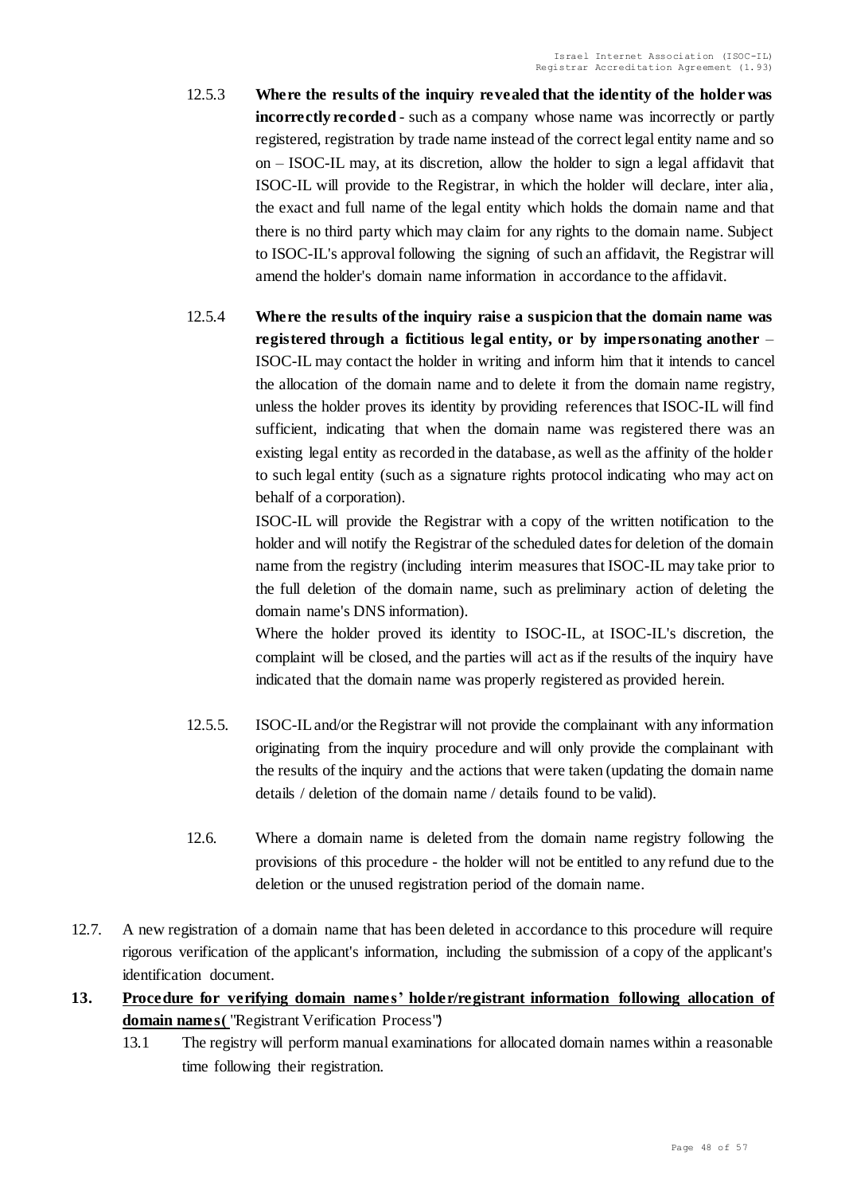12.5.3 **Where the results of the inquiry revealed that the identity of the holder was incorrectly recorded** - such as a company whose name was incorrectly or partly registered, registration by trade name instead of the correct legal entity name and so on – ISOC-IL may, at its discretion, allow the holder to sign a legal affidavit that ISOC-IL will provide to the Registrar, in which the holder will declare, inter alia, the exact and full name of the legal entity which holds the domain name and that there is no third party which may claim for any rights to the domain name. Subject to ISOC-IL's approval following the signing of such an affidavit, the Registrar will amend the holder's domain name information in accordance to the affidavit.

12.5.4 **Where the results of the inquiry raise a suspicion that the domain name was registered through a fictitious legal entity, or by impersonating another** – ISOC-IL may contact the holder in writing and inform him that it intends to cancel the allocation of the domain name and to delete it from the domain name registry, unless the holder proves its identity by providing references that ISOC-IL will find sufficient, indicating that when the domain name was registered there was an existing legal entity as recorded in the database, as well as the affinity of the holder to such legal entity (such as a signature rights protocol indicating who may act on behalf of a corporation).

ISOC-IL will provide the Registrar with a copy of the written notification to the holder and will notify the Registrar of the scheduled dates for deletion of the domain name from the registry (including interim measures that ISOC-IL may take prior to the full deletion of the domain name, such as preliminary action of deleting the domain name's DNS information).

Where the holder proved its identity to ISOC-IL, at ISOC-IL's discretion, the complaint will be closed, and the parties will act as if the results of the inquiry have indicated that the domain name was properly registered as provided herein.

12.5.5. ISOC-IL and/or the Registrar will not provide the complainant with any information originating from the inquiry procedure and will only provide the complainant with the results of the inquiry and the actions that were taken (updating the domain name details / deletion of the domain name / details found to be valid).

12.6. Where a domain name is deleted from the domain name registry following the provisions of this procedure - the holder will not be entitled to any refund due to the deletion or the unused registration period of the domain name.

12.7. A new registration of a domain name that has been deleted in accordance to this procedure will require rigorous verification of the applicant's information, including the submission of a copy of the applicant's identification document.

**13. <u>Procedure for verifying domain names' holder/registrant information following allocation of domain names</u>(** "Registrant Verification Process"**)**

13.1 The registry will perform manual examinations for allocated domain names within a reasonable time following their registration.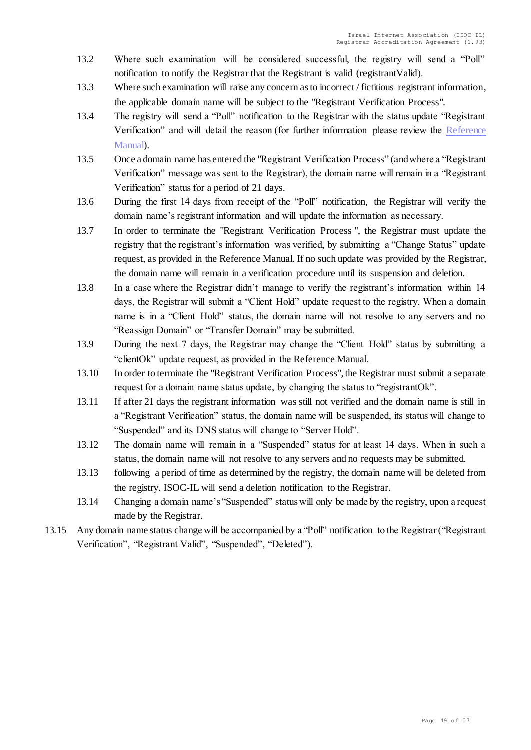13.2 Where such examination will be considered successful, the registry will send a "Poll" notification to notify the Registrar that the Registrant is valid (registrantValid).

13.3 Where such examination will raise any concern as to incorrect / fictitious registrant information, the applicable domain name will be subject to the "Registrant Verification Process".

13.4 The registry will send a "Poll" notification to the Registrar with the status update "Registrant Verification" and will detail the reason (for further information please review the Reference Manual).

13.5 Once a domain name has entered the "Registrant Verification Process" (and where a "Registrant Verification" message was sent to the Registrar), the domain name will remain in a "Registrant Verification" status for a period of 21 days.

13.6 During the first 14 days from receipt of the "Poll" notification, the Registrar will verify the domain name's registrant information and will update the information as necessary.

13.7 In order to terminate the "Registrant Verification Process ", the Registrar must update the registry that the registrant's information was verified, by submitting a "Change Status" update request, as provided in the Reference Manual. If no such update was provided by the Registrar, the domain name will remain in a verification procedure until its suspension and deletion.

13.8 In a case where the Registrar didn't manage to verify the registrant's information within 14 days, the Registrar will submit a "Client Hold" update request to the registry. When a domain name is in a "Client Hold" status, the domain name will not resolve to any servers and no "Reassign Domain" or "Transfer Domain" may be submitted.

13.9 During the next 7 days, the Registrar may change the "Client Hold" status by submitting a "clientOk" update request, as provided in the Reference Manual.

13.10 In order to terminate the "Registrant Verification Process", the Registrar must submit a separate request for a domain name status update, by changing the status to "registrantOk".

13.11 If after 21 days the registrant information was still not verified and the domain name is still in a "Registrant Verification" status, the domain name will be suspended, its status will change to "Suspended" and its DNS status will change to "Server Hold".

13.12 The domain name will remain in a "Suspended" status for at least 14 days. When in such a status, the domain name will not resolve to any servers and no requests may be submitted.

13.13 following a period of time as determined by the registry, the domain name will be deleted from the registry. ISOC-IL will send a deletion notification to the Registrar.

13.14 Changing a domain name's "Suspended" status will only be made by the registry, upon a request made by the Registrar.

13.15 Any domain name status change will be accompanied by a "Poll" notification to the Registrar ("Registrant Verification", "Registrant Valid", "Suspended", "Deleted").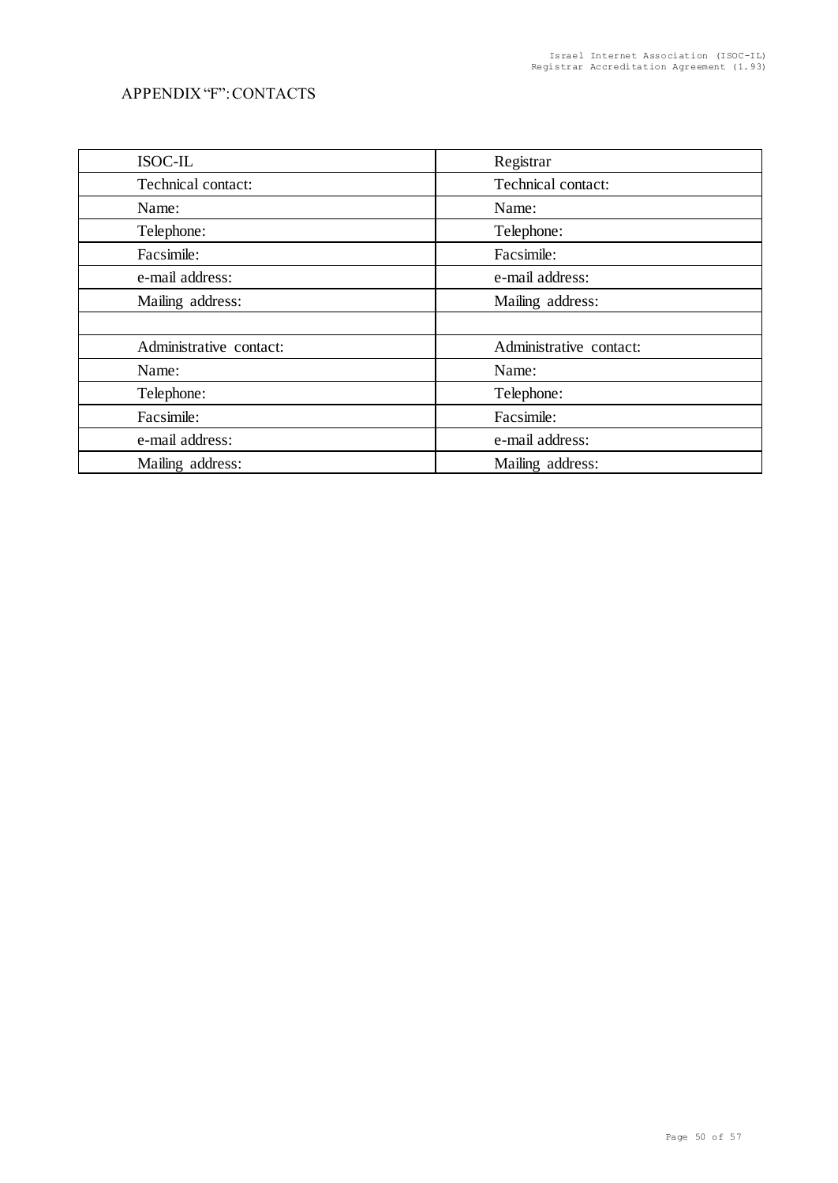APPENDIX "F": CONTACTS

| ISOC-IL | Registrar |
|---|---|
| Technical contact: | Technical contact: |
| Name: | Name: |
| Telephone: | Telephone: |
| Facsimile: | Facsimile: |
| e-mail address: | e-mail address: |
| Mailing address: | Mailing address: |
| | |
| Administrative contact: | Administrative contact: |
| Name: | Name: |
| Telephone: | Telephone: |
| Facsimile: | Facsimile: |
| e-mail address: | e-mail address: |
| Mailing address: | Mailing address: |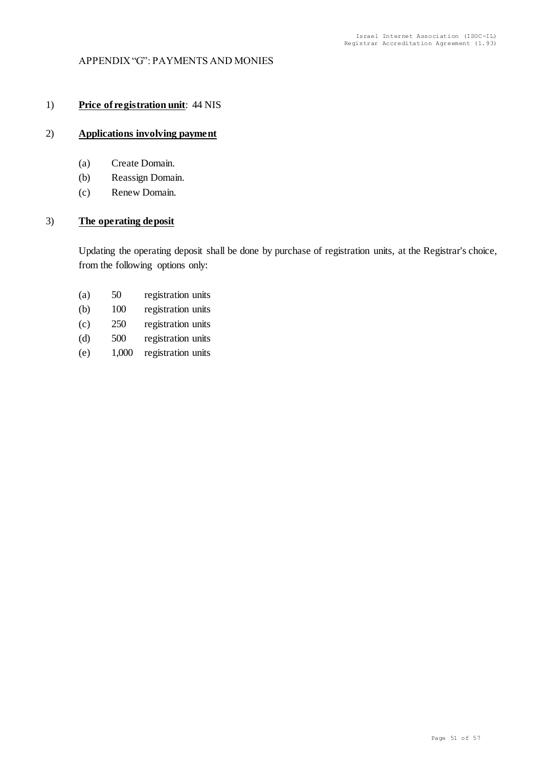APPENDIX "G": PAYMENTS AND MONIES

1) **Price of registration unit**: 44 NIS

2) **Applications involving payment**

   (a) Create Domain.
   (b) Reassign Domain.
   (c) Renew Domain.

3) **The operating deposit**

   Updating the operating deposit shall be done by purchase of registration units, at the Registrar's choice, from the following options only:

   (a) 50 registration units
   (b) 100 registration units
   (c) 250 registration units
   (d) 500 registration units
   (e) 1,000 registration units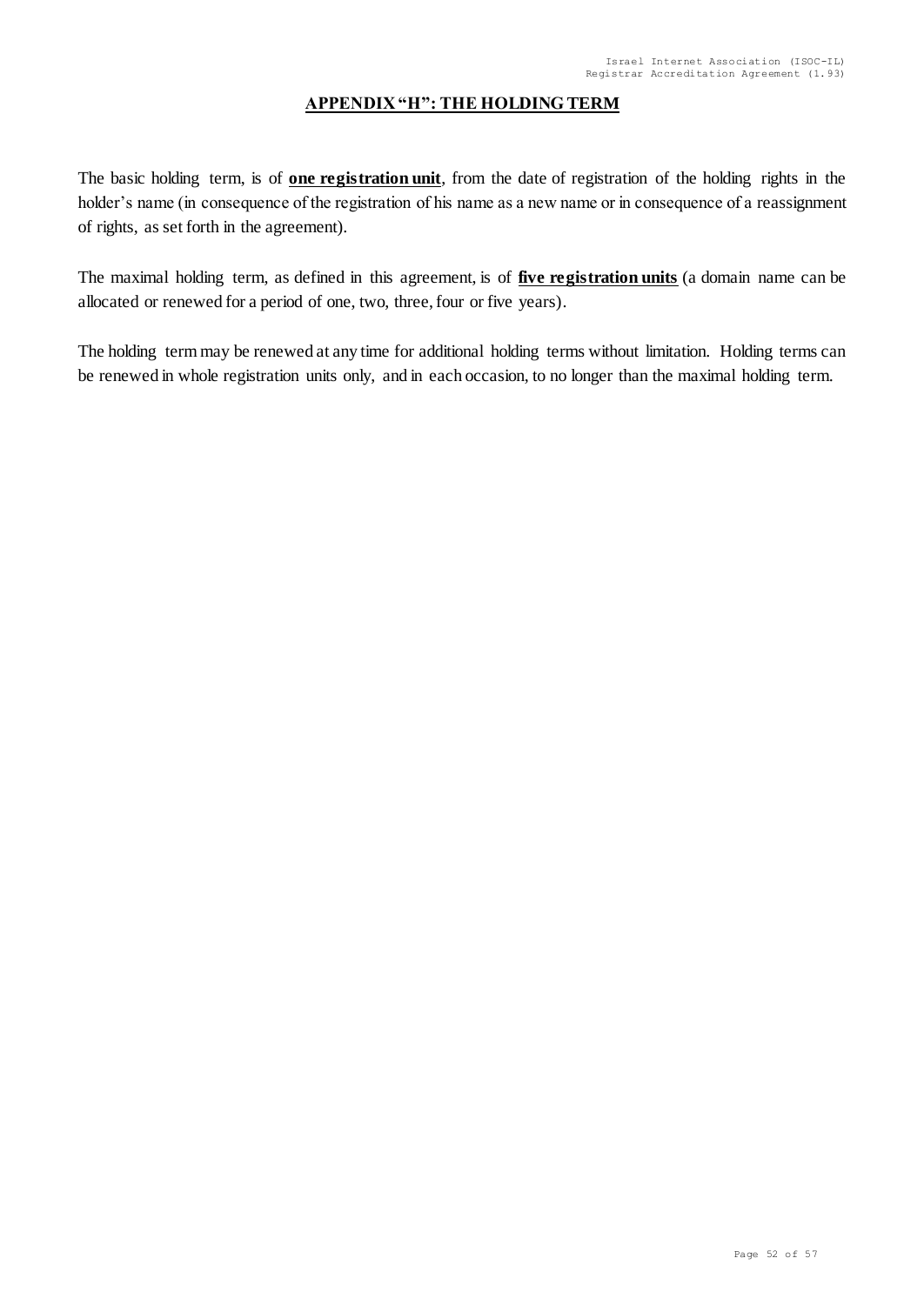## APPENDIX "H": THE HOLDING TERM

The basic holding term, is of **one registration unit**, from the date of registration of the holding rights in the holder's name (in consequence of the registration of his name as a new name or in consequence of a reassignment of rights, as set forth in the agreement).

The maximal holding term, as defined in this agreement, is of **five registration units** (a domain name can be allocated or renewed for a period of one, two, three, four or five years).

The holding term may be renewed at any time for additional holding terms without limitation. Holding terms can be renewed in whole registration units only, and in each occasion, to no longer than the maximal holding term.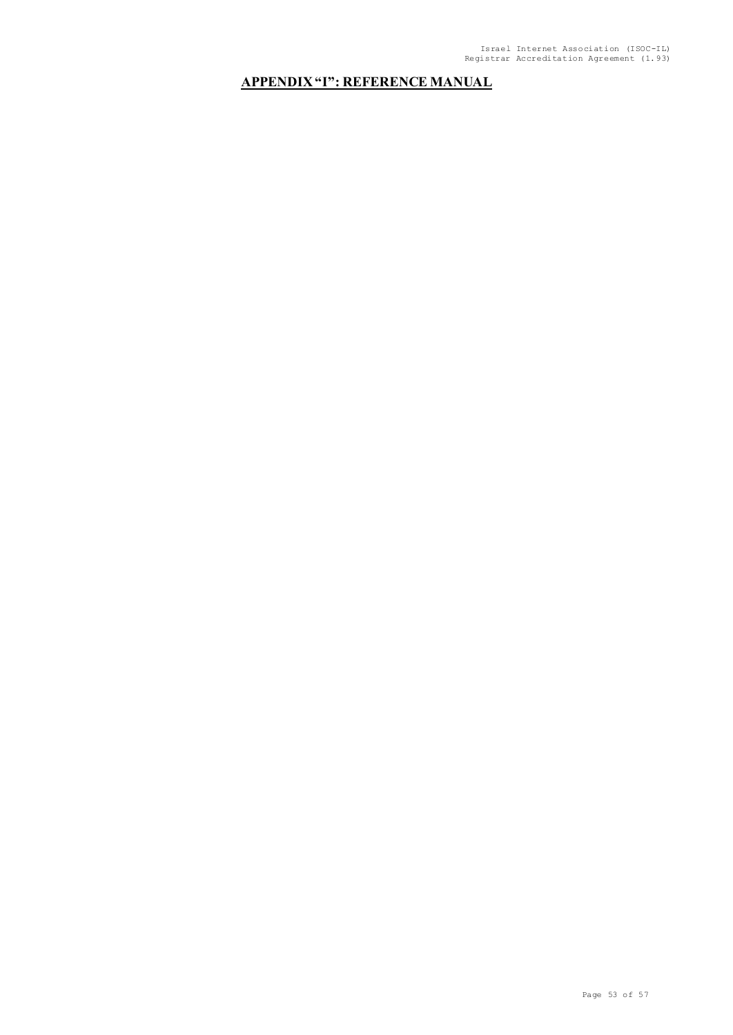## APPENDIX "I": REFERENCE MANUAL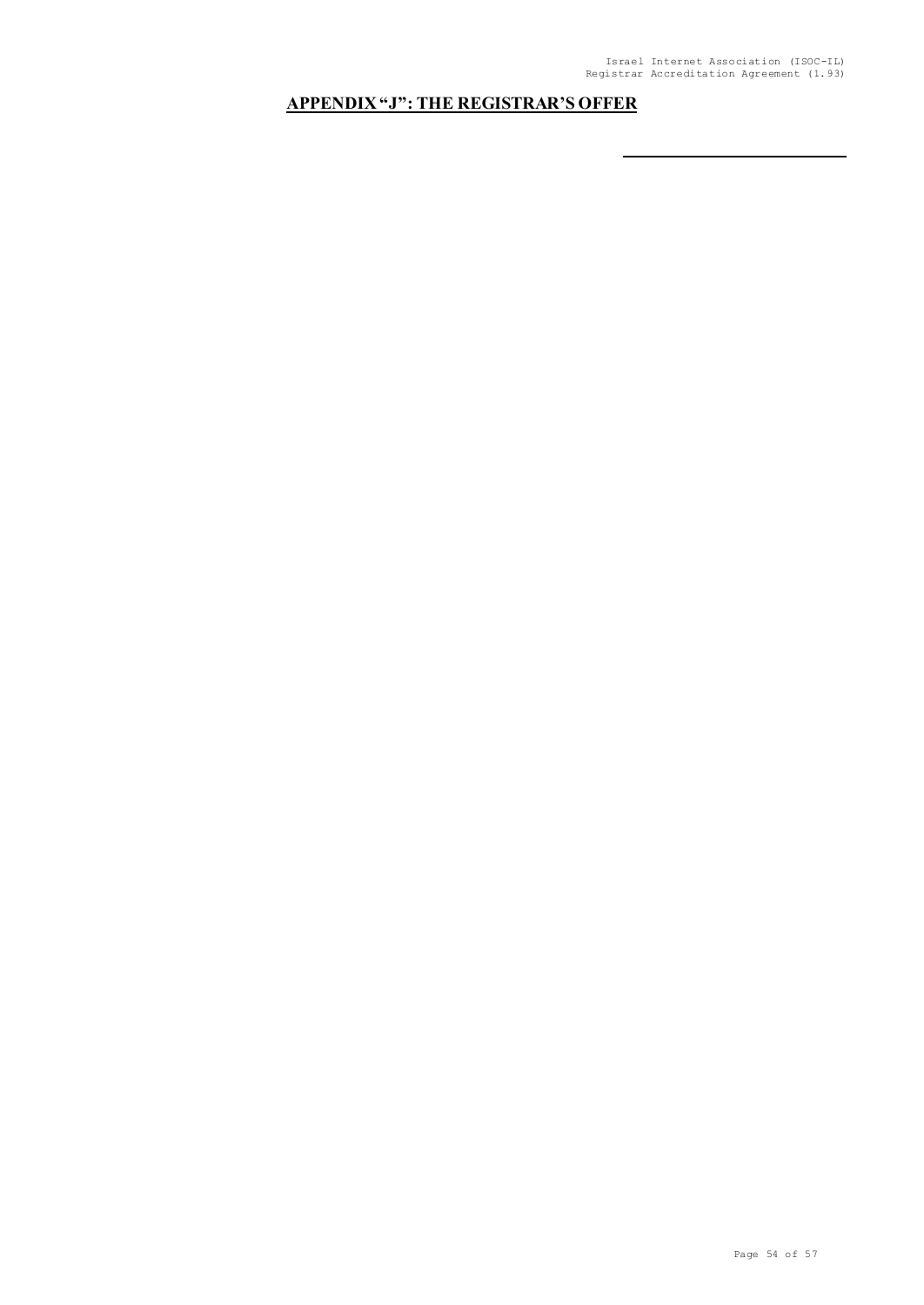## APPENDIX "J": THE REGISTRAR'S OFFER

\_\_\_\_\_\_\_\_\_\_\_\_\_\_\_\_\_\_\_\_\_\_\_\_\_\_\_\_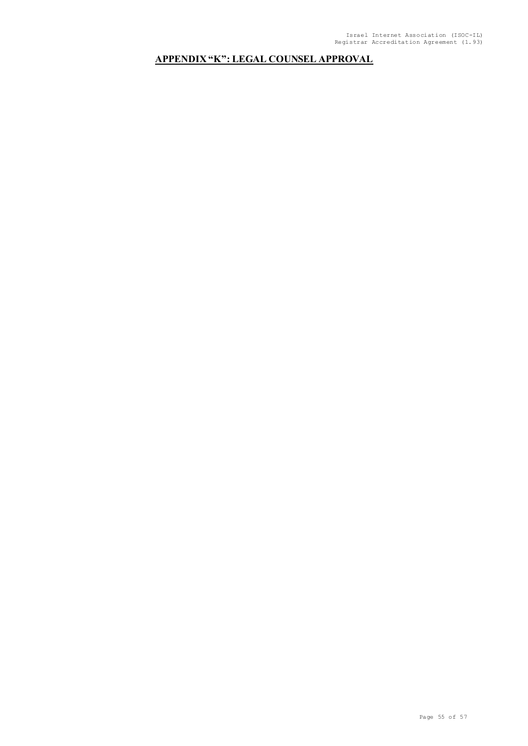## APPENDIX "K": LEGAL COUNSEL APPROVAL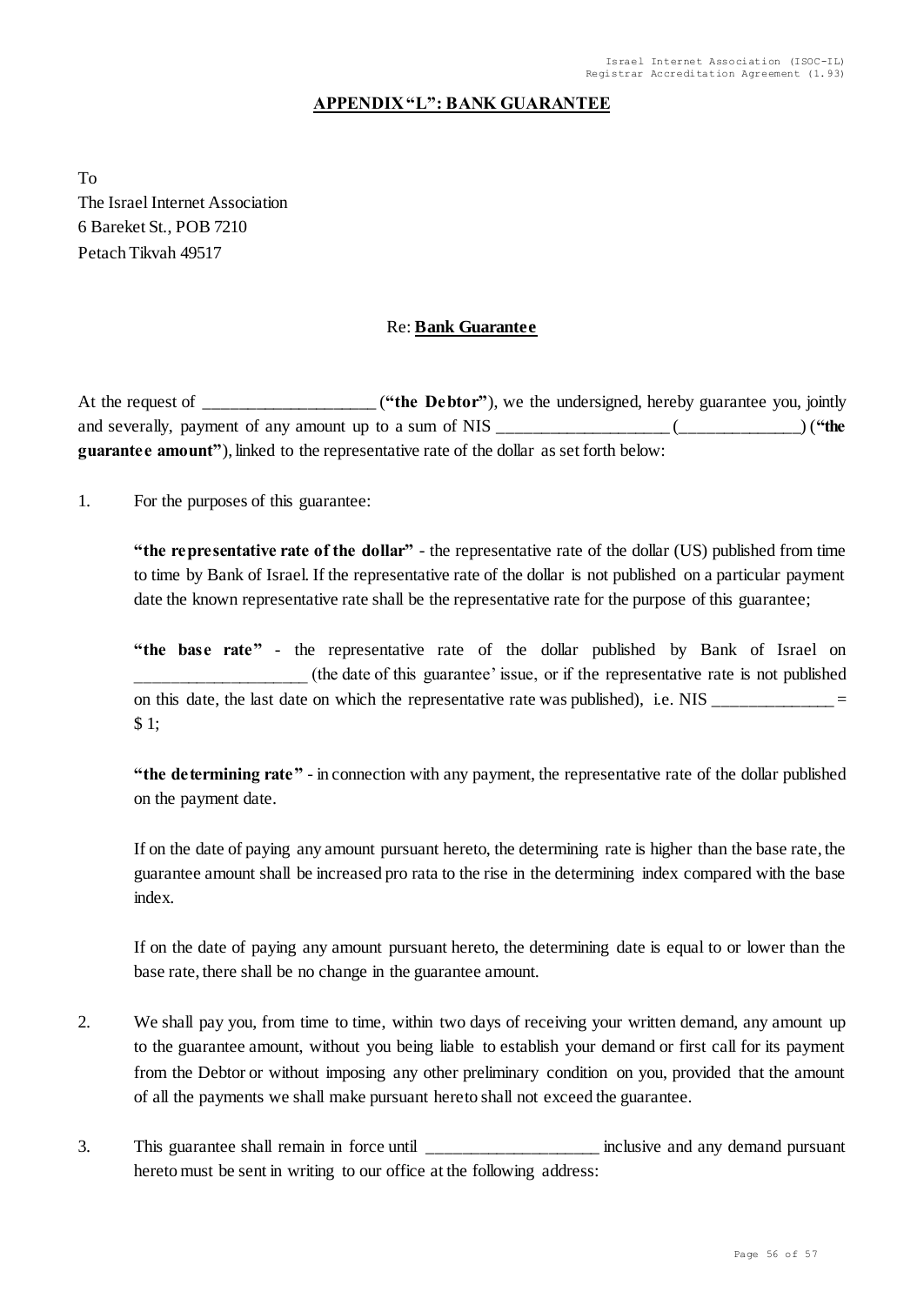## APPENDIX "L": BANK GUARANTEE

To
The Israel Internet Association
6 Bareket St., POB 7210
Petach Tikvah 49517

Re: **Bank Guarantee**

At the request of ____________________ (**"the Debtor"**), we the undersigned, hereby guarantee you, jointly and severally, payment of any amount up to a sum of NIS ____________________ (______________) (**"the guarantee amount"**), linked to the representative rate of the dollar as set forth below:

1. For the purposes of this guarantee:

   **"the representative rate of the dollar"** - the representative rate of the dollar (US) published from time to time by Bank of Israel. If the representative rate of the dollar is not published on a particular payment date the known representative rate shall be the representative rate for the purpose of this guarantee;

   **"the base rate"** - the representative rate of the dollar published by Bank of Israel on ____________________ (the date of this guarantee' issue, or if the representative rate is not published on this date, the last date on which the representative rate was published), i.e. NIS ______________ = $ 1;

   **"the determining rate"** - in connection with any payment, the representative rate of the dollar published on the payment date.

   If on the date of paying any amount pursuant hereto, the determining rate is higher than the base rate, the guarantee amount shall be increased pro rata to the rise in the determining index compared with the base index.

   If on the date of paying any amount pursuant hereto, the determining date is equal to or lower than the base rate, there shall be no change in the guarantee amount.

2. We shall pay you, from time to time, within two days of receiving your written demand, any amount up to the guarantee amount, without you being liable to establish your demand or first call for its payment from the Debtor or without imposing any other preliminary condition on you, provided that the amount of all the payments we shall make pursuant hereto shall not exceed the guarantee.

3. This guarantee shall remain in force until ____________________ inclusive and any demand pursuant hereto must be sent in writing to our office at the following address: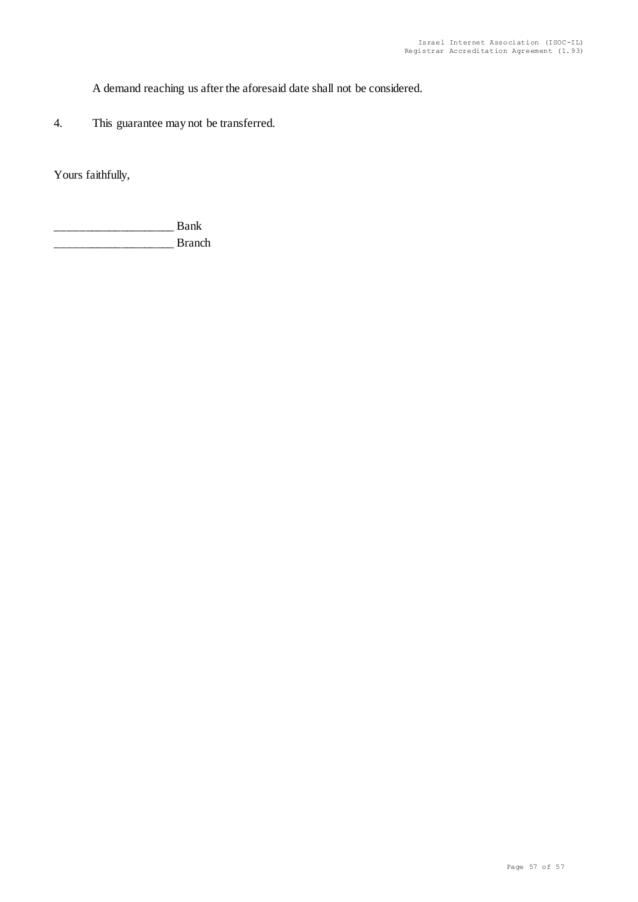A demand reaching us after the aforesaid date shall not be considered.

4. This guarantee may not be transferred.

Yours faithfully,

____________________ Bank
____________________ Branch